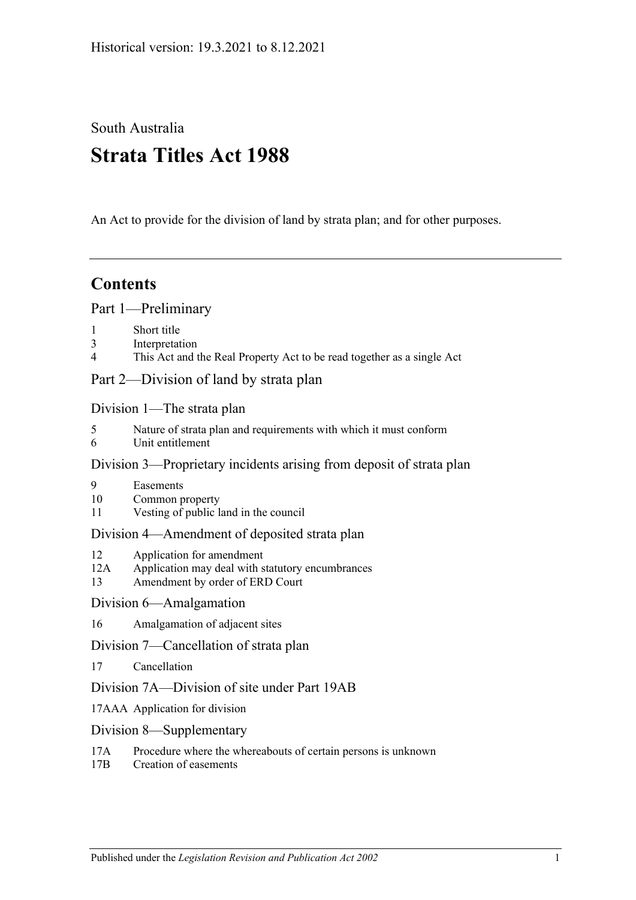Historical version: 19.3.2021 to 8.12.2021

South Australia

# Strata Titles Act 1988

An Act to provide for the division of land by strata plan; and for other purposes.

## Contents

Part 1—Preliminary

1 Short title
3 Interpretation
4 This Act and the Real Property Act to be read together as a single Act

Part 2—Division of land by strata plan

Division 1—The strata plan

5 Nature of strata plan and requirements with which it must conform
6 Unit entitlement

Division 3—Proprietary incidents arising from deposit of strata plan

9 Easements
10 Common property
11 Vesting of public land in the council

Division 4—Amendment of deposited strata plan

12 Application for amendment
12A Application may deal with statutory encumbrances
13 Amendment by order of ERD Court

Division 6—Amalgamation

16 Amalgamation of adjacent sites

Division 7—Cancellation of strata plan

17 Cancellation

Division 7A—Division of site under Part 19AB

17AAA Application for division

Division 8—Supplementary

17A Procedure where the whereabouts of certain persons is unknown
17B Creation of easements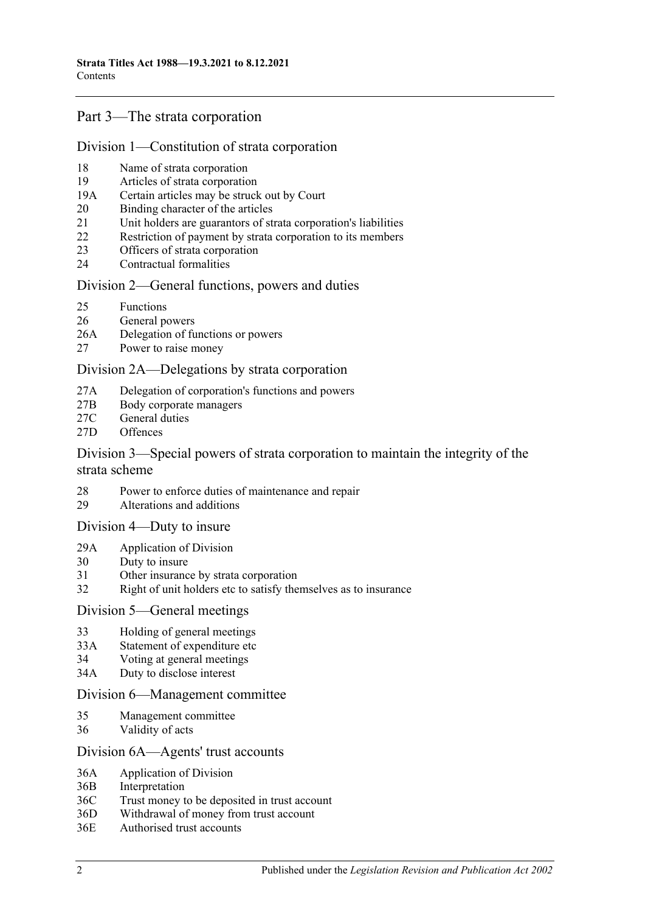## Part 3—The strata corporation

### Division 1—Constitution of strata corporation

- 18 Name of strata corporation
- 19 Articles of strata corporation
- 19A Certain articles may be struck out by Court
- 20 Binding character of the articles
- 21 Unit holders are guarantors of strata corporation's liabilities
- 22 Restriction of payment by strata corporation to its members
- 23 Officers of strata corporation
- 24 Contractual formalities

### Division 2—General functions, powers and duties

- 25 Functions
- 26 General powers
- 26A Delegation of functions or powers
- 27 Power to raise money

### Division 2A—Delegations by strata corporation

- 27A Delegation of corporation's functions and powers
- 27B Body corporate managers
- 27C General duties
- 27D Offences

### Division 3—Special powers of strata corporation to maintain the integrity of the strata scheme

- 28 Power to enforce duties of maintenance and repair
- 29 Alterations and additions

### Division 4—Duty to insure

- 29A Application of Division
- 30 Duty to insure
- 31 Other insurance by strata corporation
- 32 Right of unit holders etc to satisfy themselves as to insurance

### Division 5—General meetings

- 33 Holding of general meetings
- 33A Statement of expenditure etc
- 34 Voting at general meetings
- 34A Duty to disclose interest

### Division 6—Management committee

- 35 Management committee
- 36 Validity of acts

### Division 6A—Agents' trust accounts

- 36A Application of Division
- 36B Interpretation
- 36C Trust money to be deposited in trust account
- 36D Withdrawal of money from trust account
- 36E Authorised trust accounts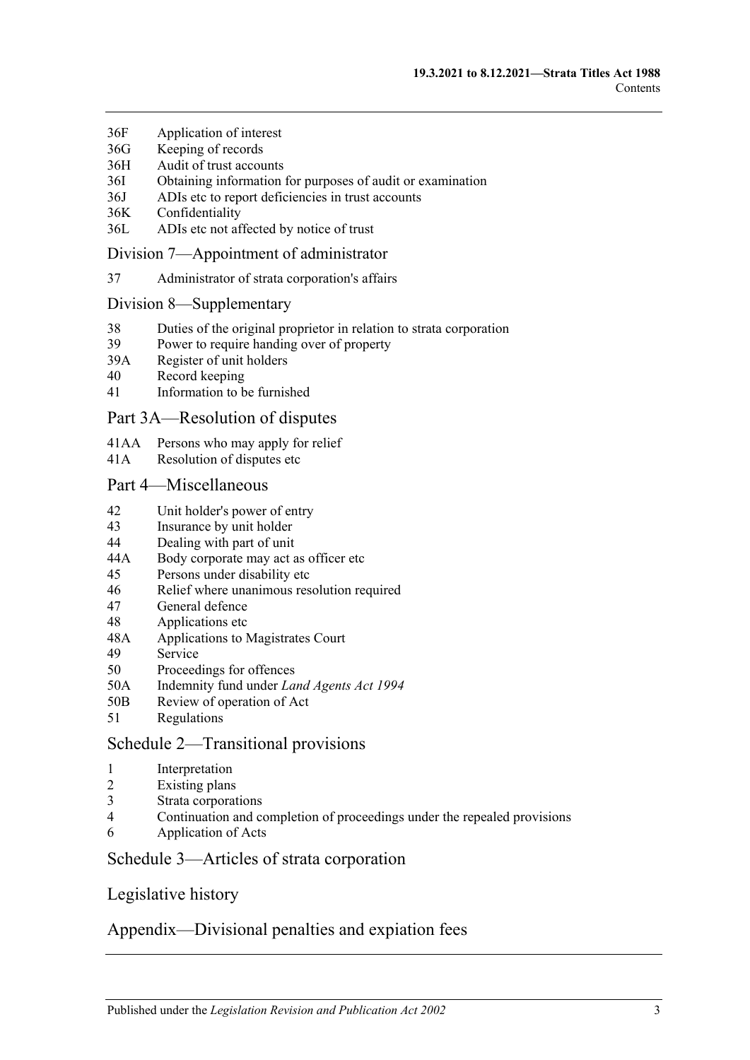36F Application of interest
36G Keeping of records
36H Audit of trust accounts
36I Obtaining information for purposes of audit or examination
36J ADIs etc to report deficiencies in trust accounts
36K Confidentiality
36L ADIs etc not affected by notice of trust

## Division 7—Appointment of administrator

37 Administrator of strata corporation's affairs

## Division 8—Supplementary

38 Duties of the original proprietor in relation to strata corporation
39 Power to require handing over of property
39A Register of unit holders
40 Record keeping
41 Information to be furnished

## Part 3A—Resolution of disputes

41AA Persons who may apply for relief
41A Resolution of disputes etc

## Part 4—Miscellaneous

42 Unit holder's power of entry
43 Insurance by unit holder
44 Dealing with part of unit
44A Body corporate may act as officer etc
45 Persons under disability etc
46 Relief where unanimous resolution required
47 General defence
48 Applications etc
48A Applications to Magistrates Court
49 Service
50 Proceedings for offences
50A Indemnity fund under *Land Agents Act 1994*
50B Review of operation of Act
51 Regulations

## Schedule 2—Transitional provisions

1 Interpretation
2 Existing plans
3 Strata corporations
4 Continuation and completion of proceedings under the repealed provisions
6 Application of Acts

## Schedule 3—Articles of strata corporation

## Legislative history

## Appendix—Divisional penalties and expiation fees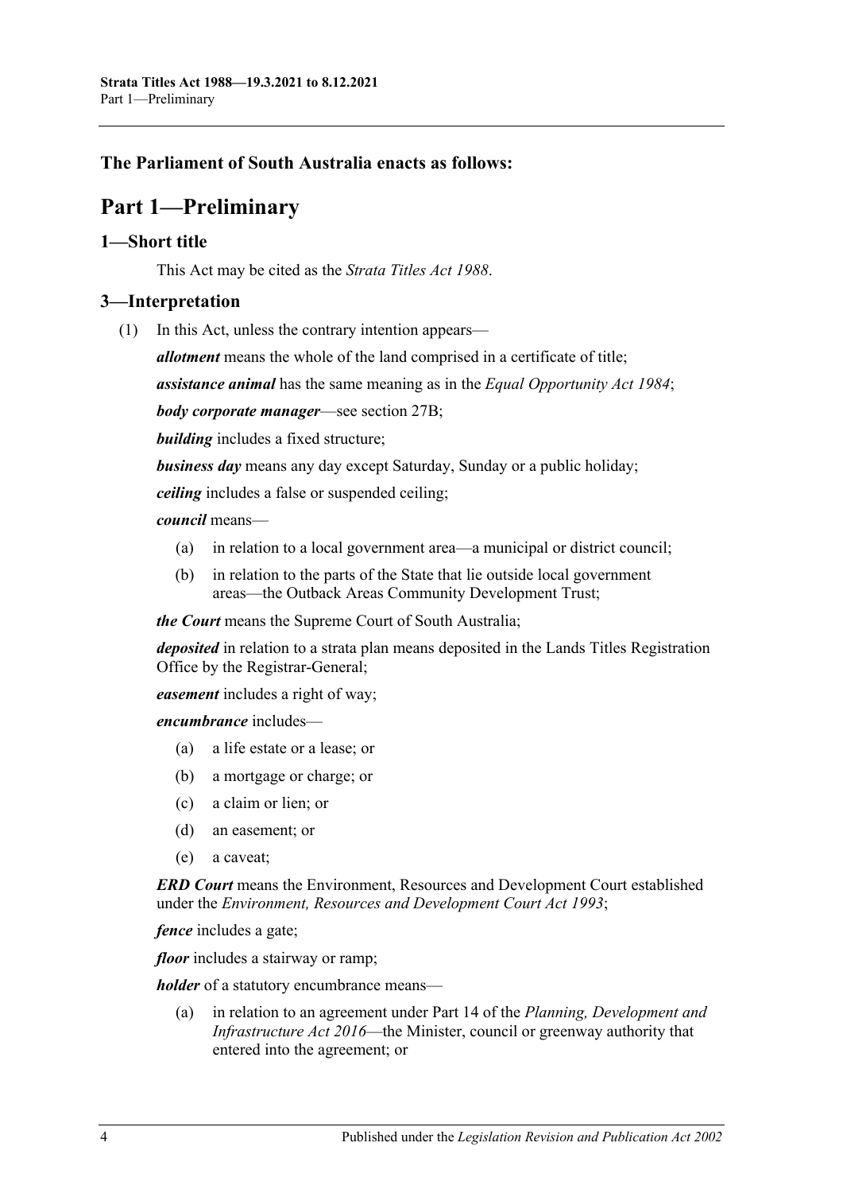**The Parliament of South Australia enacts as follows:**

# Part 1—Preliminary

## 1—Short title

This Act may be cited as the *Strata Titles Act 1988*.

## 3—Interpretation

(1) In this Act, unless the contrary intention appears—

***allotment*** means the whole of the land comprised in a certificate of title;

***assistance animal*** has the same meaning as in the *Equal Opportunity Act 1984*;

***body corporate manager***—see section 27B;

***building*** includes a fixed structure;

***business day*** means any day except Saturday, Sunday or a public holiday;

***ceiling*** includes a false or suspended ceiling;

***council*** means—

- (a) in relation to a local government area—a municipal or district council;
- (b) in relation to the parts of the State that lie outside local government areas—the Outback Areas Community Development Trust;

***the Court*** means the Supreme Court of South Australia;

***deposited*** in relation to a strata plan means deposited in the Lands Titles Registration Office by the Registrar-General;

***easement*** includes a right of way;

***encumbrance*** includes—

- (a) a life estate or a lease; or
- (b) a mortgage or charge; or
- (c) a claim or lien; or
- (d) an easement; or
- (e) a caveat;

***ERD Court*** means the Environment, Resources and Development Court established under the *Environment, Resources and Development Court Act 1993*;

***fence*** includes a gate;

***floor*** includes a stairway or ramp;

***holder*** of a statutory encumbrance means—

- (a) in relation to an agreement under Part 14 of the *Planning, Development and Infrastructure Act 2016*—the Minister, council or greenway authority that entered into the agreement; or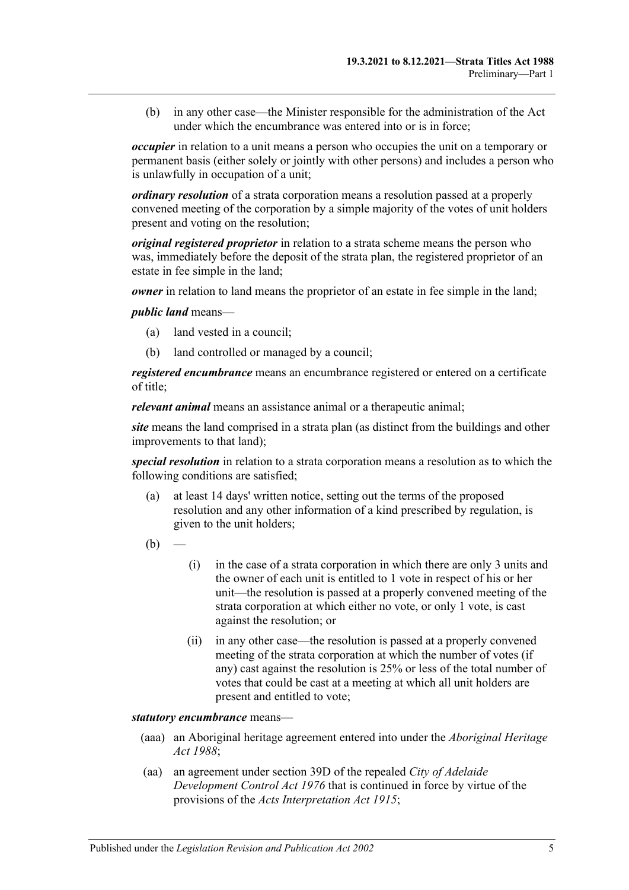(b) in any other case—the Minister responsible for the administration of the Act under which the encumbrance was entered into or is in force;

***occupier*** in relation to a unit means a person who occupies the unit on a temporary or permanent basis (either solely or jointly with other persons) and includes a person who is unlawfully in occupation of a unit;

***ordinary resolution*** of a strata corporation means a resolution passed at a properly convened meeting of the corporation by a simple majority of the votes of unit holders present and voting on the resolution;

***original registered proprietor*** in relation to a strata scheme means the person who was, immediately before the deposit of the strata plan, the registered proprietor of an estate in fee simple in the land;

***owner*** in relation to land means the proprietor of an estate in fee simple in the land;

***public land*** means—

(a) land vested in a council;

(b) land controlled or managed by a council;

***registered encumbrance*** means an encumbrance registered or entered on a certificate of title;

***relevant animal*** means an assistance animal or a therapeutic animal;

***site*** means the land comprised in a strata plan (as distinct from the buildings and other improvements to that land);

***special resolution*** in relation to a strata corporation means a resolution as to which the following conditions are satisfied;

(a) at least 14 days' written notice, setting out the terms of the proposed resolution and any other information of a kind prescribed by regulation, is given to the unit holders;

(b) —

(i) in the case of a strata corporation in which there are only 3 units and the owner of each unit is entitled to 1 vote in respect of his or her unit—the resolution is passed at a properly convened meeting of the strata corporation at which either no vote, or only 1 vote, is cast against the resolution; or

(ii) in any other case—the resolution is passed at a properly convened meeting of the strata corporation at which the number of votes (if any) cast against the resolution is 25% or less of the total number of votes that could be cast at a meeting at which all unit holders are present and entitled to vote;

***statutory encumbrance*** means—

(aaa) an Aboriginal heritage agreement entered into under the *Aboriginal Heritage Act 1988*;

(aa) an agreement under section 39D of the repealed *City of Adelaide Development Control Act 1976* that is continued in force by virtue of the provisions of the *Acts Interpretation Act 1915*;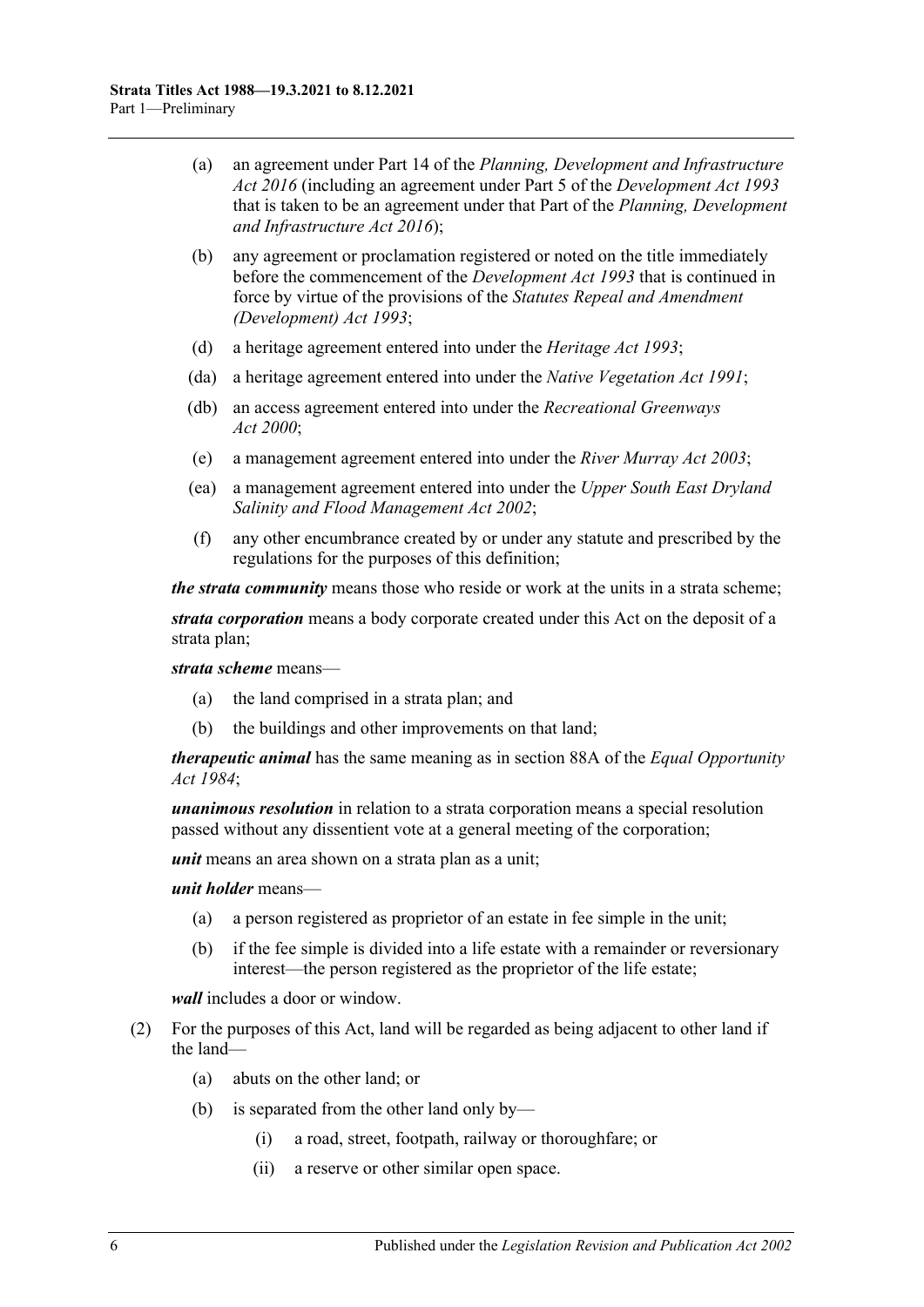(a) an agreement under Part 14 of the *Planning, Development and Infrastructure Act 2016* (including an agreement under Part 5 of the *Development Act 1993* that is taken to be an agreement under that Part of the *Planning, Development and Infrastructure Act 2016*);

(b) any agreement or proclamation registered or noted on the title immediately before the commencement of the *Development Act 1993* that is continued in force by virtue of the provisions of the *Statutes Repeal and Amendment (Development) Act 1993*;

(d) a heritage agreement entered into under the *Heritage Act 1993*;

(da) a heritage agreement entered into under the *Native Vegetation Act 1991*;

(db) an access agreement entered into under the *Recreational Greenways Act 2000*;

(e) a management agreement entered into under the *River Murray Act 2003*;

(ea) a management agreement entered into under the *Upper South East Dryland Salinity and Flood Management Act 2002*;

(f) any other encumbrance created by or under any statute and prescribed by the regulations for the purposes of this definition;

***the strata community*** means those who reside or work at the units in a strata scheme;

***strata corporation*** means a body corporate created under this Act on the deposit of a strata plan;

***strata scheme*** means—

(a) the land comprised in a strata plan; and

(b) the buildings and other improvements on that land;

***therapeutic animal*** has the same meaning as in section 88A of the *Equal Opportunity Act 1984*;

***unanimous resolution*** in relation to a strata corporation means a special resolution passed without any dissentient vote at a general meeting of the corporation;

***unit*** means an area shown on a strata plan as a unit;

***unit holder*** means—

(a) a person registered as proprietor of an estate in fee simple in the unit;

(b) if the fee simple is divided into a life estate with a remainder or reversionary interest—the person registered as the proprietor of the life estate;

***wall*** includes a door or window.

(2) For the purposes of this Act, land will be regarded as being adjacent to other land if the land—

(a) abuts on the other land; or

(b) is separated from the other land only by—

(i) a road, street, footpath, railway or thoroughfare; or

(ii) a reserve or other similar open space.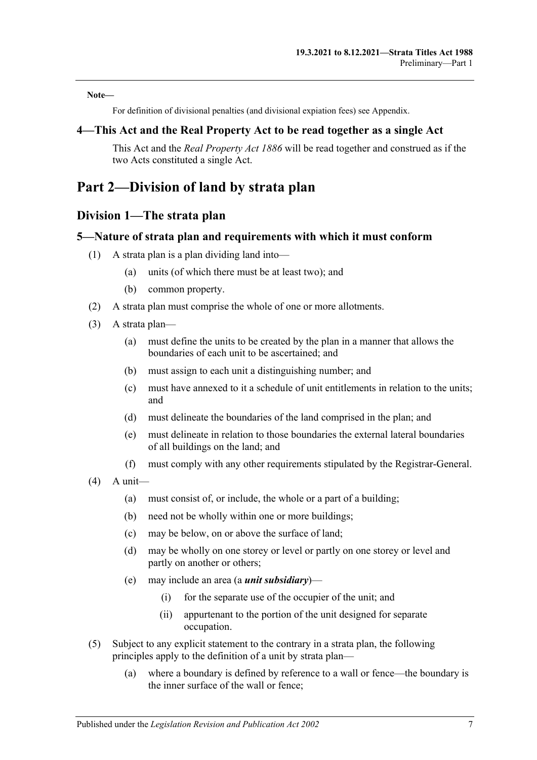**Note—**

For definition of divisional penalties (and divisional expiation fees) see Appendix.

### 4—This Act and the Real Property Act to be read together as a single Act

This Act and the *Real Property Act 1886* will be read together and construed as if the two Acts constituted a single Act.

# Part 2—Division of land by strata plan

## Division 1—The strata plan

### 5—Nature of strata plan and requirements with which it must conform

(1) A strata plan is a plan dividing land into—

   (a) units (of which there must be at least two); and

   (b) common property.

(2) A strata plan must comprise the whole of one or more allotments.

(3) A strata plan—

   (a) must define the units to be created by the plan in a manner that allows the boundaries of each unit to be ascertained; and

   (b) must assign to each unit a distinguishing number; and

   (c) must have annexed to it a schedule of unit entitlements in relation to the units; and

   (d) must delineate the boundaries of the land comprised in the plan; and

   (e) must delineate in relation to those boundaries the external lateral boundaries of all buildings on the land; and

   (f) must comply with any other requirements stipulated by the Registrar-General.

(4) A unit—

   (a) must consist of, or include, the whole or a part of a building;

   (b) need not be wholly within one or more buildings;

   (c) may be below, on or above the surface of land;

   (d) may be wholly on one storey or level or partly on one storey or level and partly on another or others;

   (e) may include an area (a ***unit subsidiary***)—

      (i) for the separate use of the occupier of the unit; and

      (ii) appurtenant to the portion of the unit designed for separate occupation.

(5) Subject to any explicit statement to the contrary in a strata plan, the following principles apply to the definition of a unit by strata plan—

   (a) where a boundary is defined by reference to a wall or fence—the boundary is the inner surface of the wall or fence;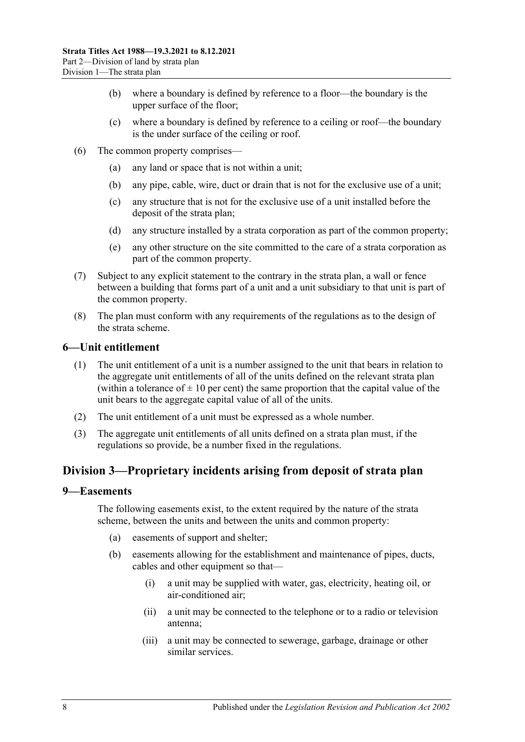(b) where a boundary is defined by reference to a floor—the boundary is the upper surface of the floor;

(c) where a boundary is defined by reference to a ceiling or roof—the boundary is the under surface of the ceiling or roof.

(6) The common property comprises—

(a) any land or space that is not within a unit;

(b) any pipe, cable, wire, duct or drain that is not for the exclusive use of a unit;

(c) any structure that is not for the exclusive use of a unit installed before the deposit of the strata plan;

(d) any structure installed by a strata corporation as part of the common property;

(e) any other structure on the site committed to the care of a strata corporation as part of the common property.

(7) Subject to any explicit statement to the contrary in the strata plan, a wall or fence between a building that forms part of a unit and a unit subsidiary to that unit is part of the common property.

(8) The plan must conform with any requirements of the regulations as to the design of the strata scheme.

## 6—Unit entitlement

(1) The unit entitlement of a unit is a number assigned to the unit that bears in relation to the aggregate unit entitlements of all of the units defined on the relevant strata plan (within a tolerance of $\pm$ 10 per cent) the same proportion that the capital value of the unit bears to the aggregate capital value of all of the units.

(2) The unit entitlement of a unit must be expressed as a whole number.

(3) The aggregate unit entitlements of all units defined on a strata plan must, if the regulations so provide, be a number fixed in the regulations.

# Division 3—Proprietary incidents arising from deposit of strata plan

## 9—Easements

The following easements exist, to the extent required by the nature of the strata scheme, between the units and between the units and common property:

(a) easements of support and shelter;

(b) easements allowing for the establishment and maintenance of pipes, ducts, cables and other equipment so that—

(i) a unit may be supplied with water, gas, electricity, heating oil, or air-conditioned air;

(ii) a unit may be connected to the telephone or to a radio or television antenna;

(iii) a unit may be connected to sewerage, garbage, drainage or other similar services.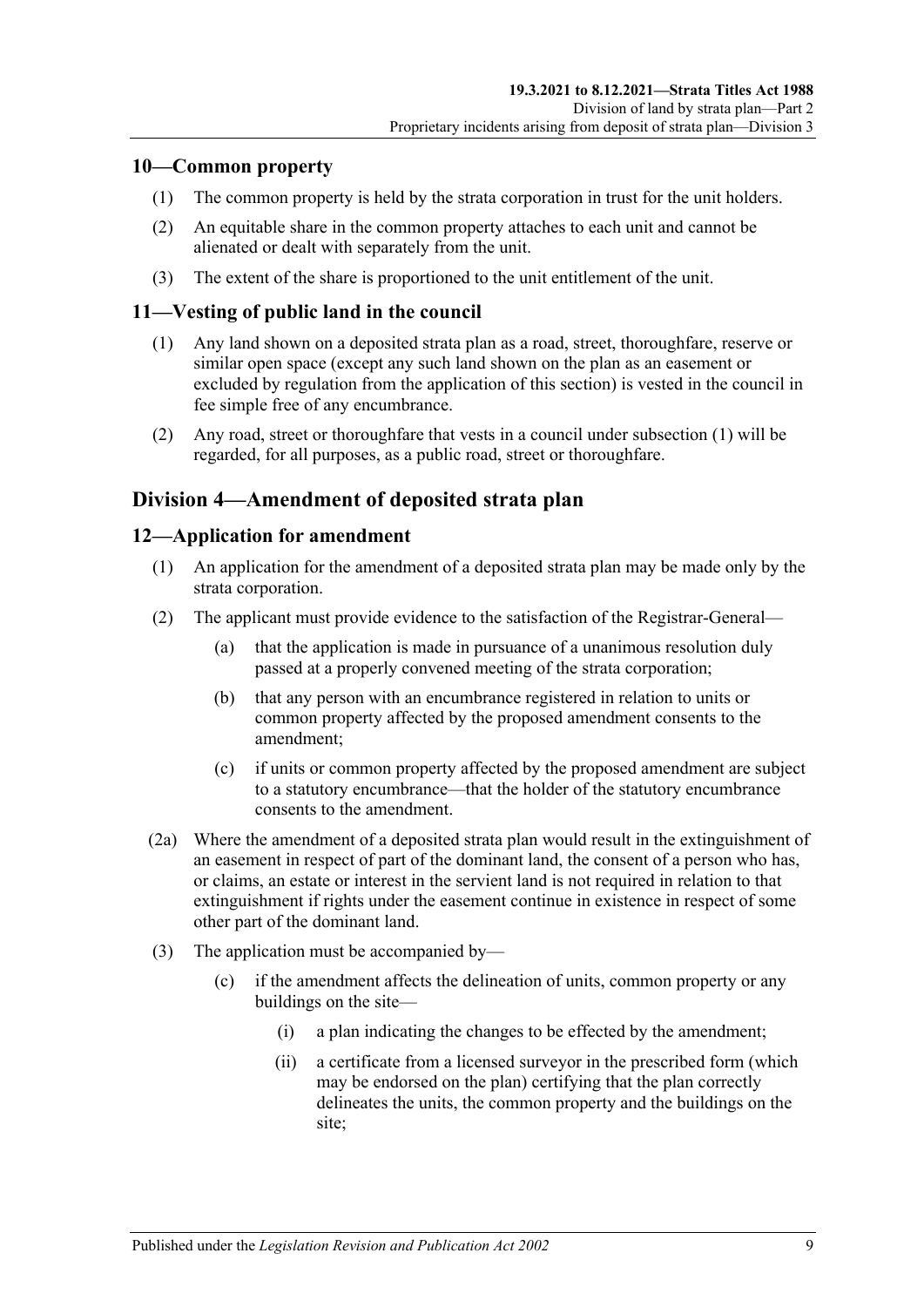## 10—Common property

(1) The common property is held by the strata corporation in trust for the unit holders.

(2) An equitable share in the common property attaches to each unit and cannot be alienated or dealt with separately from the unit.

(3) The extent of the share is proportioned to the unit entitlement of the unit.

## 11—Vesting of public land in the council

(1) Any land shown on a deposited strata plan as a road, street, thoroughfare, reserve or similar open space (except any such land shown on the plan as an easement or excluded by regulation from the application of this section) is vested in the council in fee simple free of any encumbrance.

(2) Any road, street or thoroughfare that vests in a council under subsection (1) will be regarded, for all purposes, as a public road, street or thoroughfare.

# Division 4—Amendment of deposited strata plan

## 12—Application for amendment

(1) An application for the amendment of a deposited strata plan may be made only by the strata corporation.

(2) The applicant must provide evidence to the satisfaction of the Registrar-General—

- (a) that the application is made in pursuance of a unanimous resolution duly passed at a properly convened meeting of the strata corporation;
- (b) that any person with an encumbrance registered in relation to units or common property affected by the proposed amendment consents to the amendment;
- (c) if units or common property affected by the proposed amendment are subject to a statutory encumbrance—that the holder of the statutory encumbrance consents to the amendment.

(2a) Where the amendment of a deposited strata plan would result in the extinguishment of an easement in respect of part of the dominant land, the consent of a person who has, or claims, an estate or interest in the servient land is not required in relation to that extinguishment if rights under the easement continue in existence in respect of some other part of the dominant land.

(3) The application must be accompanied by—

- (c) if the amendment affects the delineation of units, common property or any buildings on the site—
  - (i) a plan indicating the changes to be effected by the amendment;
  - (ii) a certificate from a licensed surveyor in the prescribed form (which may be endorsed on the plan) certifying that the plan correctly delineates the units, the common property and the buildings on the site;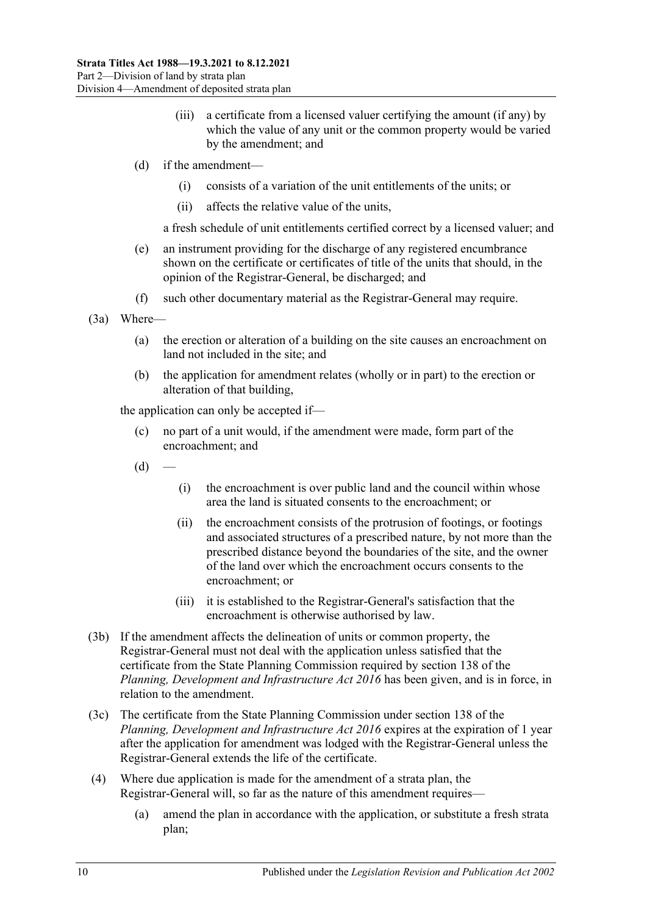(iii) a certificate from a licensed valuer certifying the amount (if any) by which the value of any unit or the common property would be varied by the amendment; and

(d) if the amendment—

(i) consists of a variation of the unit entitlements of the units; or

(ii) affects the relative value of the units,

a fresh schedule of unit entitlements certified correct by a licensed valuer; and

(e) an instrument providing for the discharge of any registered encumbrance shown on the certificate or certificates of title of the units that should, in the opinion of the Registrar-General, be discharged; and

(f) such other documentary material as the Registrar-General may require.

(3a) Where—

(a) the erection or alteration of a building on the site causes an encroachment on land not included in the site; and

(b) the application for amendment relates (wholly or in part) to the erection or alteration of that building,

the application can only be accepted if—

(c) no part of a unit would, if the amendment were made, form part of the encroachment; and

(d) —

(i) the encroachment is over public land and the council within whose area the land is situated consents to the encroachment; or

(ii) the encroachment consists of the protrusion of footings, or footings and associated structures of a prescribed nature, by not more than the prescribed distance beyond the boundaries of the site, and the owner of the land over which the encroachment occurs consents to the encroachment; or

(iii) it is established to the Registrar-General's satisfaction that the encroachment is otherwise authorised by law.

(3b) If the amendment affects the delineation of units or common property, the Registrar-General must not deal with the application unless satisfied that the certificate from the State Planning Commission required by section 138 of the *Planning, Development and Infrastructure Act 2016* has been given, and is in force, in relation to the amendment.

(3c) The certificate from the State Planning Commission under section 138 of the *Planning, Development and Infrastructure Act 2016* expires at the expiration of 1 year after the application for amendment was lodged with the Registrar-General unless the Registrar-General extends the life of the certificate.

(4) Where due application is made for the amendment of a strata plan, the Registrar-General will, so far as the nature of this amendment requires—

(a) amend the plan in accordance with the application, or substitute a fresh strata plan;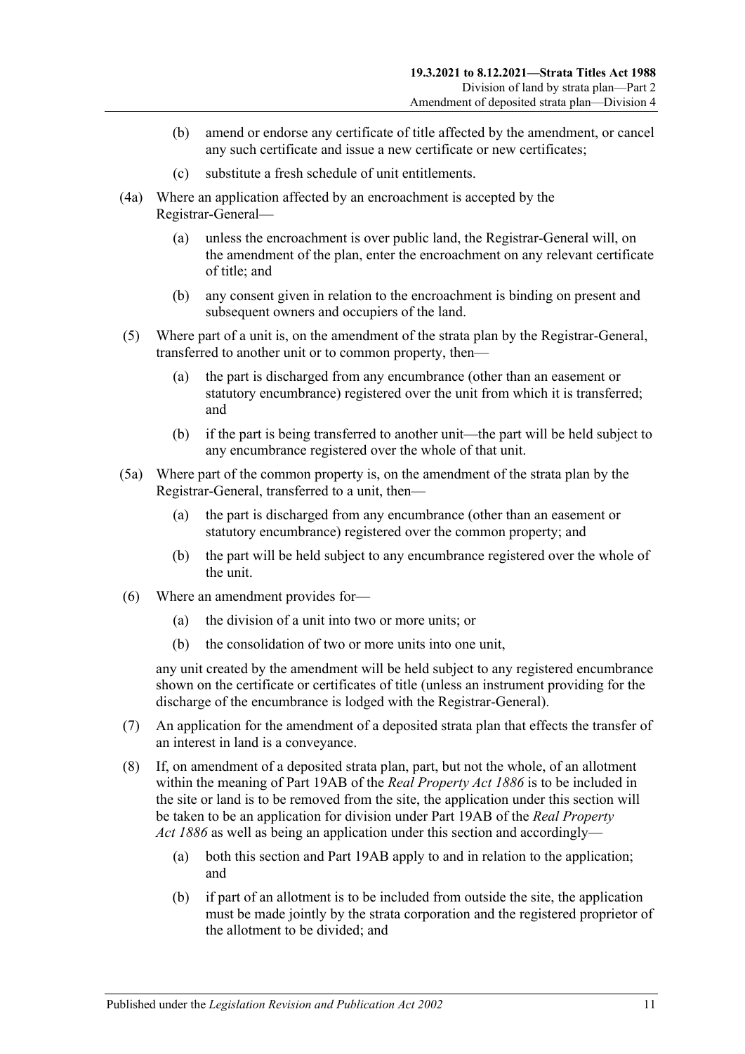(b) amend or endorse any certificate of title affected by the amendment, or cancel any such certificate and issue a new certificate or new certificates;

(c) substitute a fresh schedule of unit entitlements.

(4a) Where an application affected by an encroachment is accepted by the Registrar-General—

(a) unless the encroachment is over public land, the Registrar-General will, on the amendment of the plan, enter the encroachment on any relevant certificate of title; and

(b) any consent given in relation to the encroachment is binding on present and subsequent owners and occupiers of the land.

(5) Where part of a unit is, on the amendment of the strata plan by the Registrar-General, transferred to another unit or to common property, then—

(a) the part is discharged from any encumbrance (other than an easement or statutory encumbrance) registered over the unit from which it is transferred; and

(b) if the part is being transferred to another unit—the part will be held subject to any encumbrance registered over the whole of that unit.

(5a) Where part of the common property is, on the amendment of the strata plan by the Registrar-General, transferred to a unit, then—

(a) the part is discharged from any encumbrance (other than an easement or statutory encumbrance) registered over the common property; and

(b) the part will be held subject to any encumbrance registered over the whole of the unit.

(6) Where an amendment provides for—

(a) the division of a unit into two or more units; or

(b) the consolidation of two or more units into one unit,

any unit created by the amendment will be held subject to any registered encumbrance shown on the certificate or certificates of title (unless an instrument providing for the discharge of the encumbrance is lodged with the Registrar-General).

(7) An application for the amendment of a deposited strata plan that effects the transfer of an interest in land is a conveyance.

(8) If, on amendment of a deposited strata plan, part, but not the whole, of an allotment within the meaning of Part 19AB of the *Real Property Act 1886* is to be included in the site or land is to be removed from the site, the application under this section will be taken to be an application for division under Part 19AB of the *Real Property Act 1886* as well as being an application under this section and accordingly—

(a) both this section and Part 19AB apply to and in relation to the application; and

(b) if part of an allotment is to be included from outside the site, the application must be made jointly by the strata corporation and the registered proprietor of the allotment to be divided; and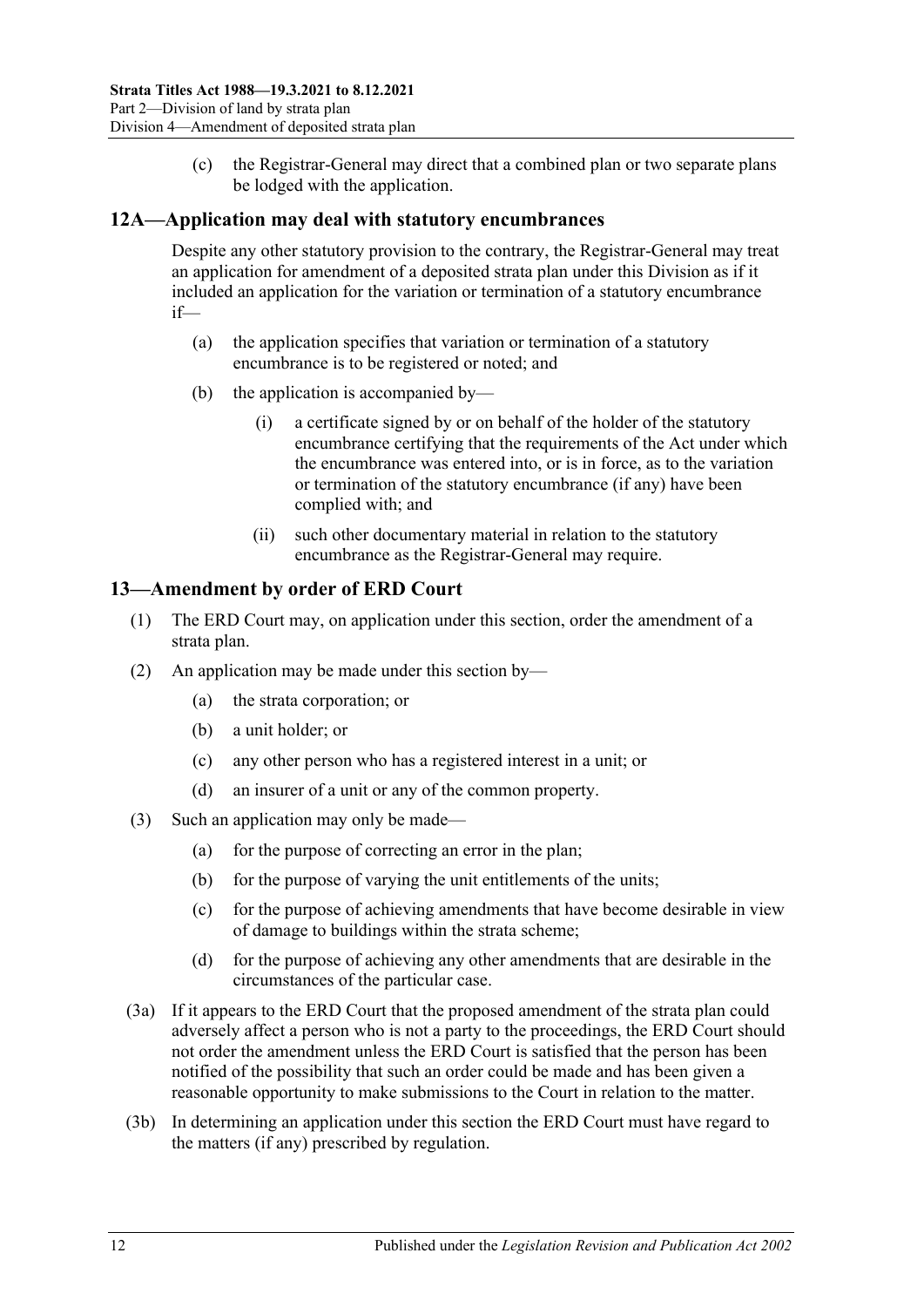(c) the Registrar-General may direct that a combined plan or two separate plans be lodged with the application.

## 12A—Application may deal with statutory encumbrances

Despite any other statutory provision to the contrary, the Registrar-General may treat an application for amendment of a deposited strata plan under this Division as if it included an application for the variation or termination of a statutory encumbrance if—

(a) the application specifies that variation or termination of a statutory encumbrance is to be registered or noted; and

(b) the application is accompanied by—

(i) a certificate signed by or on behalf of the holder of the statutory encumbrance certifying that the requirements of the Act under which the encumbrance was entered into, or is in force, as to the variation or termination of the statutory encumbrance (if any) have been complied with; and

(ii) such other documentary material in relation to the statutory encumbrance as the Registrar-General may require.

## 13—Amendment by order of ERD Court

(1) The ERD Court may, on application under this section, order the amendment of a strata plan.

(2) An application may be made under this section by—

(a) the strata corporation; or

(b) a unit holder; or

(c) any other person who has a registered interest in a unit; or

(d) an insurer of a unit or any of the common property.

(3) Such an application may only be made—

(a) for the purpose of correcting an error in the plan;

(b) for the purpose of varying the unit entitlements of the units;

(c) for the purpose of achieving amendments that have become desirable in view of damage to buildings within the strata scheme;

(d) for the purpose of achieving any other amendments that are desirable in the circumstances of the particular case.

(3a) If it appears to the ERD Court that the proposed amendment of the strata plan could adversely affect a person who is not a party to the proceedings, the ERD Court should not order the amendment unless the ERD Court is satisfied that the person has been notified of the possibility that such an order could be made and has been given a reasonable opportunity to make submissions to the Court in relation to the matter.

(3b) In determining an application under this section the ERD Court must have regard to the matters (if any) prescribed by regulation.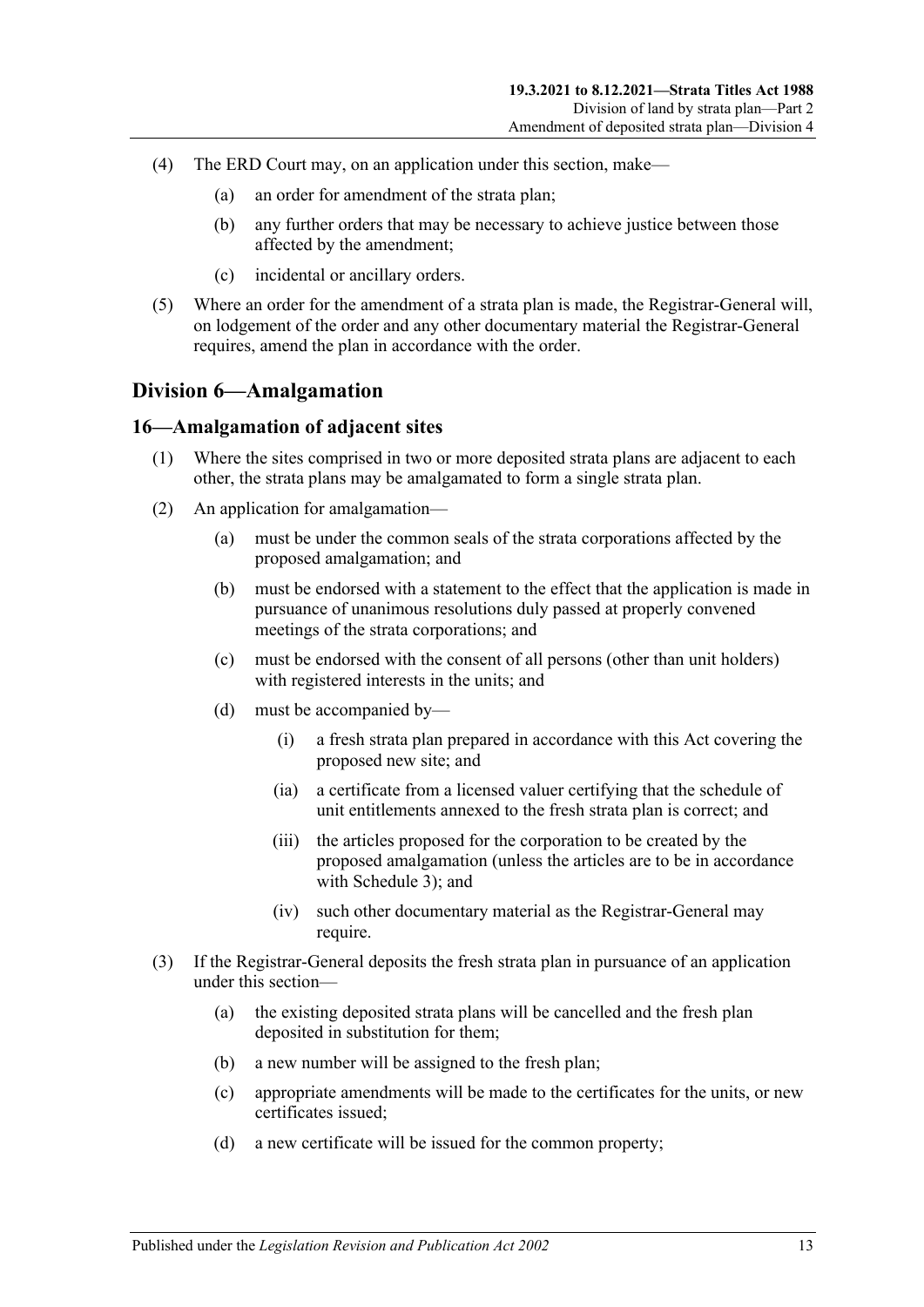(4) The ERD Court may, on an application under this section, make—

   (a) an order for amendment of the strata plan;

   (b) any further orders that may be necessary to achieve justice between those affected by the amendment;

   (c) incidental or ancillary orders.

(5) Where an order for the amendment of a strata plan is made, the Registrar-General will, on lodgement of the order and any other documentary material the Registrar-General requires, amend the plan in accordance with the order.

## Division 6—Amalgamation

### 16—Amalgamation of adjacent sites

(1) Where the sites comprised in two or more deposited strata plans are adjacent to each other, the strata plans may be amalgamated to form a single strata plan.

(2) An application for amalgamation—

   (a) must be under the common seals of the strata corporations affected by the proposed amalgamation; and

   (b) must be endorsed with a statement to the effect that the application is made in pursuance of unanimous resolutions duly passed at properly convened meetings of the strata corporations; and

   (c) must be endorsed with the consent of all persons (other than unit holders) with registered interests in the units; and

   (d) must be accompanied by—

      (i) a fresh strata plan prepared in accordance with this Act covering the proposed new site; and

      (ia) a certificate from a licensed valuer certifying that the schedule of unit entitlements annexed to the fresh strata plan is correct; and

      (iii) the articles proposed for the corporation to be created by the proposed amalgamation (unless the articles are to be in accordance with Schedule 3); and

      (iv) such other documentary material as the Registrar-General may require.

(3) If the Registrar-General deposits the fresh strata plan in pursuance of an application under this section—

   (a) the existing deposited strata plans will be cancelled and the fresh plan deposited in substitution for them;

   (b) a new number will be assigned to the fresh plan;

   (c) appropriate amendments will be made to the certificates for the units, or new certificates issued;

   (d) a new certificate will be issued for the common property;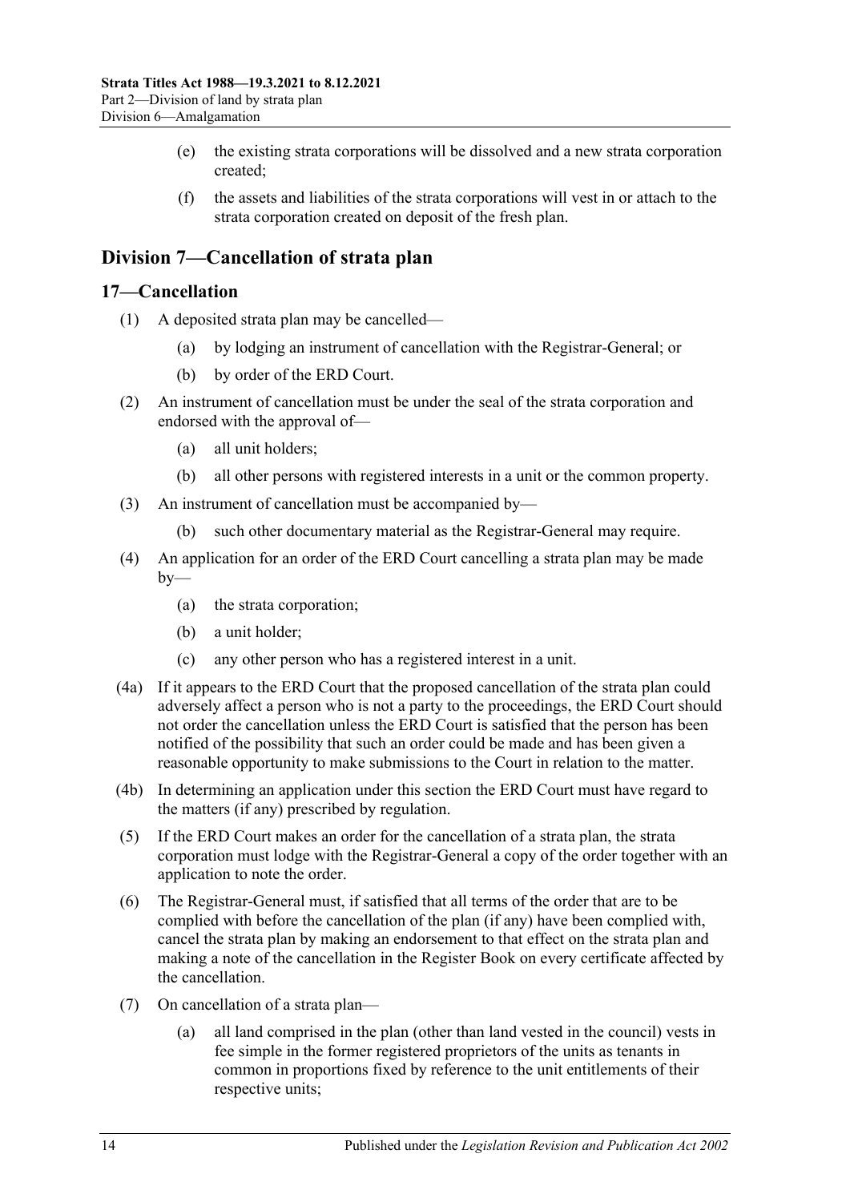(e) the existing strata corporations will be dissolved and a new strata corporation created;

(f) the assets and liabilities of the strata corporations will vest in or attach to the strata corporation created on deposit of the fresh plan.

## Division 7—Cancellation of strata plan

### 17—Cancellation

(1) A deposited strata plan may be cancelled—

(a) by lodging an instrument of cancellation with the Registrar-General; or

(b) by order of the ERD Court.

(2) An instrument of cancellation must be under the seal of the strata corporation and endorsed with the approval of—

(a) all unit holders;

(b) all other persons with registered interests in a unit or the common property.

(3) An instrument of cancellation must be accompanied by—

(b) such other documentary material as the Registrar-General may require.

(4) An application for an order of the ERD Court cancelling a strata plan may be made by—

(a) the strata corporation;

(b) a unit holder;

(c) any other person who has a registered interest in a unit.

(4a) If it appears to the ERD Court that the proposed cancellation of the strata plan could adversely affect a person who is not a party to the proceedings, the ERD Court should not order the cancellation unless the ERD Court is satisfied that the person has been notified of the possibility that such an order could be made and has been given a reasonable opportunity to make submissions to the Court in relation to the matter.

(4b) In determining an application under this section the ERD Court must have regard to the matters (if any) prescribed by regulation.

(5) If the ERD Court makes an order for the cancellation of a strata plan, the strata corporation must lodge with the Registrar-General a copy of the order together with an application to note the order.

(6) The Registrar-General must, if satisfied that all terms of the order that are to be complied with before the cancellation of the plan (if any) have been complied with, cancel the strata plan by making an endorsement to that effect on the strata plan and making a note of the cancellation in the Register Book on every certificate affected by the cancellation.

(7) On cancellation of a strata plan—

(a) all land comprised in the plan (other than land vested in the council) vests in fee simple in the former registered proprietors of the units as tenants in common in proportions fixed by reference to the unit entitlements of their respective units;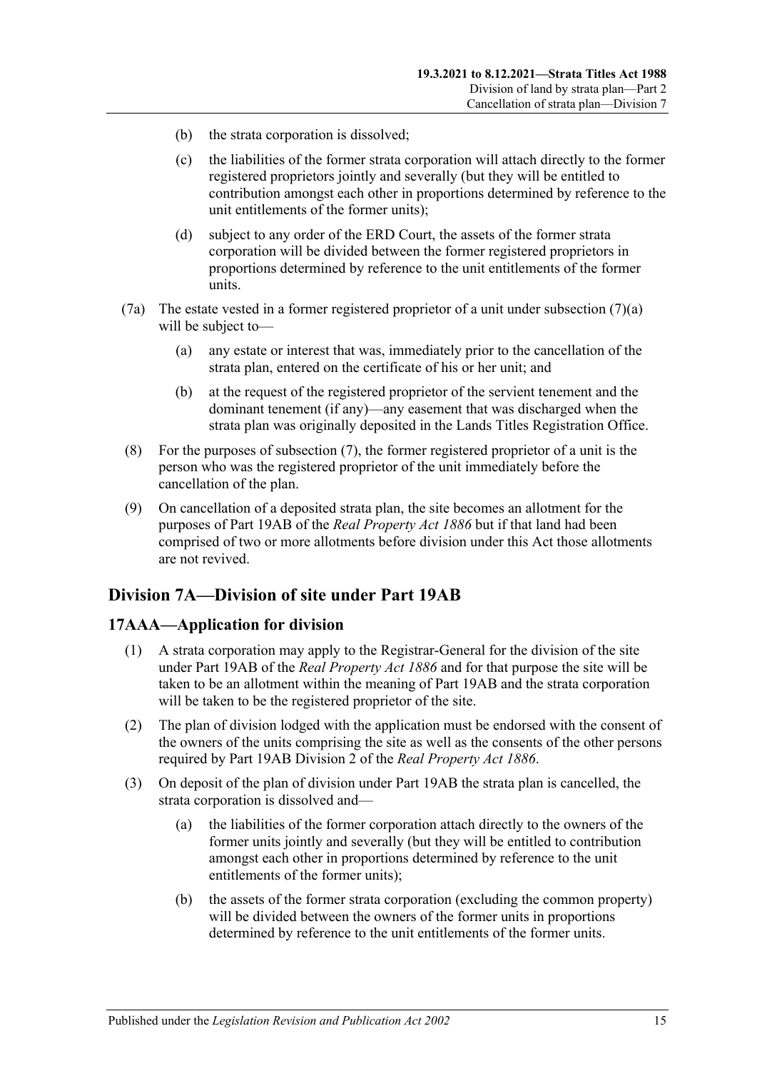(b) the strata corporation is dissolved;

(c) the liabilities of the former strata corporation will attach directly to the former registered proprietors jointly and severally (but they will be entitled to contribution amongst each other in proportions determined by reference to the unit entitlements of the former units);

(d) subject to any order of the ERD Court, the assets of the former strata corporation will be divided between the former registered proprietors in proportions determined by reference to the unit entitlements of the former units.

(7a) The estate vested in a former registered proprietor of a unit under subsection (7)(a) will be subject to—

(a) any estate or interest that was, immediately prior to the cancellation of the strata plan, entered on the certificate of his or her unit; and

(b) at the request of the registered proprietor of the servient tenement and the dominant tenement (if any)—any easement that was discharged when the strata plan was originally deposited in the Lands Titles Registration Office.

(8) For the purposes of subsection (7), the former registered proprietor of a unit is the person who was the registered proprietor of the unit immediately before the cancellation of the plan.

(9) On cancellation of a deposited strata plan, the site becomes an allotment for the purposes of Part 19AB of the *Real Property Act 1886* but if that land had been comprised of two or more allotments before division under this Act those allotments are not revived.

## Division 7A—Division of site under Part 19AB

### 17AAA—Application for division

(1) A strata corporation may apply to the Registrar-General for the division of the site under Part 19AB of the *Real Property Act 1886* and for that purpose the site will be taken to be an allotment within the meaning of Part 19AB and the strata corporation will be taken to be the registered proprietor of the site.

(2) The plan of division lodged with the application must be endorsed with the consent of the owners of the units comprising the site as well as the consents of the other persons required by Part 19AB Division 2 of the *Real Property Act 1886*.

(3) On deposit of the plan of division under Part 19AB the strata plan is cancelled, the strata corporation is dissolved and—

(a) the liabilities of the former corporation attach directly to the owners of the former units jointly and severally (but they will be entitled to contribution amongst each other in proportions determined by reference to the unit entitlements of the former units);

(b) the assets of the former strata corporation (excluding the common property) will be divided between the owners of the former units in proportions determined by reference to the unit entitlements of the former units.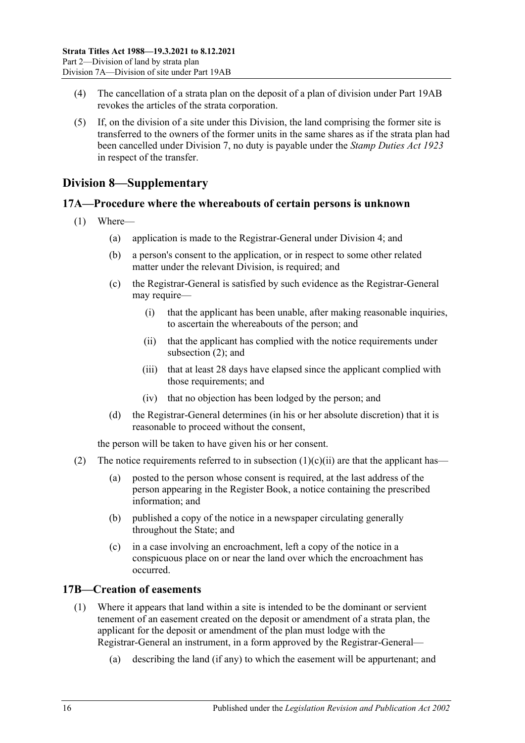(4) The cancellation of a strata plan on the deposit of a plan of division under Part 19AB revokes the articles of the strata corporation.

(5) If, on the division of a site under this Division, the land comprising the former site is transferred to the owners of the former units in the same shares as if the strata plan had been cancelled under Division 7, no duty is payable under the *Stamp Duties Act 1923* in respect of the transfer.

## Division 8—Supplementary

### 17A—Procedure where the whereabouts of certain persons is unknown

(1) Where—

(a) application is made to the Registrar-General under Division 4; and

(b) a person's consent to the application, or in respect to some other related matter under the relevant Division, is required; and

(c) the Registrar-General is satisfied by such evidence as the Registrar-General may require—

(i) that the applicant has been unable, after making reasonable inquiries, to ascertain the whereabouts of the person; and

(ii) that the applicant has complied with the notice requirements under subsection (2); and

(iii) that at least 28 days have elapsed since the applicant complied with those requirements; and

(iv) that no objection has been lodged by the person; and

(d) the Registrar-General determines (in his or her absolute discretion) that it is reasonable to proceed without the consent,

the person will be taken to have given his or her consent.

(2) The notice requirements referred to in subsection (1)(c)(ii) are that the applicant has—

(a) posted to the person whose consent is required, at the last address of the person appearing in the Register Book, a notice containing the prescribed information; and

(b) published a copy of the notice in a newspaper circulating generally throughout the State; and

(c) in a case involving an encroachment, left a copy of the notice in a conspicuous place on or near the land over which the encroachment has occurred.

### 17B—Creation of easements

(1) Where it appears that land within a site is intended to be the dominant or servient tenement of an easement created on the deposit or amendment of a strata plan, the applicant for the deposit or amendment of the plan must lodge with the Registrar-General an instrument, in a form approved by the Registrar-General—

(a) describing the land (if any) to which the easement will be appurtenant; and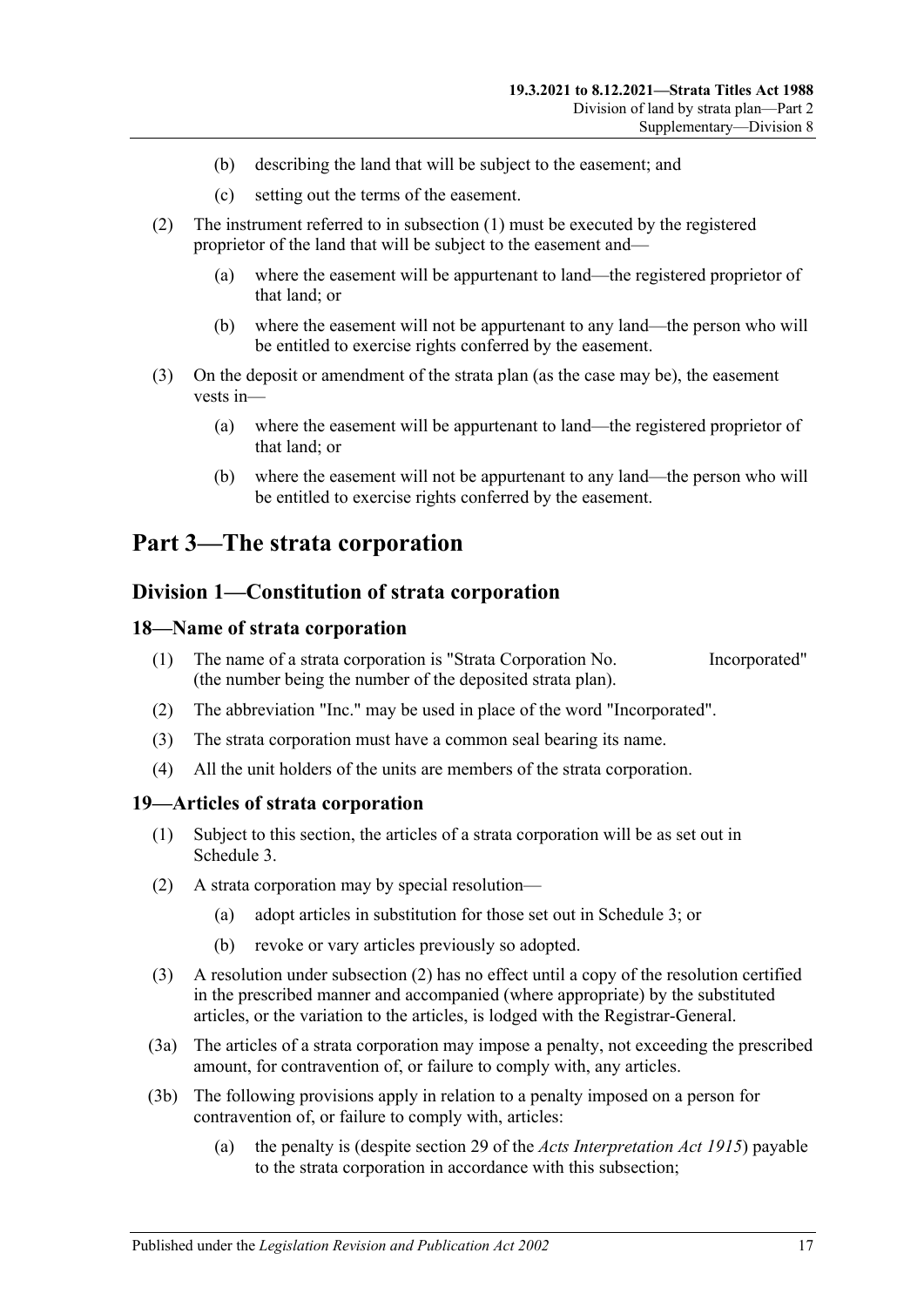(b) describing the land that will be subject to the easement; and

(c) setting out the terms of the easement.

(2) The instrument referred to in subsection (1) must be executed by the registered proprietor of the land that will be subject to the easement and—

(a) where the easement will be appurtenant to land—the registered proprietor of that land; or

(b) where the easement will not be appurtenant to any land—the person who will be entitled to exercise rights conferred by the easement.

(3) On the deposit or amendment of the strata plan (as the case may be), the easement vests in—

(a) where the easement will be appurtenant to land—the registered proprietor of that land; or

(b) where the easement will not be appurtenant to any land—the person who will be entitled to exercise rights conferred by the easement.

# Part 3—The strata corporation

## Division 1—Constitution of strata corporation

### 18—Name of strata corporation

(1) The name of a strata corporation is "Strata Corporation No. Incorporated" (the number being the number of the deposited strata plan).

(2) The abbreviation "Inc." may be used in place of the word "Incorporated".

(3) The strata corporation must have a common seal bearing its name.

(4) All the unit holders of the units are members of the strata corporation.

### 19—Articles of strata corporation

(1) Subject to this section, the articles of a strata corporation will be as set out in Schedule 3.

(2) A strata corporation may by special resolution—

(a) adopt articles in substitution for those set out in Schedule 3; or

(b) revoke or vary articles previously so adopted.

(3) A resolution under subsection (2) has no effect until a copy of the resolution certified in the prescribed manner and accompanied (where appropriate) by the substituted articles, or the variation to the articles, is lodged with the Registrar-General.

(3a) The articles of a strata corporation may impose a penalty, not exceeding the prescribed amount, for contravention of, or failure to comply with, any articles.

(3b) The following provisions apply in relation to a penalty imposed on a person for contravention of, or failure to comply with, articles:

(a) the penalty is (despite section 29 of the *Acts Interpretation Act 1915*) payable to the strata corporation in accordance with this subsection;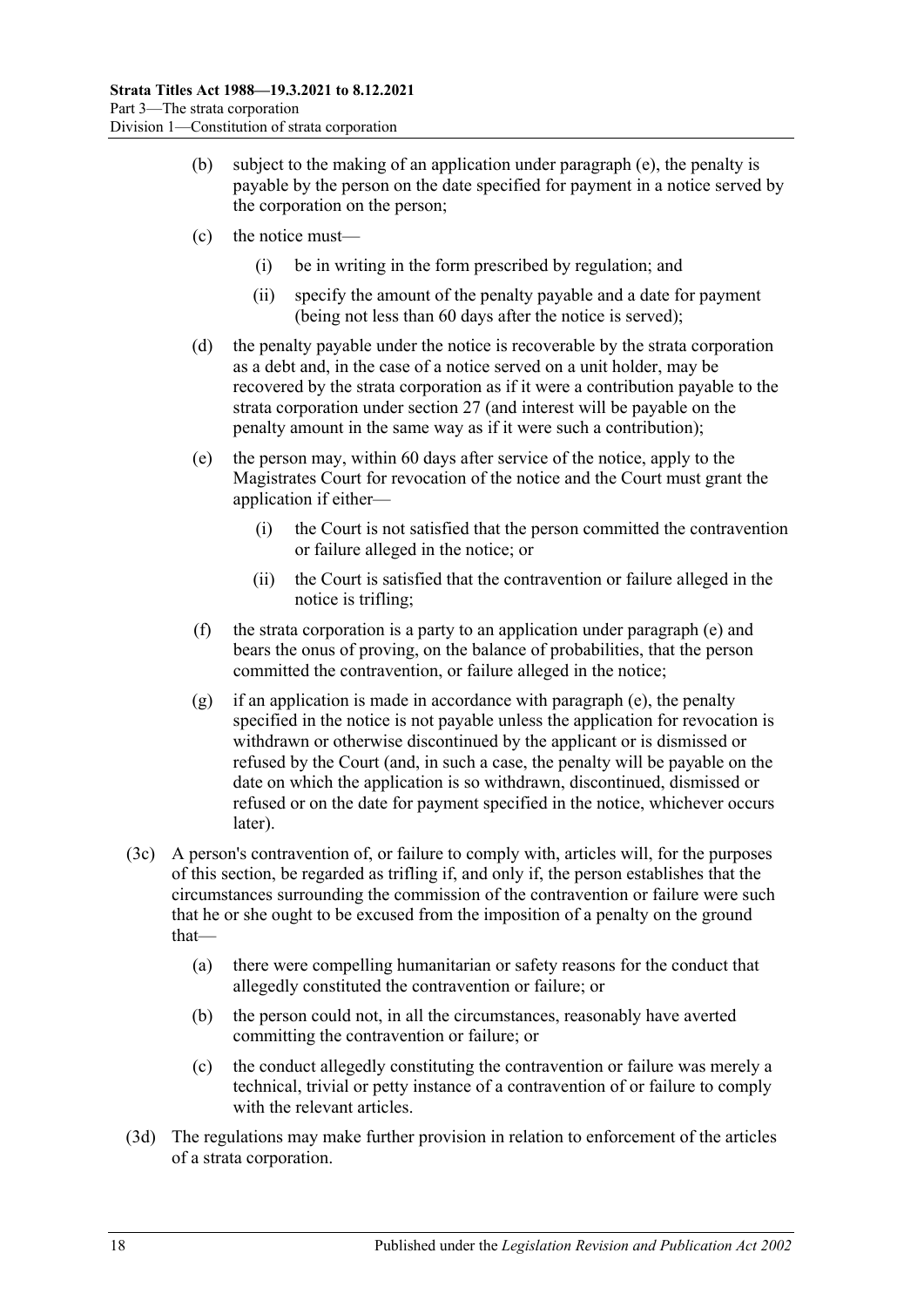(b) subject to the making of an application under paragraph (e), the penalty is payable by the person on the date specified for payment in a notice served by the corporation on the person;

(c) the notice must—

(i) be in writing in the form prescribed by regulation; and

(ii) specify the amount of the penalty payable and a date for payment (being not less than 60 days after the notice is served);

(d) the penalty payable under the notice is recoverable by the strata corporation as a debt and, in the case of a notice served on a unit holder, may be recovered by the strata corporation as if it were a contribution payable to the strata corporation under section 27 (and interest will be payable on the penalty amount in the same way as if it were such a contribution);

(e) the person may, within 60 days after service of the notice, apply to the Magistrates Court for revocation of the notice and the Court must grant the application if either—

(i) the Court is not satisfied that the person committed the contravention or failure alleged in the notice; or

(ii) the Court is satisfied that the contravention or failure alleged in the notice is trifling;

(f) the strata corporation is a party to an application under paragraph (e) and bears the onus of proving, on the balance of probabilities, that the person committed the contravention, or failure alleged in the notice;

(g) if an application is made in accordance with paragraph (e), the penalty specified in the notice is not payable unless the application for revocation is withdrawn or otherwise discontinued by the applicant or is dismissed or refused by the Court (and, in such a case, the penalty will be payable on the date on which the application is so withdrawn, discontinued, dismissed or refused or on the date for payment specified in the notice, whichever occurs later).

(3c) A person's contravention of, or failure to comply with, articles will, for the purposes of this section, be regarded as trifling if, and only if, the person establishes that the circumstances surrounding the commission of the contravention or failure were such that he or she ought to be excused from the imposition of a penalty on the ground that—

(a) there were compelling humanitarian or safety reasons for the conduct that allegedly constituted the contravention or failure; or

(b) the person could not, in all the circumstances, reasonably have averted committing the contravention or failure; or

(c) the conduct allegedly constituting the contravention or failure was merely a technical, trivial or petty instance of a contravention of or failure to comply with the relevant articles.

(3d) The regulations may make further provision in relation to enforcement of the articles of a strata corporation.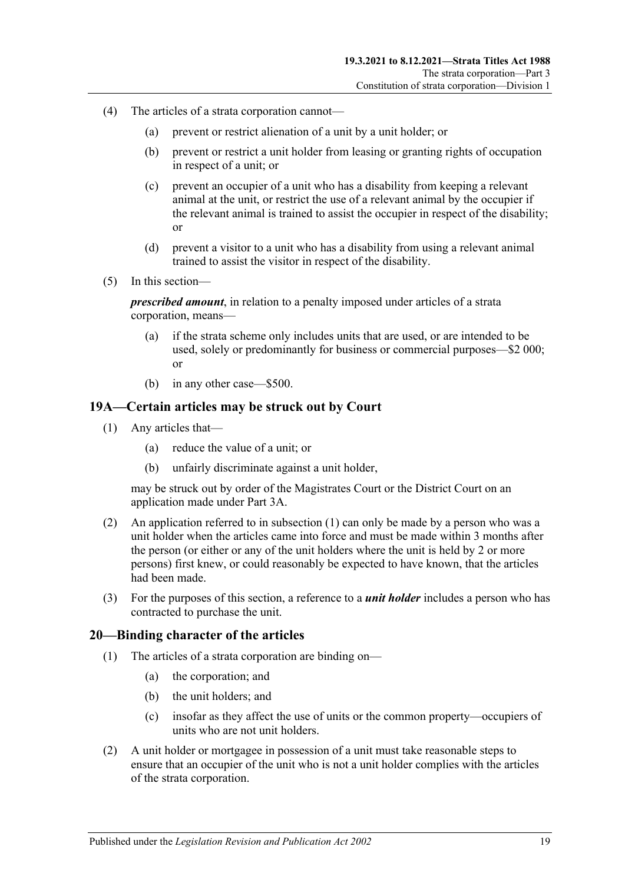(4) The articles of a strata corporation cannot—

(a) prevent or restrict alienation of a unit by a unit holder; or

(b) prevent or restrict a unit holder from leasing or granting rights of occupation in respect of a unit; or

(c) prevent an occupier of a unit who has a disability from keeping a relevant animal at the unit, or restrict the use of a relevant animal by the occupier if the relevant animal is trained to assist the occupier in respect of the disability; or

(d) prevent a visitor to a unit who has a disability from using a relevant animal trained to assist the visitor in respect of the disability.

(5) In this section—

***prescribed amount***, in relation to a penalty imposed under articles of a strata corporation, means—

(a) if the strata scheme only includes units that are used, or are intended to be used, solely or predominantly for business or commercial purposes—$2 000; or

(b) in any other case—$500.

## 19A—Certain articles may be struck out by Court

(1) Any articles that—

(a) reduce the value of a unit; or

(b) unfairly discriminate against a unit holder,

may be struck out by order of the Magistrates Court or the District Court on an application made under Part 3A.

(2) An application referred to in subsection (1) can only be made by a person who was a unit holder when the articles came into force and must be made within 3 months after the person (or either or any of the unit holders where the unit is held by 2 or more persons) first knew, or could reasonably be expected to have known, that the articles had been made.

(3) For the purposes of this section, a reference to a ***unit holder*** includes a person who has contracted to purchase the unit.

## 20—Binding character of the articles

(1) The articles of a strata corporation are binding on—

(a) the corporation; and

(b) the unit holders; and

(c) insofar as they affect the use of units or the common property—occupiers of units who are not unit holders.

(2) A unit holder or mortgagee in possession of a unit must take reasonable steps to ensure that an occupier of the unit who is not a unit holder complies with the articles of the strata corporation.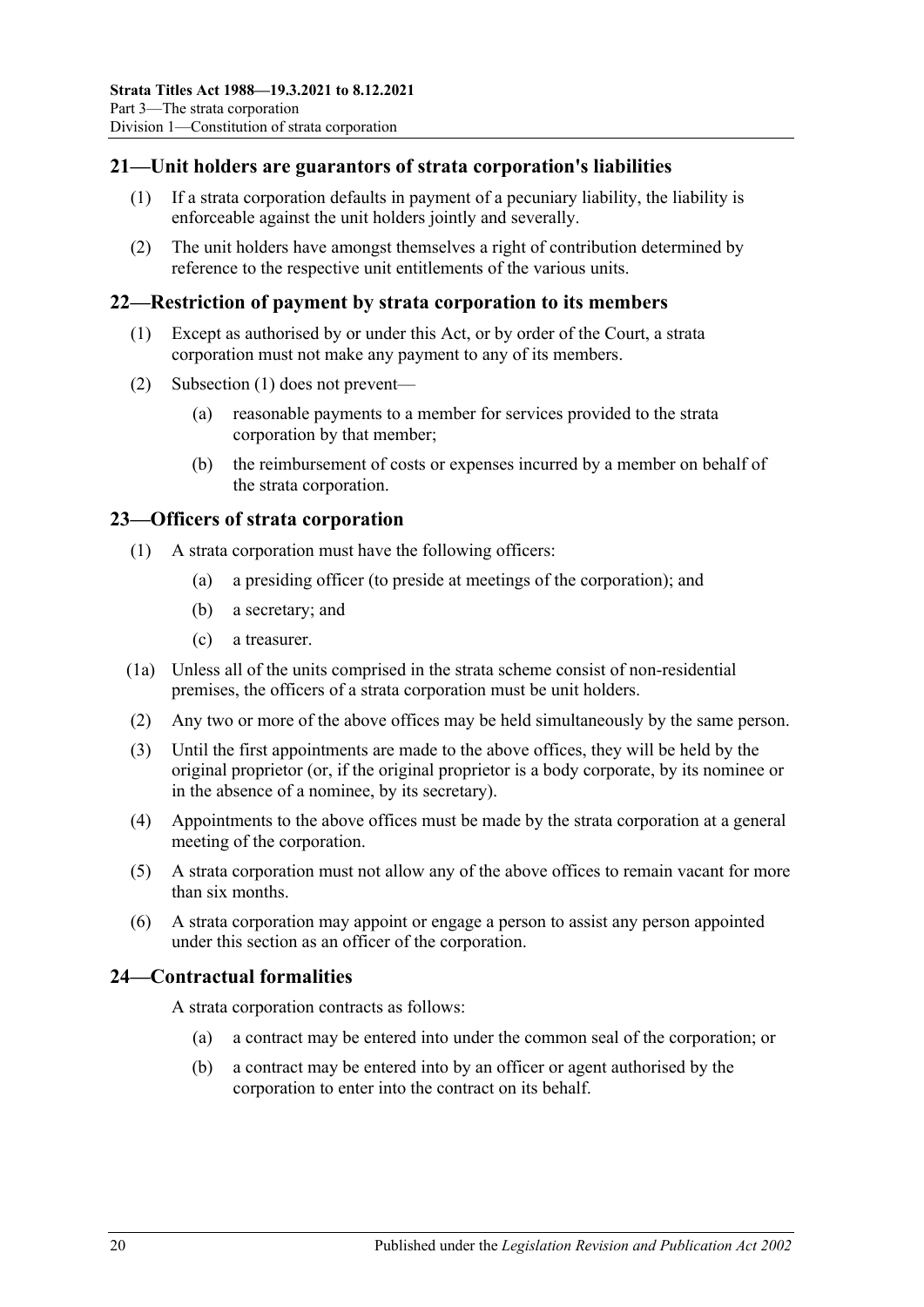## 21—Unit holders are guarantors of strata corporation's liabilities

(1) If a strata corporation defaults in payment of a pecuniary liability, the liability is enforceable against the unit holders jointly and severally.

(2) The unit holders have amongst themselves a right of contribution determined by reference to the respective unit entitlements of the various units.

## 22—Restriction of payment by strata corporation to its members

(1) Except as authorised by or under this Act, or by order of the Court, a strata corporation must not make any payment to any of its members.

(2) Subsection (1) does not prevent—

(a) reasonable payments to a member for services provided to the strata corporation by that member;

(b) the reimbursement of costs or expenses incurred by a member on behalf of the strata corporation.

## 23—Officers of strata corporation

(1) A strata corporation must have the following officers:

(a) a presiding officer (to preside at meetings of the corporation); and

(b) a secretary; and

(c) a treasurer.

(1a) Unless all of the units comprised in the strata scheme consist of non-residential premises, the officers of a strata corporation must be unit holders.

(2) Any two or more of the above offices may be held simultaneously by the same person.

(3) Until the first appointments are made to the above offices, they will be held by the original proprietor (or, if the original proprietor is a body corporate, by its nominee or in the absence of a nominee, by its secretary).

(4) Appointments to the above offices must be made by the strata corporation at a general meeting of the corporation.

(5) A strata corporation must not allow any of the above offices to remain vacant for more than six months.

(6) A strata corporation may appoint or engage a person to assist any person appointed under this section as an officer of the corporation.

## 24—Contractual formalities

A strata corporation contracts as follows:

(a) a contract may be entered into under the common seal of the corporation; or

(b) a contract may be entered into by an officer or agent authorised by the corporation to enter into the contract on its behalf.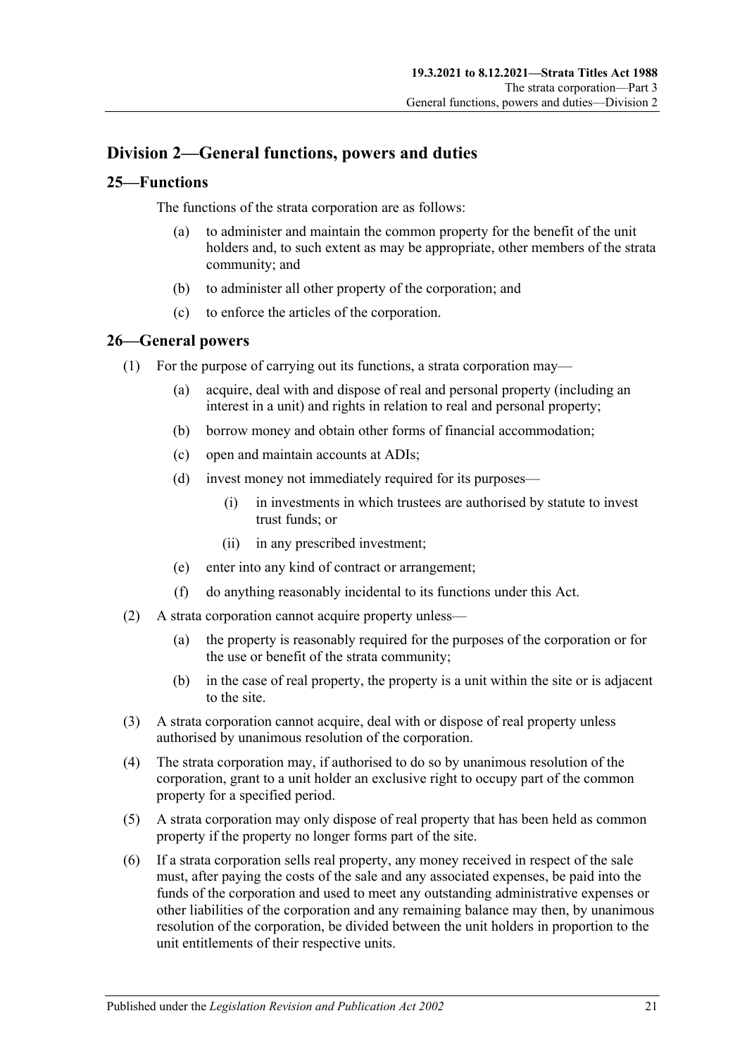## Division 2—General functions, powers and duties

### 25—Functions

The functions of the strata corporation are as follows:

(a) to administer and maintain the common property for the benefit of the unit holders and, to such extent as may be appropriate, other members of the strata community; and

(b) to administer all other property of the corporation; and

(c) to enforce the articles of the corporation.

### 26—General powers

(1) For the purpose of carrying out its functions, a strata corporation may—

(a) acquire, deal with and dispose of real and personal property (including an interest in a unit) and rights in relation to real and personal property;

(b) borrow money and obtain other forms of financial accommodation;

(c) open and maintain accounts at ADIs;

(d) invest money not immediately required for its purposes—

(i) in investments in which trustees are authorised by statute to invest trust funds; or

(ii) in any prescribed investment;

(e) enter into any kind of contract or arrangement;

(f) do anything reasonably incidental to its functions under this Act.

(2) A strata corporation cannot acquire property unless—

(a) the property is reasonably required for the purposes of the corporation or for the use or benefit of the strata community;

(b) in the case of real property, the property is a unit within the site or is adjacent to the site.

(3) A strata corporation cannot acquire, deal with or dispose of real property unless authorised by unanimous resolution of the corporation.

(4) The strata corporation may, if authorised to do so by unanimous resolution of the corporation, grant to a unit holder an exclusive right to occupy part of the common property for a specified period.

(5) A strata corporation may only dispose of real property that has been held as common property if the property no longer forms part of the site.

(6) If a strata corporation sells real property, any money received in respect of the sale must, after paying the costs of the sale and any associated expenses, be paid into the funds of the corporation and used to meet any outstanding administrative expenses or other liabilities of the corporation and any remaining balance may then, by unanimous resolution of the corporation, be divided between the unit holders in proportion to the unit entitlements of their respective units.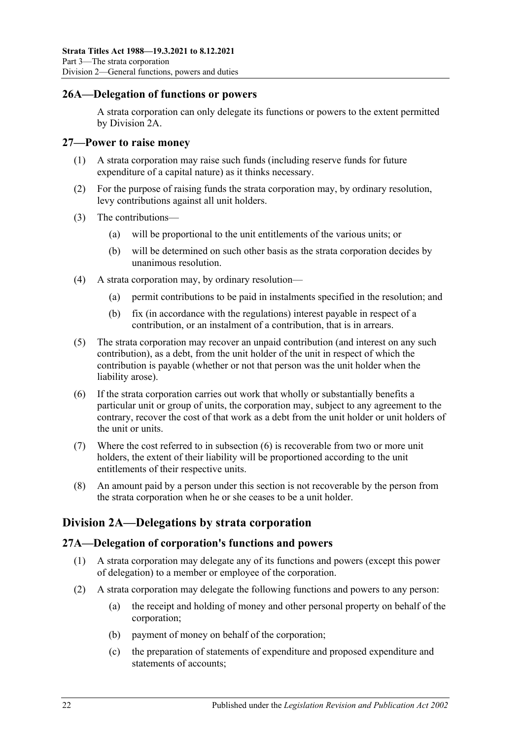## 26A—Delegation of functions or powers

A strata corporation can only delegate its functions or powers to the extent permitted by Division 2A.

## 27—Power to raise money

(1) A strata corporation may raise such funds (including reserve funds for future expenditure of a capital nature) as it thinks necessary.

(2) For the purpose of raising funds the strata corporation may, by ordinary resolution, levy contributions against all unit holders.

(3) The contributions—

  (a) will be proportional to the unit entitlements of the various units; or

  (b) will be determined on such other basis as the strata corporation decides by unanimous resolution.

(4) A strata corporation may, by ordinary resolution—

  (a) permit contributions to be paid in instalments specified in the resolution; and

  (b) fix (in accordance with the regulations) interest payable in respect of a contribution, or an instalment of a contribution, that is in arrears.

(5) The strata corporation may recover an unpaid contribution (and interest on any such contribution), as a debt, from the unit holder of the unit in respect of which the contribution is payable (whether or not that person was the unit holder when the liability arose).

(6) If the strata corporation carries out work that wholly or substantially benefits a particular unit or group of units, the corporation may, subject to any agreement to the contrary, recover the cost of that work as a debt from the unit holder or unit holders of the unit or units.

(7) Where the cost referred to in subsection (6) is recoverable from two or more unit holders, the extent of their liability will be proportioned according to the unit entitlements of their respective units.

(8) An amount paid by a person under this section is not recoverable by the person from the strata corporation when he or she ceases to be a unit holder.

# Division 2A—Delegations by strata corporation

## 27A—Delegation of corporation's functions and powers

(1) A strata corporation may delegate any of its functions and powers (except this power of delegation) to a member or employee of the corporation.

(2) A strata corporation may delegate the following functions and powers to any person:

  (a) the receipt and holding of money and other personal property on behalf of the corporation;

  (b) payment of money on behalf of the corporation;

  (c) the preparation of statements of expenditure and proposed expenditure and statements of accounts;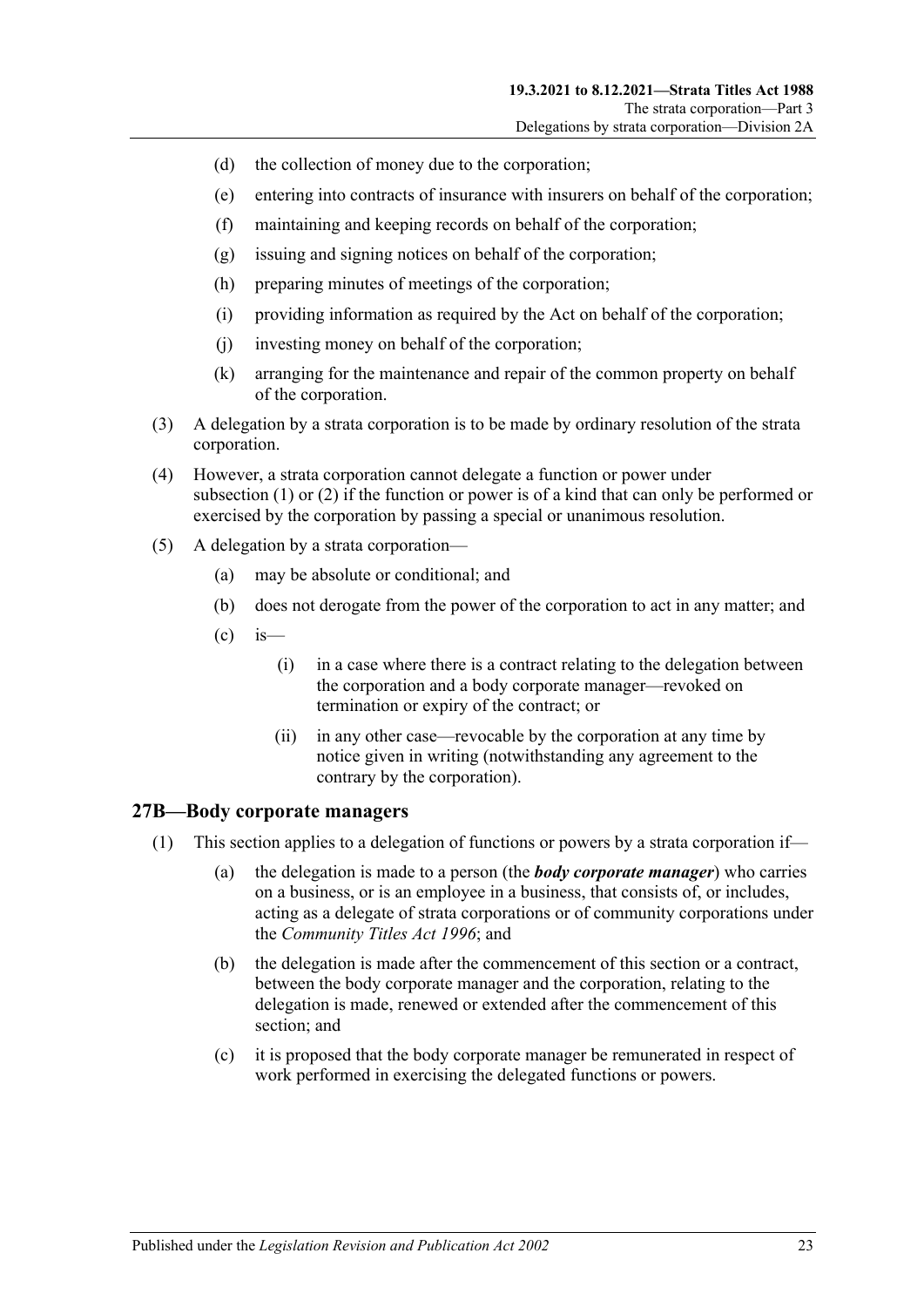- (d) the collection of money due to the corporation;
- (e) entering into contracts of insurance with insurers on behalf of the corporation;
- (f) maintaining and keeping records on behalf of the corporation;
- (g) issuing and signing notices on behalf of the corporation;
- (h) preparing minutes of meetings of the corporation;
- (i) providing information as required by the Act on behalf of the corporation;
- (j) investing money on behalf of the corporation;
- (k) arranging for the maintenance and repair of the common property on behalf of the corporation.

(3) A delegation by a strata corporation is to be made by ordinary resolution of the strata corporation.

(4) However, a strata corporation cannot delegate a function or power under subsection (1) or (2) if the function or power is of a kind that can only be performed or exercised by the corporation by passing a special or unanimous resolution.

(5) A delegation by a strata corporation—

- (a) may be absolute or conditional; and
- (b) does not derogate from the power of the corporation to act in any matter; and
- (c) is—
  - (i) in a case where there is a contract relating to the delegation between the corporation and a body corporate manager—revoked on termination or expiry of the contract; or
  - (ii) in any other case—revocable by the corporation at any time by notice given in writing (notwithstanding any agreement to the contrary by the corporation).

## 27B—Body corporate managers

(1) This section applies to a delegation of functions or powers by a strata corporation if—

- (a) the delegation is made to a person (the ***body corporate manager***) who carries on a business, or is an employee in a business, that consists of, or includes, acting as a delegate of strata corporations or of community corporations under the *Community Titles Act 1996*; and
- (b) the delegation is made after the commencement of this section or a contract, between the body corporate manager and the corporation, relating to the delegation is made, renewed or extended after the commencement of this section; and
- (c) it is proposed that the body corporate manager be remunerated in respect of work performed in exercising the delegated functions or powers.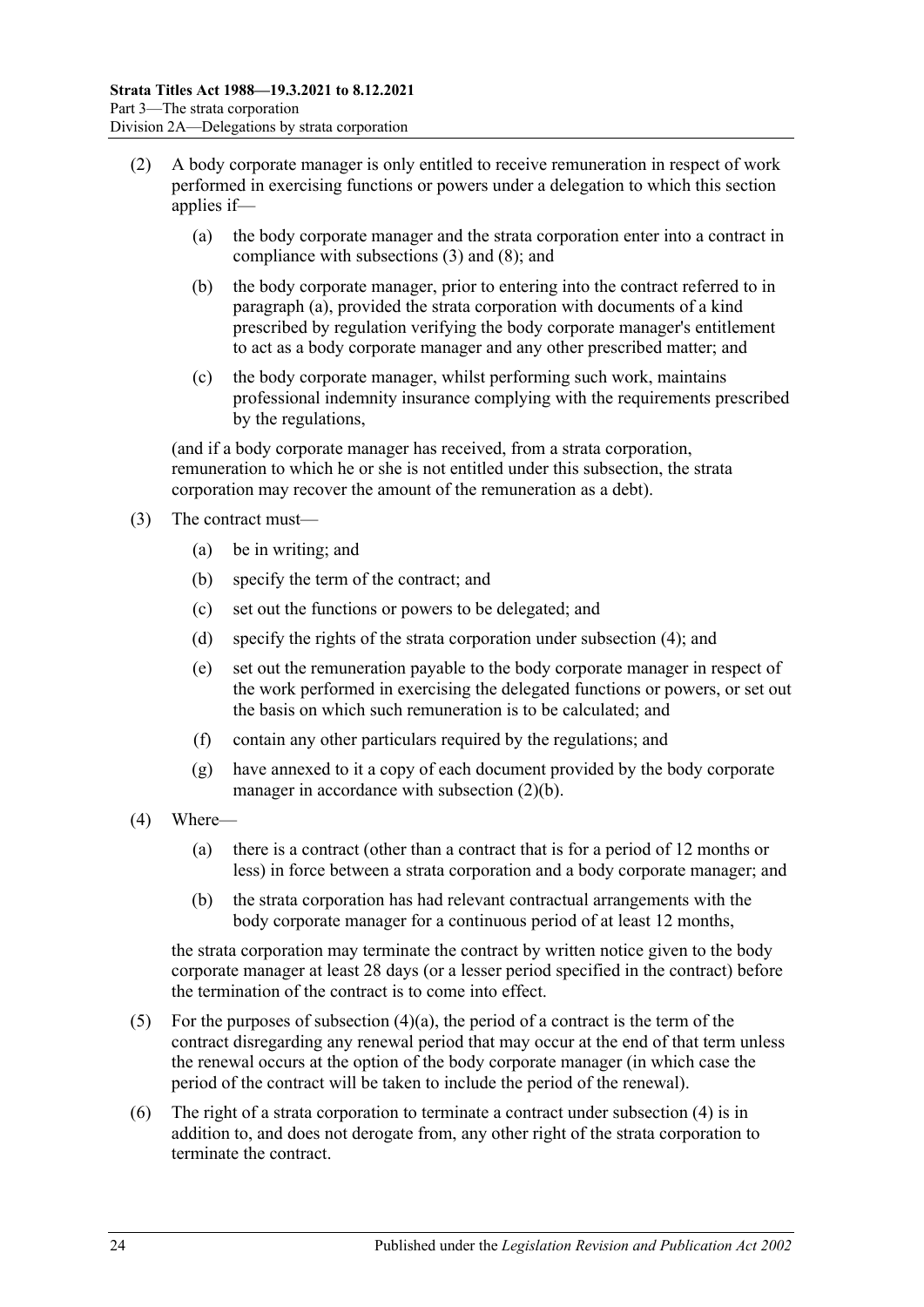(2) A body corporate manager is only entitled to receive remuneration in respect of work performed in exercising functions or powers under a delegation to which this section applies if—

(a) the body corporate manager and the strata corporation enter into a contract in compliance with subsections (3) and (8); and

(b) the body corporate manager, prior to entering into the contract referred to in paragraph (a), provided the strata corporation with documents of a kind prescribed by regulation verifying the body corporate manager's entitlement to act as a body corporate manager and any other prescribed matter; and

(c) the body corporate manager, whilst performing such work, maintains professional indemnity insurance complying with the requirements prescribed by the regulations,

(and if a body corporate manager has received, from a strata corporation, remuneration to which he or she is not entitled under this subsection, the strata corporation may recover the amount of the remuneration as a debt).

(3) The contract must—

(a) be in writing; and

(b) specify the term of the contract; and

(c) set out the functions or powers to be delegated; and

(d) specify the rights of the strata corporation under subsection (4); and

(e) set out the remuneration payable to the body corporate manager in respect of the work performed in exercising the delegated functions or powers, or set out the basis on which such remuneration is to be calculated; and

(f) contain any other particulars required by the regulations; and

(g) have annexed to it a copy of each document provided by the body corporate manager in accordance with subsection (2)(b).

(4) Where—

(a) there is a contract (other than a contract that is for a period of 12 months or less) in force between a strata corporation and a body corporate manager; and

(b) the strata corporation has had relevant contractual arrangements with the body corporate manager for a continuous period of at least 12 months,

the strata corporation may terminate the contract by written notice given to the body corporate manager at least 28 days (or a lesser period specified in the contract) before the termination of the contract is to come into effect.

(5) For the purposes of subsection (4)(a), the period of a contract is the term of the contract disregarding any renewal period that may occur at the end of that term unless the renewal occurs at the option of the body corporate manager (in which case the period of the contract will be taken to include the period of the renewal).

(6) The right of a strata corporation to terminate a contract under subsection (4) is in addition to, and does not derogate from, any other right of the strata corporation to terminate the contract.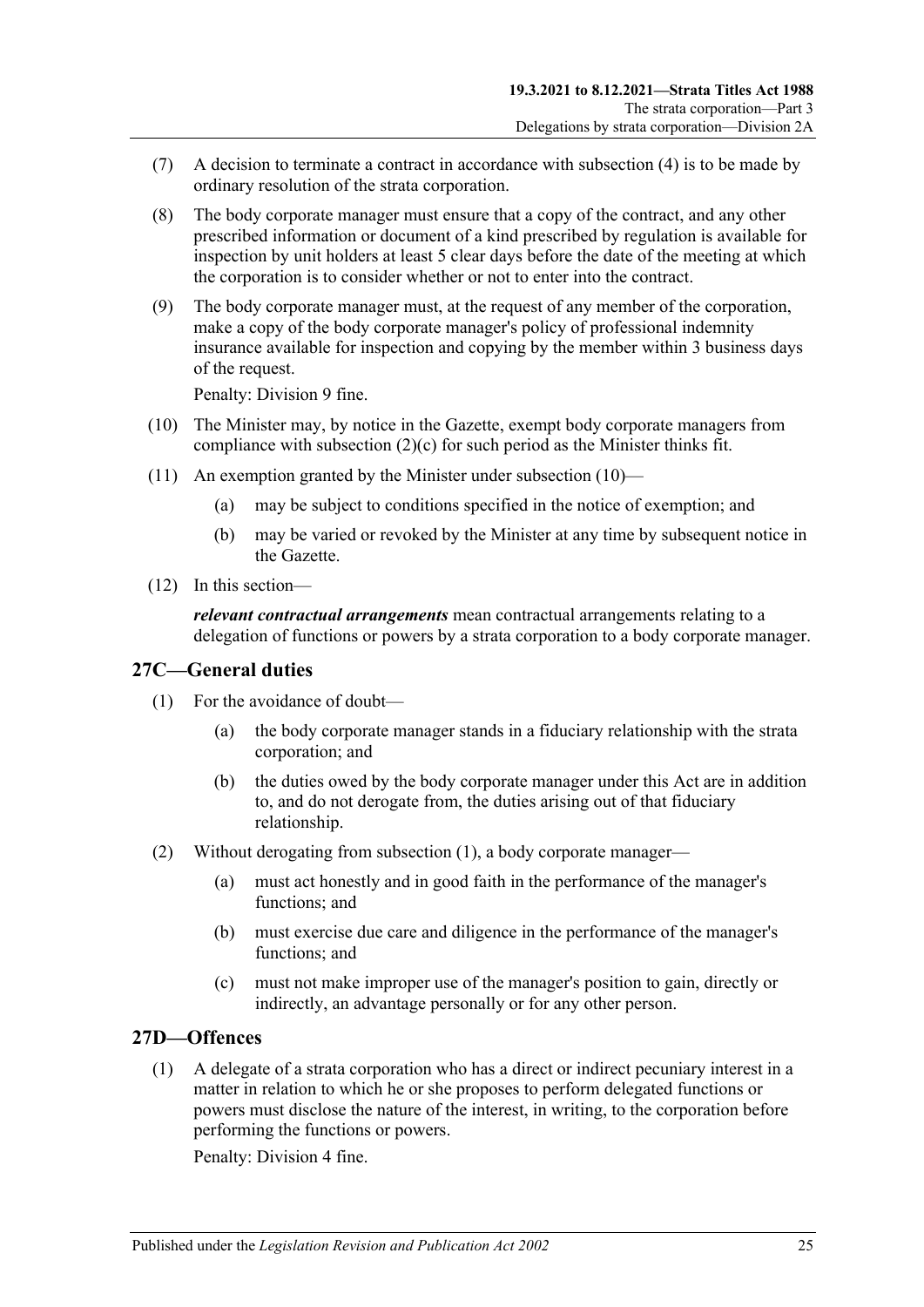(7) A decision to terminate a contract in accordance with subsection (4) is to be made by ordinary resolution of the strata corporation.

(8) The body corporate manager must ensure that a copy of the contract, and any other prescribed information or document of a kind prescribed by regulation is available for inspection by unit holders at least 5 clear days before the date of the meeting at which the corporation is to consider whether or not to enter into the contract.

(9) The body corporate manager must, at the request of any member of the corporation, make a copy of the body corporate manager's policy of professional indemnity insurance available for inspection and copying by the member within 3 business days of the request.

Penalty: Division 9 fine.

(10) The Minister may, by notice in the Gazette, exempt body corporate managers from compliance with subsection (2)(c) for such period as the Minister thinks fit.

(11) An exemption granted by the Minister under subsection (10)—

(a) may be subject to conditions specified in the notice of exemption; and

(b) may be varied or revoked by the Minister at any time by subsequent notice in the Gazette.

(12) In this section—

***relevant contractual arrangements*** mean contractual arrangements relating to a delegation of functions or powers by a strata corporation to a body corporate manager.

## 27C—General duties

(1) For the avoidance of doubt—

(a) the body corporate manager stands in a fiduciary relationship with the strata corporation; and

(b) the duties owed by the body corporate manager under this Act are in addition to, and do not derogate from, the duties arising out of that fiduciary relationship.

(2) Without derogating from subsection (1), a body corporate manager—

(a) must act honestly and in good faith in the performance of the manager's functions; and

(b) must exercise due care and diligence in the performance of the manager's functions; and

(c) must not make improper use of the manager's position to gain, directly or indirectly, an advantage personally or for any other person.

## 27D—Offences

(1) A delegate of a strata corporation who has a direct or indirect pecuniary interest in a matter in relation to which he or she proposes to perform delegated functions or powers must disclose the nature of the interest, in writing, to the corporation before performing the functions or powers.

Penalty: Division 4 fine.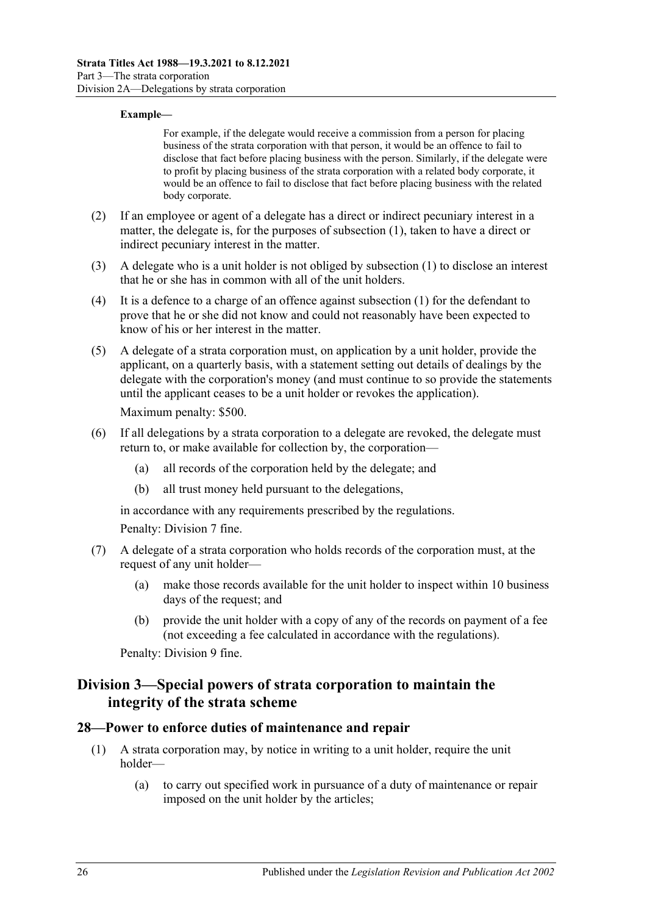**Example—**

For example, if the delegate would receive a commission from a person for placing business of the strata corporation with that person, it would be an offence to fail to disclose that fact before placing business with the person. Similarly, if the delegate were to profit by placing business of the strata corporation with a related body corporate, it would be an offence to fail to disclose that fact before placing business with the related body corporate.

(2) If an employee or agent of a delegate has a direct or indirect pecuniary interest in a matter, the delegate is, for the purposes of subsection (1), taken to have a direct or indirect pecuniary interest in the matter.

(3) A delegate who is a unit holder is not obliged by subsection (1) to disclose an interest that he or she has in common with all of the unit holders.

(4) It is a defence to a charge of an offence against subsection (1) for the defendant to prove that he or she did not know and could not reasonably have been expected to know of his or her interest in the matter.

(5) A delegate of a strata corporation must, on application by a unit holder, provide the applicant, on a quarterly basis, with a statement setting out details of dealings by the delegate with the corporation's money (and must continue to so provide the statements until the applicant ceases to be a unit holder or revokes the application).

Maximum penalty: $500.

(6) If all delegations by a strata corporation to a delegate are revoked, the delegate must return to, or make available for collection by, the corporation—

(a) all records of the corporation held by the delegate; and

(b) all trust money held pursuant to the delegations,

in accordance with any requirements prescribed by the regulations.

Penalty: Division 7 fine.

(7) A delegate of a strata corporation who holds records of the corporation must, at the request of any unit holder—

(a) make those records available for the unit holder to inspect within 10 business days of the request; and

(b) provide the unit holder with a copy of any of the records on payment of a fee (not exceeding a fee calculated in accordance with the regulations).

Penalty: Division 9 fine.

## Division 3—Special powers of strata corporation to maintain the integrity of the strata scheme

### 28—Power to enforce duties of maintenance and repair

(1) A strata corporation may, by notice in writing to a unit holder, require the unit holder—

(a) to carry out specified work in pursuance of a duty of maintenance or repair imposed on the unit holder by the articles;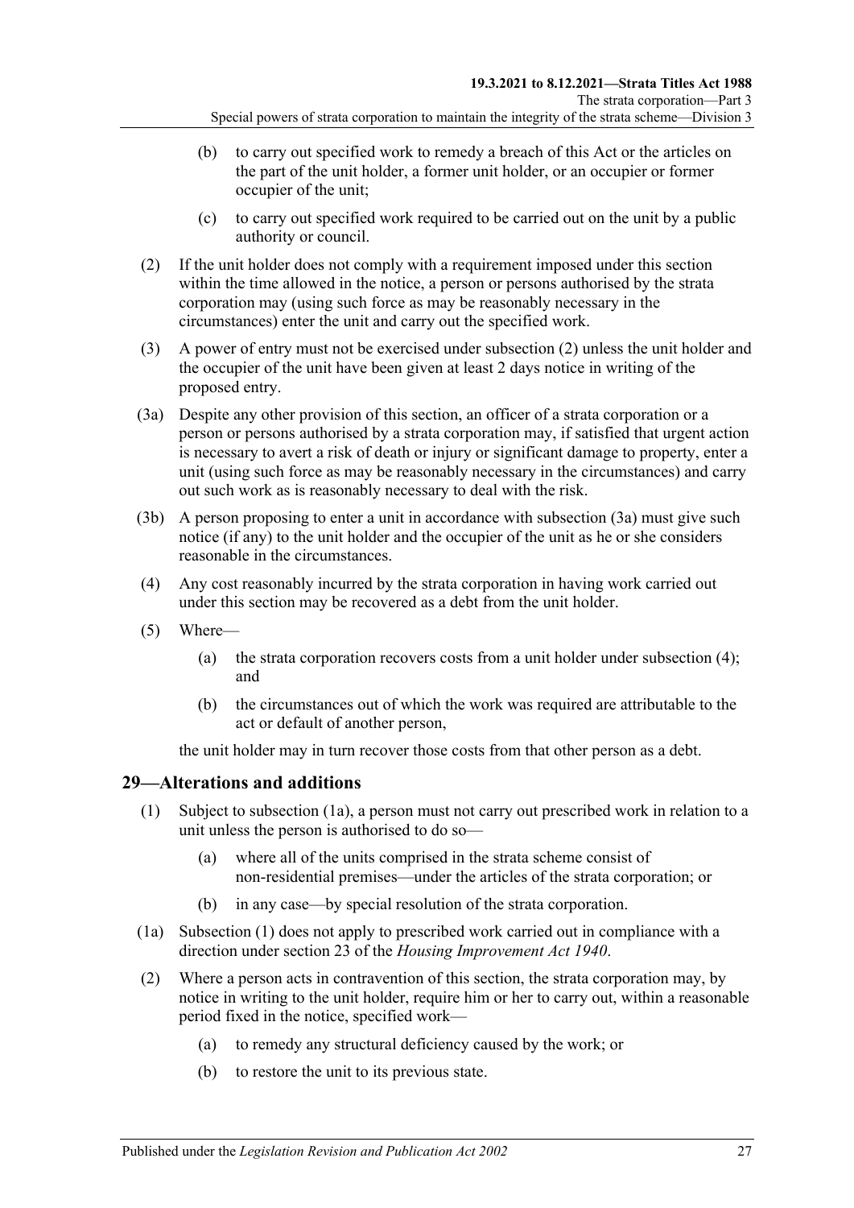(b) to carry out specified work to remedy a breach of this Act or the articles on the part of the unit holder, a former unit holder, or an occupier or former occupier of the unit;

(c) to carry out specified work required to be carried out on the unit by a public authority or council.

(2) If the unit holder does not comply with a requirement imposed under this section within the time allowed in the notice, a person or persons authorised by the strata corporation may (using such force as may be reasonably necessary in the circumstances) enter the unit and carry out the specified work.

(3) A power of entry must not be exercised under subsection (2) unless the unit holder and the occupier of the unit have been given at least 2 days notice in writing of the proposed entry.

(3a) Despite any other provision of this section, an officer of a strata corporation or a person or persons authorised by a strata corporation may, if satisfied that urgent action is necessary to avert a risk of death or injury or significant damage to property, enter a unit (using such force as may be reasonably necessary in the circumstances) and carry out such work as is reasonably necessary to deal with the risk.

(3b) A person proposing to enter a unit in accordance with subsection (3a) must give such notice (if any) to the unit holder and the occupier of the unit as he or she considers reasonable in the circumstances.

(4) Any cost reasonably incurred by the strata corporation in having work carried out under this section may be recovered as a debt from the unit holder.

(5) Where—

(a) the strata corporation recovers costs from a unit holder under subsection (4); and

(b) the circumstances out of which the work was required are attributable to the act or default of another person,

the unit holder may in turn recover those costs from that other person as a debt.

## 29—Alterations and additions

(1) Subject to subsection (1a), a person must not carry out prescribed work in relation to a unit unless the person is authorised to do so—

(a) where all of the units comprised in the strata scheme consist of non-residential premises—under the articles of the strata corporation; or

(b) in any case—by special resolution of the strata corporation.

(1a) Subsection (1) does not apply to prescribed work carried out in compliance with a direction under section 23 of the *Housing Improvement Act 1940*.

(2) Where a person acts in contravention of this section, the strata corporation may, by notice in writing to the unit holder, require him or her to carry out, within a reasonable period fixed in the notice, specified work—

(a) to remedy any structural deficiency caused by the work; or

(b) to restore the unit to its previous state.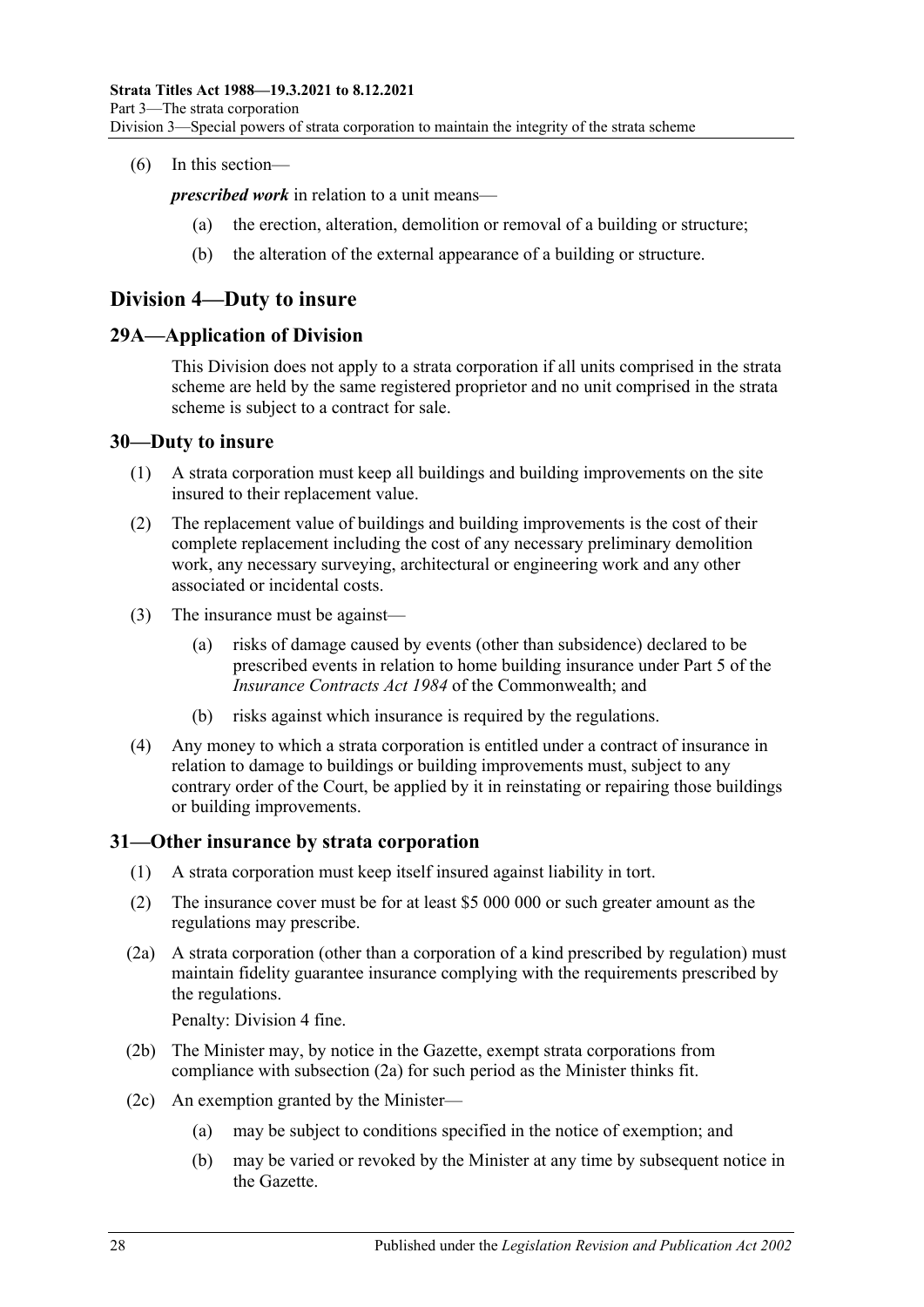(6) In this section—

***prescribed work*** in relation to a unit means—

(a) the erection, alteration, demolition or removal of a building or structure;

(b) the alteration of the external appearance of a building or structure.

## Division 4—Duty to insure

### 29A—Application of Division

This Division does not apply to a strata corporation if all units comprised in the strata scheme are held by the same registered proprietor and no unit comprised in the strata scheme is subject to a contract for sale.

### 30—Duty to insure

(1) A strata corporation must keep all buildings and building improvements on the site insured to their replacement value.

(2) The replacement value of buildings and building improvements is the cost of their complete replacement including the cost of any necessary preliminary demolition work, any necessary surveying, architectural or engineering work and any other associated or incidental costs.

(3) The insurance must be against—

(a) risks of damage caused by events (other than subsidence) declared to be prescribed events in relation to home building insurance under Part 5 of the *Insurance Contracts Act 1984* of the Commonwealth; and

(b) risks against which insurance is required by the regulations.

(4) Any money to which a strata corporation is entitled under a contract of insurance in relation to damage to buildings or building improvements must, subject to any contrary order of the Court, be applied by it in reinstating or repairing those buildings or building improvements.

### 31—Other insurance by strata corporation

(1) A strata corporation must keep itself insured against liability in tort.

(2) The insurance cover must be for at least $5 000 000 or such greater amount as the regulations may prescribe.

(2a) A strata corporation (other than a corporation of a kind prescribed by regulation) must maintain fidelity guarantee insurance complying with the requirements prescribed by the regulations.

Penalty: Division 4 fine.

(2b) The Minister may, by notice in the Gazette, exempt strata corporations from compliance with subsection (2a) for such period as the Minister thinks fit.

(2c) An exemption granted by the Minister—

(a) may be subject to conditions specified in the notice of exemption; and

(b) may be varied or revoked by the Minister at any time by subsequent notice in the Gazette.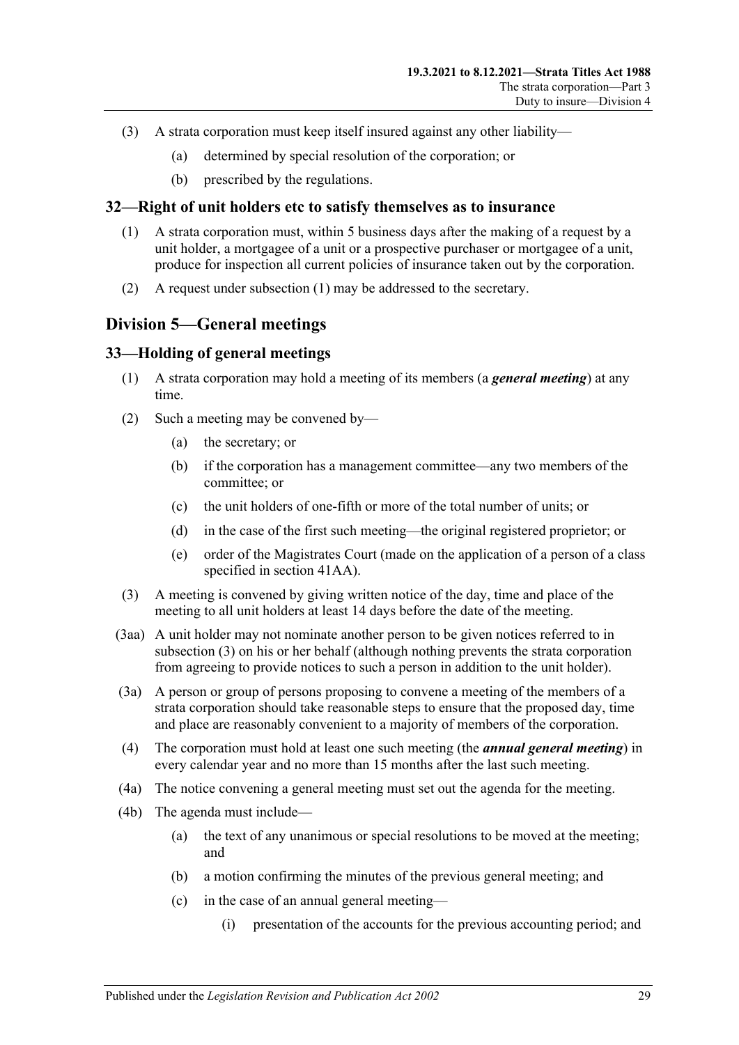(3) A strata corporation must keep itself insured against any other liability—

(a) determined by special resolution of the corporation; or

(b) prescribed by the regulations.

## 32—Right of unit holders etc to satisfy themselves as to insurance

(1) A strata corporation must, within 5 business days after the making of a request by a unit holder, a mortgagee of a unit or a prospective purchaser or mortgagee of a unit, produce for inspection all current policies of insurance taken out by the corporation.

(2) A request under subsection (1) may be addressed to the secretary.

# Division 5—General meetings

## 33—Holding of general meetings

(1) A strata corporation may hold a meeting of its members (a ***general meeting***) at any time.

(2) Such a meeting may be convened by—

(a) the secretary; or

(b) if the corporation has a management committee—any two members of the committee; or

(c) the unit holders of one-fifth or more of the total number of units; or

(d) in the case of the first such meeting—the original registered proprietor; or

(e) order of the Magistrates Court (made on the application of a person of a class specified in section 41AA).

(3) A meeting is convened by giving written notice of the day, time and place of the meeting to all unit holders at least 14 days before the date of the meeting.

(3aa) A unit holder may not nominate another person to be given notices referred to in subsection (3) on his or her behalf (although nothing prevents the strata corporation from agreeing to provide notices to such a person in addition to the unit holder).

(3a) A person or group of persons proposing to convene a meeting of the members of a strata corporation should take reasonable steps to ensure that the proposed day, time and place are reasonably convenient to a majority of members of the corporation.

(4) The corporation must hold at least one such meeting (the ***annual general meeting***) in every calendar year and no more than 15 months after the last such meeting.

(4a) The notice convening a general meeting must set out the agenda for the meeting.

(4b) The agenda must include—

(a) the text of any unanimous or special resolutions to be moved at the meeting; and

(b) a motion confirming the minutes of the previous general meeting; and

(c) in the case of an annual general meeting—

(i) presentation of the accounts for the previous accounting period; and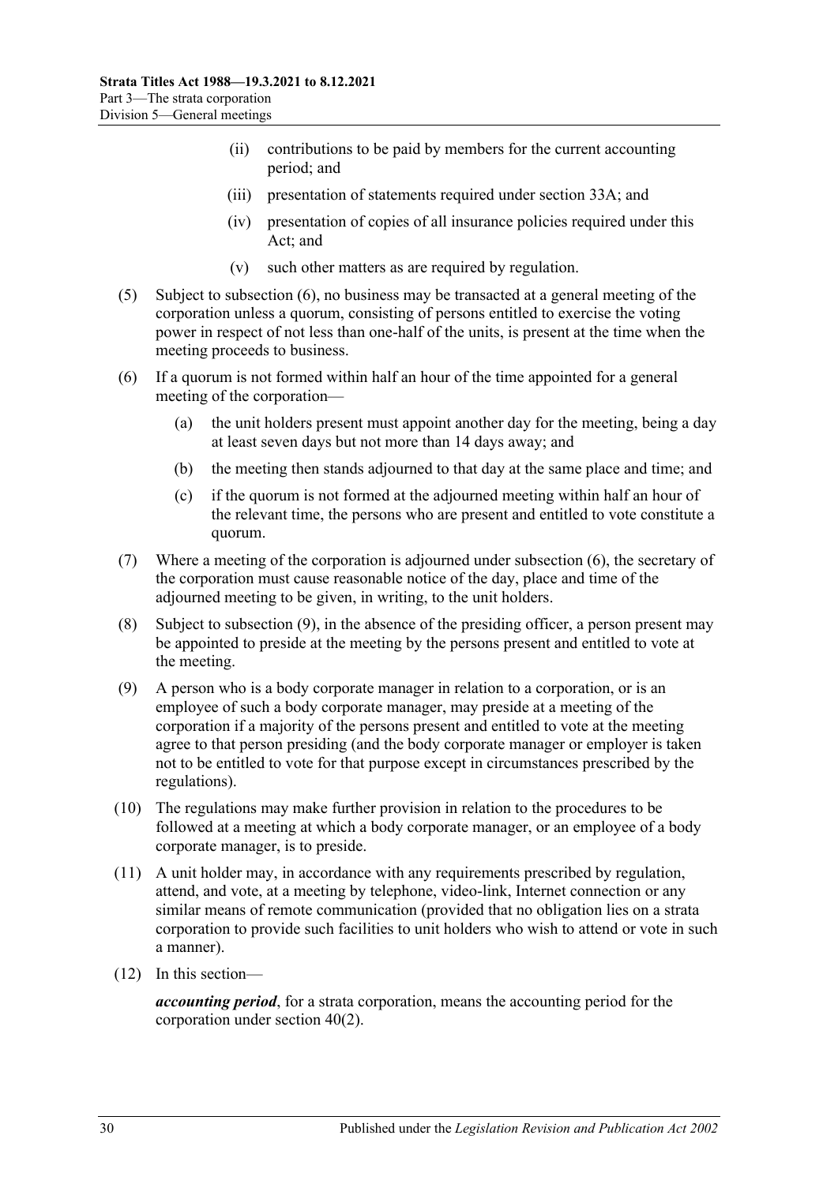(ii) contributions to be paid by members for the current accounting period; and

(iii) presentation of statements required under section 33A; and

(iv) presentation of copies of all insurance policies required under this Act; and

(v) such other matters as are required by regulation.

(5) Subject to subsection (6), no business may be transacted at a general meeting of the corporation unless a quorum, consisting of persons entitled to exercise the voting power in respect of not less than one-half of the units, is present at the time when the meeting proceeds to business.

(6) If a quorum is not formed within half an hour of the time appointed for a general meeting of the corporation—

(a) the unit holders present must appoint another day for the meeting, being a day at least seven days but not more than 14 days away; and

(b) the meeting then stands adjourned to that day at the same place and time; and

(c) if the quorum is not formed at the adjourned meeting within half an hour of the relevant time, the persons who are present and entitled to vote constitute a quorum.

(7) Where a meeting of the corporation is adjourned under subsection (6), the secretary of the corporation must cause reasonable notice of the day, place and time of the adjourned meeting to be given, in writing, to the unit holders.

(8) Subject to subsection (9), in the absence of the presiding officer, a person present may be appointed to preside at the meeting by the persons present and entitled to vote at the meeting.

(9) A person who is a body corporate manager in relation to a corporation, or is an employee of such a body corporate manager, may preside at a meeting of the corporation if a majority of the persons present and entitled to vote at the meeting agree to that person presiding (and the body corporate manager or employer is taken not to be entitled to vote for that purpose except in circumstances prescribed by the regulations).

(10) The regulations may make further provision in relation to the procedures to be followed at a meeting at which a body corporate manager, or an employee of a body corporate manager, is to preside.

(11) A unit holder may, in accordance with any requirements prescribed by regulation, attend, and vote, at a meeting by telephone, video-link, Internet connection or any similar means of remote communication (provided that no obligation lies on a strata corporation to provide such facilities to unit holders who wish to attend or vote in such a manner).

(12) In this section—

***accounting period***, for a strata corporation, means the accounting period for the corporation under section 40(2).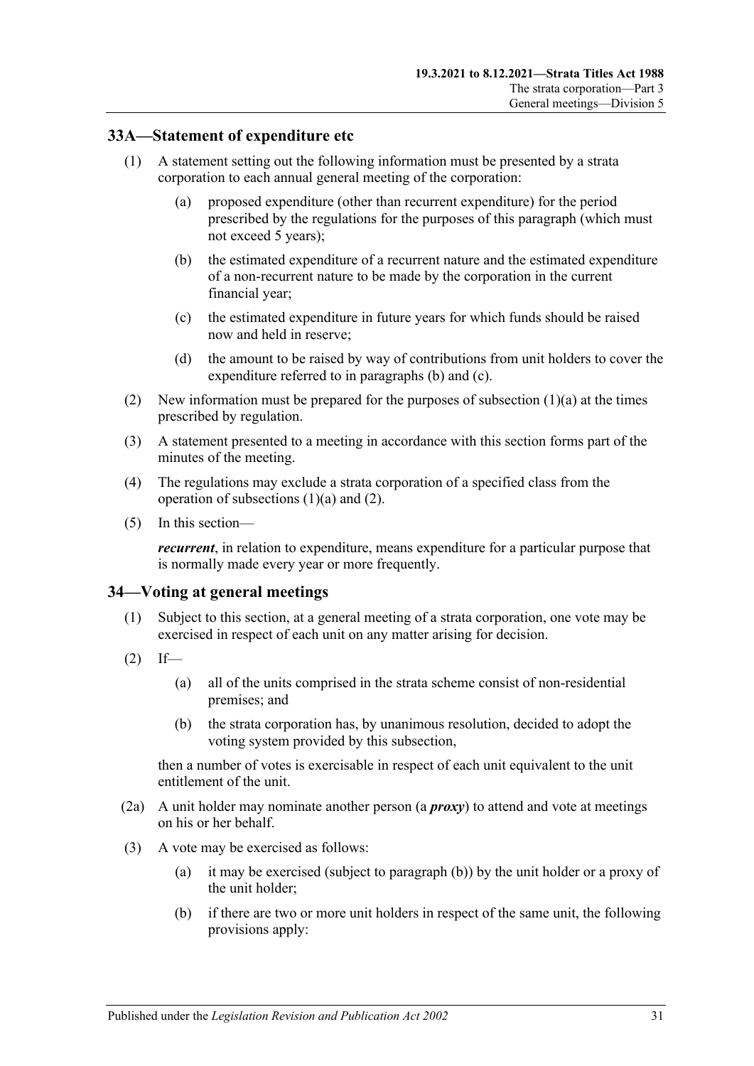## 33A—Statement of expenditure etc

(1) A statement setting out the following information must be presented by a strata corporation to each annual general meeting of the corporation:

(a) proposed expenditure (other than recurrent expenditure) for the period prescribed by the regulations for the purposes of this paragraph (which must not exceed 5 years);

(b) the estimated expenditure of a recurrent nature and the estimated expenditure of a non-recurrent nature to be made by the corporation in the current financial year;

(c) the estimated expenditure in future years for which funds should be raised now and held in reserve;

(d) the amount to be raised by way of contributions from unit holders to cover the expenditure referred to in paragraphs (b) and (c).

(2) New information must be prepared for the purposes of subsection (1)(a) at the times prescribed by regulation.

(3) A statement presented to a meeting in accordance with this section forms part of the minutes of the meeting.

(4) The regulations may exclude a strata corporation of a specified class from the operation of subsections (1)(a) and (2).

(5) In this section—

***recurrent***, in relation to expenditure, means expenditure for a particular purpose that is normally made every year or more frequently.

## 34—Voting at general meetings

(1) Subject to this section, at a general meeting of a strata corporation, one vote may be exercised in respect of each unit on any matter arising for decision.

(2) If—

(a) all of the units comprised in the strata scheme consist of non-residential premises; and

(b) the strata corporation has, by unanimous resolution, decided to adopt the voting system provided by this subsection,

then a number of votes is exercisable in respect of each unit equivalent to the unit entitlement of the unit.

(2a) A unit holder may nominate another person (a ***proxy***) to attend and vote at meetings on his or her behalf.

(3) A vote may be exercised as follows:

(a) it may be exercised (subject to paragraph (b)) by the unit holder or a proxy of the unit holder;

(b) if there are two or more unit holders in respect of the same unit, the following provisions apply: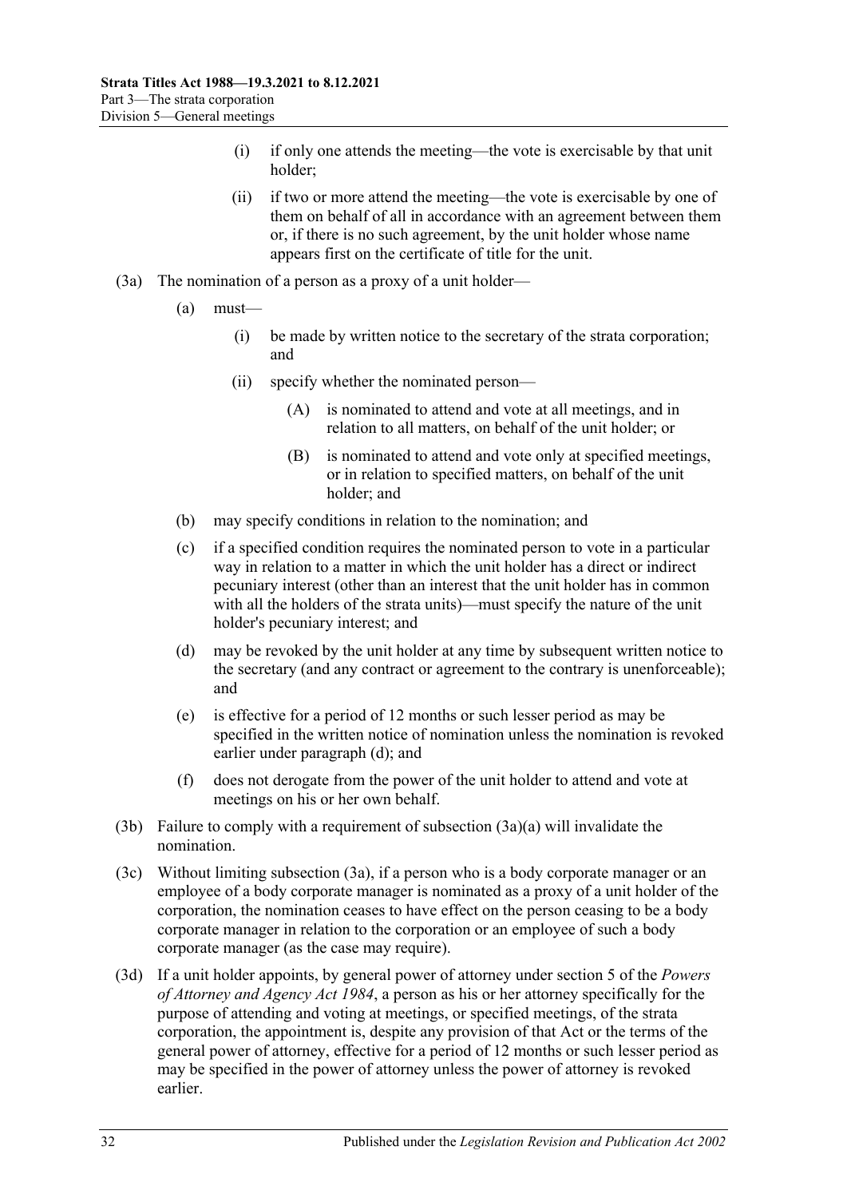(i) if only one attends the meeting—the vote is exercisable by that unit holder;

(ii) if two or more attend the meeting—the vote is exercisable by one of them on behalf of all in accordance with an agreement between them or, if there is no such agreement, by the unit holder whose name appears first on the certificate of title for the unit.

(3a) The nomination of a person as a proxy of a unit holder—

(a) must—

(i) be made by written notice to the secretary of the strata corporation; and

(ii) specify whether the nominated person—

(A) is nominated to attend and vote at all meetings, and in relation to all matters, on behalf of the unit holder; or

(B) is nominated to attend and vote only at specified meetings, or in relation to specified matters, on behalf of the unit holder; and

(b) may specify conditions in relation to the nomination; and

(c) if a specified condition requires the nominated person to vote in a particular way in relation to a matter in which the unit holder has a direct or indirect pecuniary interest (other than an interest that the unit holder has in common with all the holders of the strata units)—must specify the nature of the unit holder's pecuniary interest; and

(d) may be revoked by the unit holder at any time by subsequent written notice to the secretary (and any contract or agreement to the contrary is unenforceable); and

(e) is effective for a period of 12 months or such lesser period as may be specified in the written notice of nomination unless the nomination is revoked earlier under paragraph (d); and

(f) does not derogate from the power of the unit holder to attend and vote at meetings on his or her own behalf.

(3b) Failure to comply with a requirement of subsection (3a)(a) will invalidate the nomination.

(3c) Without limiting subsection (3a), if a person who is a body corporate manager or an employee of a body corporate manager is nominated as a proxy of a unit holder of the corporation, the nomination ceases to have effect on the person ceasing to be a body corporate manager in relation to the corporation or an employee of such a body corporate manager (as the case may require).

(3d) If a unit holder appoints, by general power of attorney under section 5 of the *Powers of Attorney and Agency Act 1984*, a person as his or her attorney specifically for the purpose of attending and voting at meetings, or specified meetings, of the strata corporation, the appointment is, despite any provision of that Act or the terms of the general power of attorney, effective for a period of 12 months or such lesser period as may be specified in the power of attorney unless the power of attorney is revoked earlier.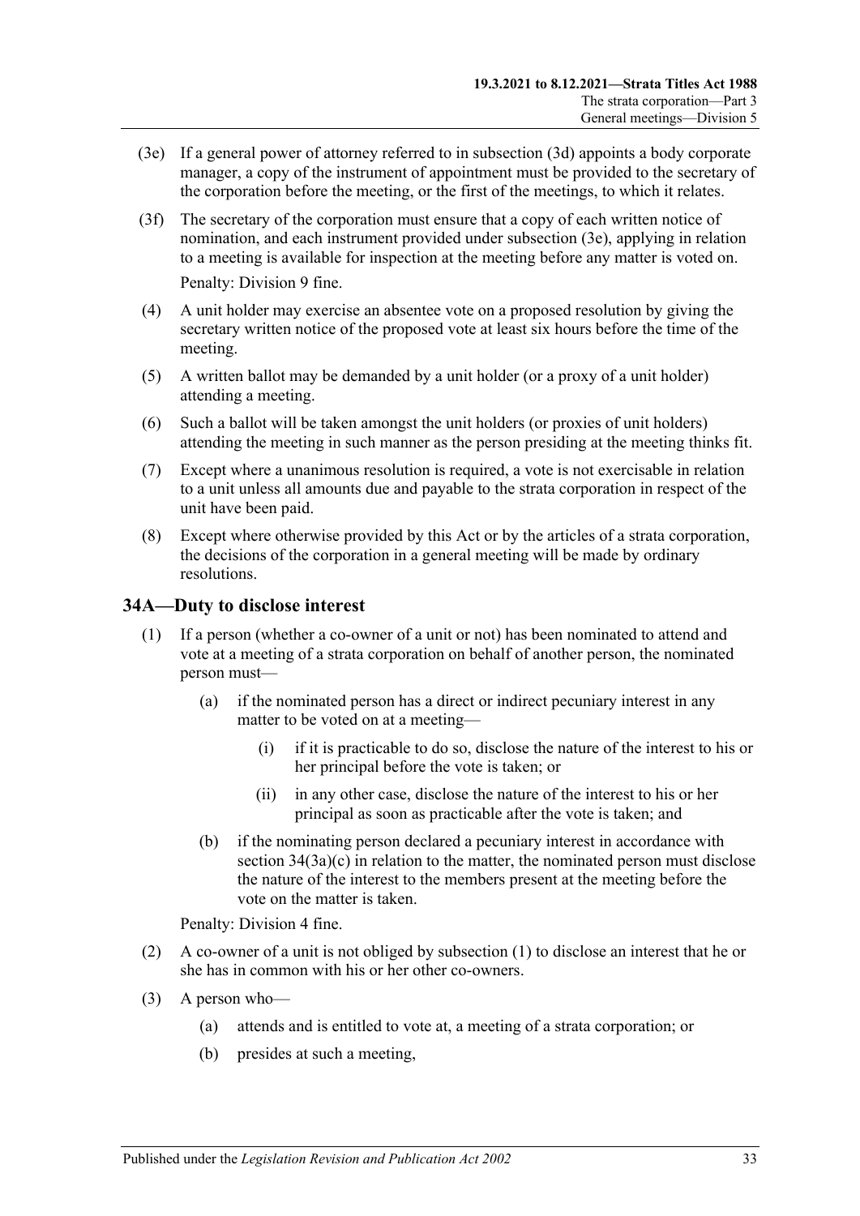(3e) If a general power of attorney referred to in subsection (3d) appoints a body corporate manager, a copy of the instrument of appointment must be provided to the secretary of the corporation before the meeting, or the first of the meetings, to which it relates.

(3f) The secretary of the corporation must ensure that a copy of each written notice of nomination, and each instrument provided under subsection (3e), applying in relation to a meeting is available for inspection at the meeting before any matter is voted on.

Penalty: Division 9 fine.

(4) A unit holder may exercise an absentee vote on a proposed resolution by giving the secretary written notice of the proposed vote at least six hours before the time of the meeting.

(5) A written ballot may be demanded by a unit holder (or a proxy of a unit holder) attending a meeting.

(6) Such a ballot will be taken amongst the unit holders (or proxies of unit holders) attending the meeting in such manner as the person presiding at the meeting thinks fit.

(7) Except where a unanimous resolution is required, a vote is not exercisable in relation to a unit unless all amounts due and payable to the strata corporation in respect of the unit have been paid.

(8) Except where otherwise provided by this Act or by the articles of a strata corporation, the decisions of the corporation in a general meeting will be made by ordinary resolutions.

## 34A—Duty to disclose interest

(1) If a person (whether a co-owner of a unit or not) has been nominated to attend and vote at a meeting of a strata corporation on behalf of another person, the nominated person must—

- (a) if the nominated person has a direct or indirect pecuniary interest in any matter to be voted on at a meeting—
  - (i) if it is practicable to do so, disclose the nature of the interest to his or her principal before the vote is taken; or
  - (ii) in any other case, disclose the nature of the interest to his or her principal as soon as practicable after the vote is taken; and
- (b) if the nominating person declared a pecuniary interest in accordance with section 34(3a)(c) in relation to the matter, the nominated person must disclose the nature of the interest to the members present at the meeting before the vote on the matter is taken.

Penalty: Division 4 fine.

(2) A co-owner of a unit is not obliged by subsection (1) to disclose an interest that he or she has in common with his or her other co-owners.

(3) A person who—

- (a) attends and is entitled to vote at, a meeting of a strata corporation; or
- (b) presides at such a meeting,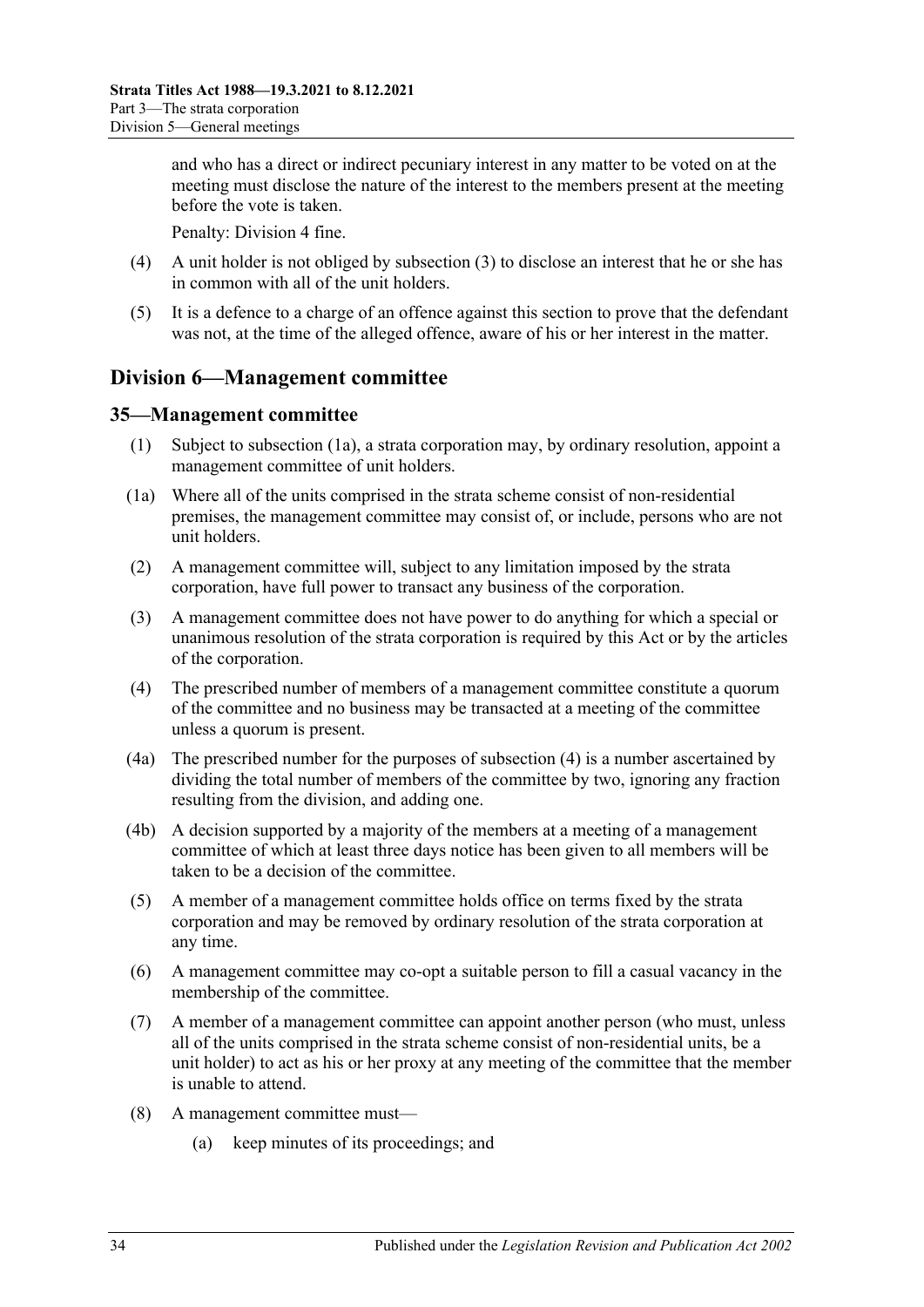and who has a direct or indirect pecuniary interest in any matter to be voted on at the meeting must disclose the nature of the interest to the members present at the meeting before the vote is taken.

Penalty: Division 4 fine.

(4) A unit holder is not obliged by subsection (3) to disclose an interest that he or she has in common with all of the unit holders.

(5) It is a defence to a charge of an offence against this section to prove that the defendant was not, at the time of the alleged offence, aware of his or her interest in the matter.

## Division 6—Management committee

### 35—Management committee

(1) Subject to subsection (1a), a strata corporation may, by ordinary resolution, appoint a management committee of unit holders.

(1a) Where all of the units comprised in the strata scheme consist of non-residential premises, the management committee may consist of, or include, persons who are not unit holders.

(2) A management committee will, subject to any limitation imposed by the strata corporation, have full power to transact any business of the corporation.

(3) A management committee does not have power to do anything for which a special or unanimous resolution of the strata corporation is required by this Act or by the articles of the corporation.

(4) The prescribed number of members of a management committee constitute a quorum of the committee and no business may be transacted at a meeting of the committee unless a quorum is present.

(4a) The prescribed number for the purposes of subsection (4) is a number ascertained by dividing the total number of members of the committee by two, ignoring any fraction resulting from the division, and adding one.

(4b) A decision supported by a majority of the members at a meeting of a management committee of which at least three days notice has been given to all members will be taken to be a decision of the committee.

(5) A member of a management committee holds office on terms fixed by the strata corporation and may be removed by ordinary resolution of the strata corporation at any time.

(6) A management committee may co-opt a suitable person to fill a casual vacancy in the membership of the committee.

(7) A member of a management committee can appoint another person (who must, unless all of the units comprised in the strata scheme consist of non-residential units, be a unit holder) to act as his or her proxy at any meeting of the committee that the member is unable to attend.

(8) A management committee must—

(a) keep minutes of its proceedings; and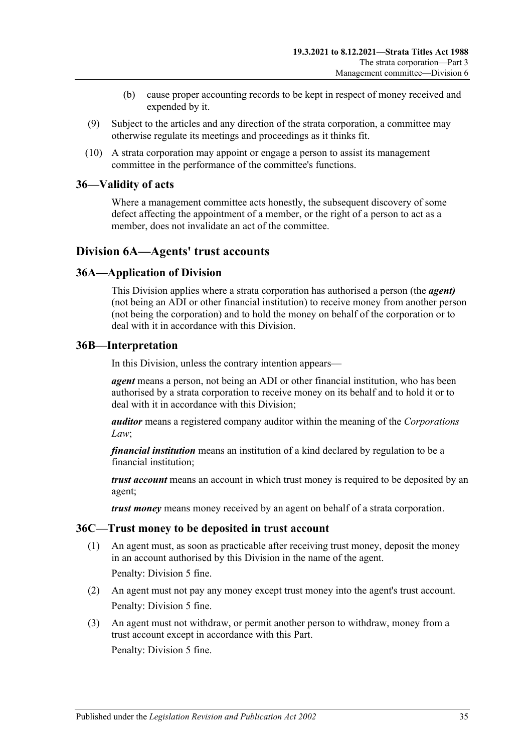(b) cause proper accounting records to be kept in respect of money received and expended by it.

(9) Subject to the articles and any direction of the strata corporation, a committee may otherwise regulate its meetings and proceedings as it thinks fit.

(10) A strata corporation may appoint or engage a person to assist its management committee in the performance of the committee's functions.

## 36—Validity of acts

Where a management committee acts honestly, the subsequent discovery of some defect affecting the appointment of a member, or the right of a person to act as a member, does not invalidate an act of the committee.

# Division 6A—Agents' trust accounts

## 36A—Application of Division

This Division applies where a strata corporation has authorised a person (the ***agent)*** (not being an ADI or other financial institution) to receive money from another person (not being the corporation) and to hold the money on behalf of the corporation or to deal with it in accordance with this Division.

## 36B—Interpretation

In this Division, unless the contrary intention appears—

***agent*** means a person, not being an ADI or other financial institution, who has been authorised by a strata corporation to receive money on its behalf and to hold it or to deal with it in accordance with this Division;

***auditor*** means a registered company auditor within the meaning of the *Corporations Law*;

***financial institution*** means an institution of a kind declared by regulation to be a financial institution;

***trust account*** means an account in which trust money is required to be deposited by an agent;

***trust money*** means money received by an agent on behalf of a strata corporation.

## 36C—Trust money to be deposited in trust account

(1) An agent must, as soon as practicable after receiving trust money, deposit the money in an account authorised by this Division in the name of the agent.

Penalty: Division 5 fine.

(2) An agent must not pay any money except trust money into the agent's trust account.

Penalty: Division 5 fine.

(3) An agent must not withdraw, or permit another person to withdraw, money from a trust account except in accordance with this Part.

Penalty: Division 5 fine.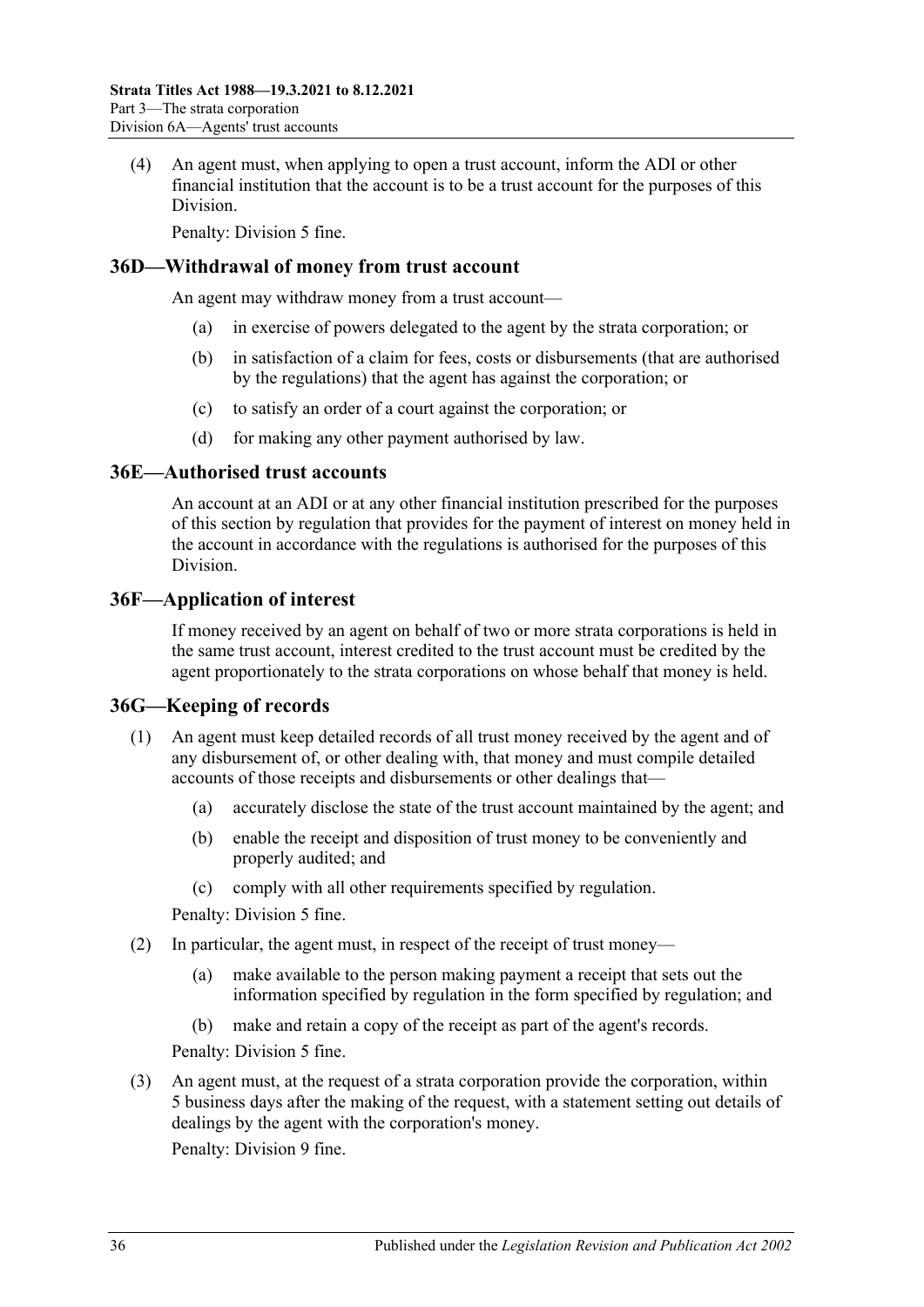(4) An agent must, when applying to open a trust account, inform the ADI or other financial institution that the account is to be a trust account for the purposes of this Division.

Penalty: Division 5 fine.

## 36D—Withdrawal of money from trust account

An agent may withdraw money from a trust account—

(a) in exercise of powers delegated to the agent by the strata corporation; or

(b) in satisfaction of a claim for fees, costs or disbursements (that are authorised by the regulations) that the agent has against the corporation; or

(c) to satisfy an order of a court against the corporation; or

(d) for making any other payment authorised by law.

## 36E—Authorised trust accounts

An account at an ADI or at any other financial institution prescribed for the purposes of this section by regulation that provides for the payment of interest on money held in the account in accordance with the regulations is authorised for the purposes of this Division.

## 36F—Application of interest

If money received by an agent on behalf of two or more strata corporations is held in the same trust account, interest credited to the trust account must be credited by the agent proportionately to the strata corporations on whose behalf that money is held.

## 36G—Keeping of records

(1) An agent must keep detailed records of all trust money received by the agent and of any disbursement of, or other dealing with, that money and must compile detailed accounts of those receipts and disbursements or other dealings that—

(a) accurately disclose the state of the trust account maintained by the agent; and

(b) enable the receipt and disposition of trust money to be conveniently and properly audited; and

(c) comply with all other requirements specified by regulation.

Penalty: Division 5 fine.

(2) In particular, the agent must, in respect of the receipt of trust money—

(a) make available to the person making payment a receipt that sets out the information specified by regulation in the form specified by regulation; and

(b) make and retain a copy of the receipt as part of the agent's records.

Penalty: Division 5 fine.

(3) An agent must, at the request of a strata corporation provide the corporation, within 5 business days after the making of the request, with a statement setting out details of dealings by the agent with the corporation's money.

Penalty: Division 9 fine.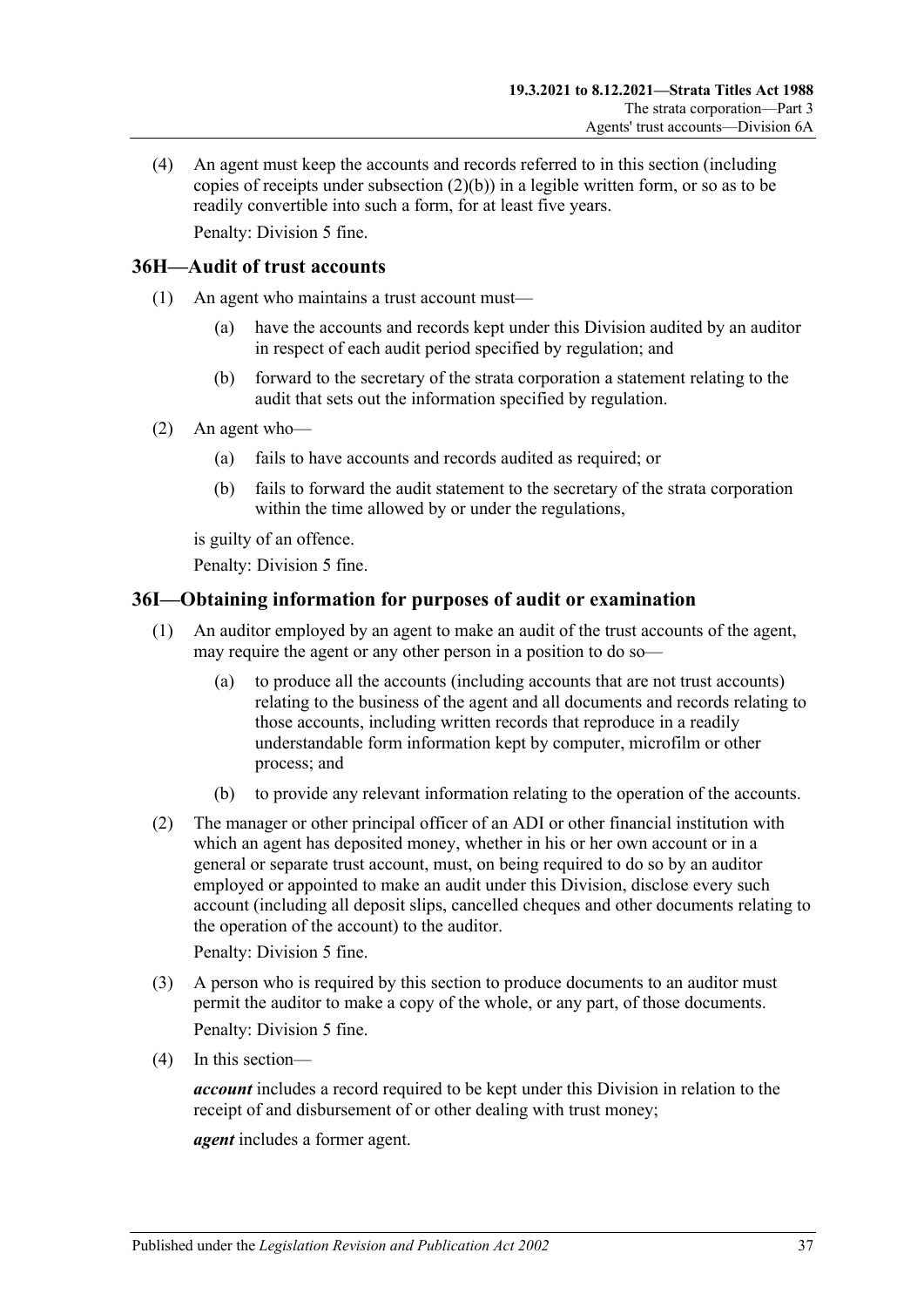(4) An agent must keep the accounts and records referred to in this section (including copies of receipts under subsection (2)(b)) in a legible written form, or so as to be readily convertible into such a form, for at least five years.

Penalty: Division 5 fine.

## 36H—Audit of trust accounts

(1) An agent who maintains a trust account must—

(a) have the accounts and records kept under this Division audited by an auditor in respect of each audit period specified by regulation; and

(b) forward to the secretary of the strata corporation a statement relating to the audit that sets out the information specified by regulation.

(2) An agent who—

(a) fails to have accounts and records audited as required; or

(b) fails to forward the audit statement to the secretary of the strata corporation within the time allowed by or under the regulations,

is guilty of an offence.

Penalty: Division 5 fine.

## 36I—Obtaining information for purposes of audit or examination

(1) An auditor employed by an agent to make an audit of the trust accounts of the agent, may require the agent or any other person in a position to do so—

(a) to produce all the accounts (including accounts that are not trust accounts) relating to the business of the agent and all documents and records relating to those accounts, including written records that reproduce in a readily understandable form information kept by computer, microfilm or other process; and

(b) to provide any relevant information relating to the operation of the accounts.

(2) The manager or other principal officer of an ADI or other financial institution with which an agent has deposited money, whether in his or her own account or in a general or separate trust account, must, on being required to do so by an auditor employed or appointed to make an audit under this Division, disclose every such account (including all deposit slips, cancelled cheques and other documents relating to the operation of the account) to the auditor.

Penalty: Division 5 fine.

(3) A person who is required by this section to produce documents to an auditor must permit the auditor to make a copy of the whole, or any part, of those documents.

Penalty: Division 5 fine.

(4) In this section—

***account*** includes a record required to be kept under this Division in relation to the receipt of and disbursement of or other dealing with trust money;

***agent*** includes a former agent.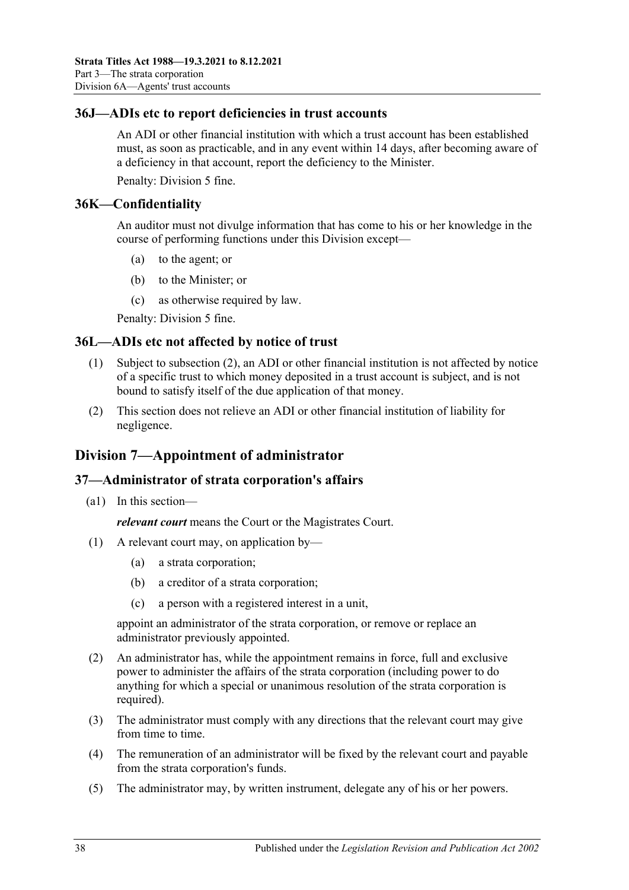### 36J—ADIs etc to report deficiencies in trust accounts

An ADI or other financial institution with which a trust account has been established must, as soon as practicable, and in any event within 14 days, after becoming aware of a deficiency in that account, report the deficiency to the Minister.

Penalty: Division 5 fine.

### 36K—Confidentiality

An auditor must not divulge information that has come to his or her knowledge in the course of performing functions under this Division except—

(a) to the agent; or

(b) to the Minister; or

(c) as otherwise required by law.

Penalty: Division 5 fine.

### 36L—ADIs etc not affected by notice of trust

(1) Subject to subsection (2), an ADI or other financial institution is not affected by notice of a specific trust to which money deposited in a trust account is subject, and is not bound to satisfy itself of the due application of that money.

(2) This section does not relieve an ADI or other financial institution of liability for negligence.

## Division 7—Appointment of administrator

### 37—Administrator of strata corporation's affairs

(a1) In this section—

***relevant court*** means the Court or the Magistrates Court.

(1) A relevant court may, on application by—

(a) a strata corporation;

(b) a creditor of a strata corporation;

(c) a person with a registered interest in a unit,

appoint an administrator of the strata corporation, or remove or replace an administrator previously appointed.

(2) An administrator has, while the appointment remains in force, full and exclusive power to administer the affairs of the strata corporation (including power to do anything for which a special or unanimous resolution of the strata corporation is required).

(3) The administrator must comply with any directions that the relevant court may give from time to time.

(4) The remuneration of an administrator will be fixed by the relevant court and payable from the strata corporation's funds.

(5) The administrator may, by written instrument, delegate any of his or her powers.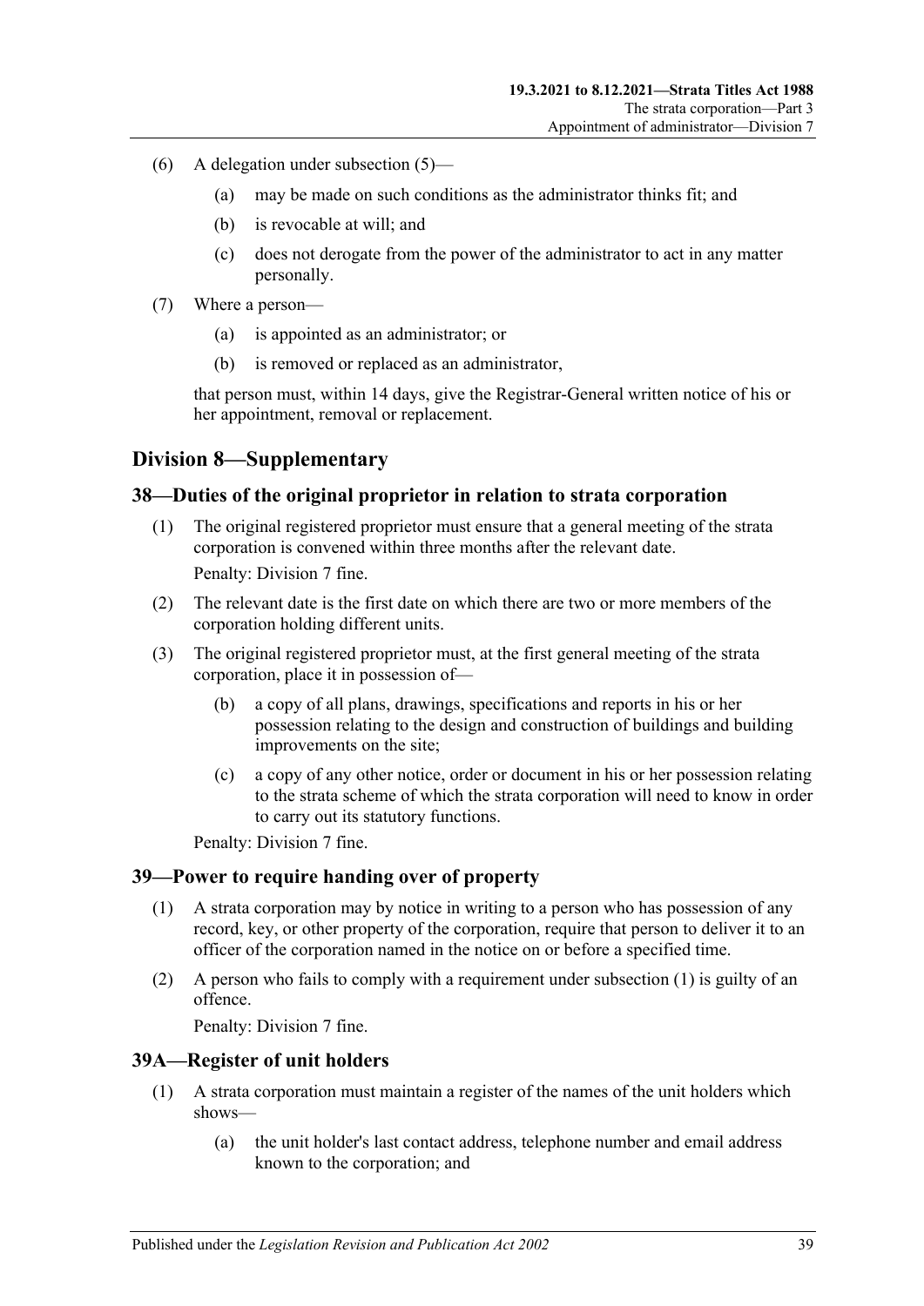(6) A delegation under subsection (5)—

(a) may be made on such conditions as the administrator thinks fit; and

(b) is revocable at will; and

(c) does not derogate from the power of the administrator to act in any matter personally.

(7) Where a person—

(a) is appointed as an administrator; or

(b) is removed or replaced as an administrator,

that person must, within 14 days, give the Registrar-General written notice of his or her appointment, removal or replacement.

## Division 8—Supplementary

### 38—Duties of the original proprietor in relation to strata corporation

(1) The original registered proprietor must ensure that a general meeting of the strata corporation is convened within three months after the relevant date.

Penalty: Division 7 fine.

(2) The relevant date is the first date on which there are two or more members of the corporation holding different units.

(3) The original registered proprietor must, at the first general meeting of the strata corporation, place it in possession of—

(b) a copy of all plans, drawings, specifications and reports in his or her possession relating to the design and construction of buildings and building improvements on the site;

(c) a copy of any other notice, order or document in his or her possession relating to the strata scheme of which the strata corporation will need to know in order to carry out its statutory functions.

Penalty: Division 7 fine.

### 39—Power to require handing over of property

(1) A strata corporation may by notice in writing to a person who has possession of any record, key, or other property of the corporation, require that person to deliver it to an officer of the corporation named in the notice on or before a specified time.

(2) A person who fails to comply with a requirement under subsection (1) is guilty of an offence.

Penalty: Division 7 fine.

### 39A—Register of unit holders

(1) A strata corporation must maintain a register of the names of the unit holders which shows—

(a) the unit holder's last contact address, telephone number and email address known to the corporation; and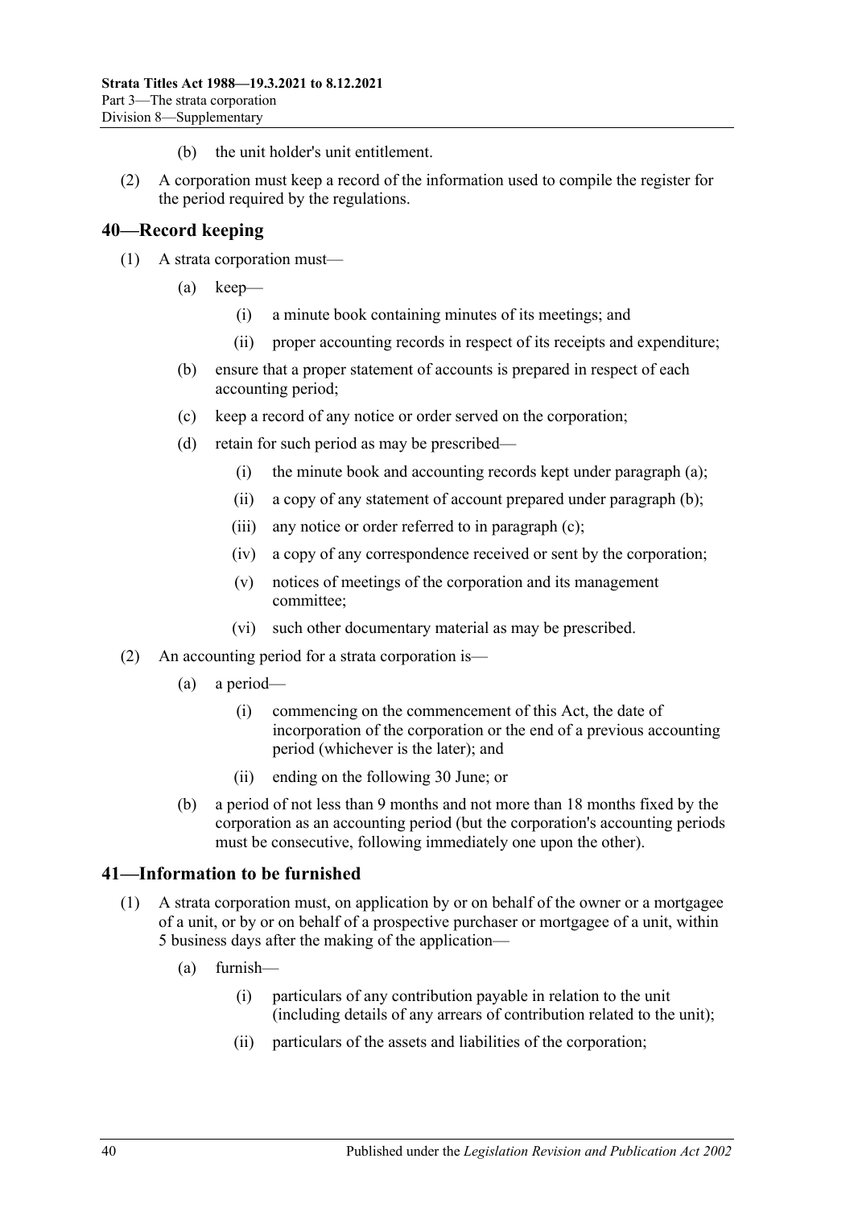(b) the unit holder's unit entitlement.

(2) A corporation must keep a record of the information used to compile the register for the period required by the regulations.

## 40—Record keeping

(1) A strata corporation must—

(a) keep—

(i) a minute book containing minutes of its meetings; and

(ii) proper accounting records in respect of its receipts and expenditure;

(b) ensure that a proper statement of accounts is prepared in respect of each accounting period;

(c) keep a record of any notice or order served on the corporation;

(d) retain for such period as may be prescribed—

(i) the minute book and accounting records kept under paragraph (a);

(ii) a copy of any statement of account prepared under paragraph (b);

(iii) any notice or order referred to in paragraph (c);

(iv) a copy of any correspondence received or sent by the corporation;

(v) notices of meetings of the corporation and its management committee;

(vi) such other documentary material as may be prescribed.

(2) An accounting period for a strata corporation is—

(a) a period—

(i) commencing on the commencement of this Act, the date of incorporation of the corporation or the end of a previous accounting period (whichever is the later); and

(ii) ending on the following 30 June; or

(b) a period of not less than 9 months and not more than 18 months fixed by the corporation as an accounting period (but the corporation's accounting periods must be consecutive, following immediately one upon the other).

## 41—Information to be furnished

(1) A strata corporation must, on application by or on behalf of the owner or a mortgagee of a unit, or by or on behalf of a prospective purchaser or mortgagee of a unit, within 5 business days after the making of the application—

(a) furnish—

(i) particulars of any contribution payable in relation to the unit (including details of any arrears of contribution related to the unit);

(ii) particulars of the assets and liabilities of the corporation;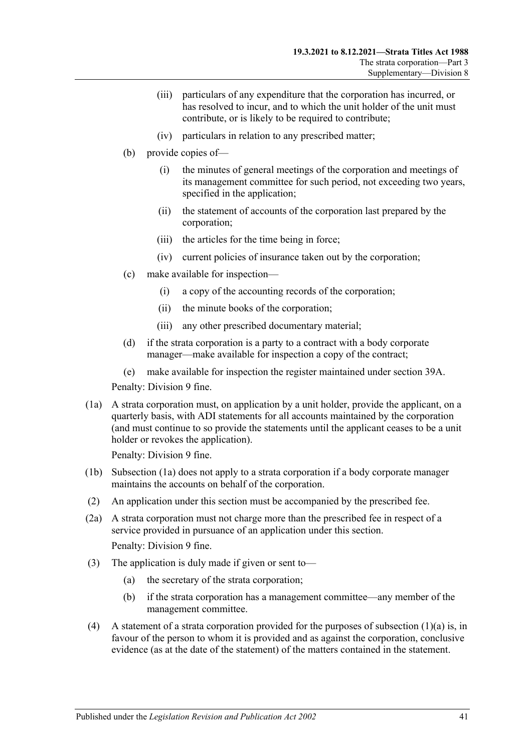(iii) particulars of any expenditure that the corporation has incurred, or has resolved to incur, and to which the unit holder of the unit must contribute, or is likely to be required to contribute;

(iv) particulars in relation to any prescribed matter;

(b) provide copies of—

(i) the minutes of general meetings of the corporation and meetings of its management committee for such period, not exceeding two years, specified in the application;

(ii) the statement of accounts of the corporation last prepared by the corporation;

(iii) the articles for the time being in force;

(iv) current policies of insurance taken out by the corporation;

(c) make available for inspection—

(i) a copy of the accounting records of the corporation;

(ii) the minute books of the corporation;

(iii) any other prescribed documentary material;

(d) if the strata corporation is a party to a contract with a body corporate manager—make available for inspection a copy of the contract;

(e) make available for inspection the register maintained under section 39A.

Penalty: Division 9 fine.

(1a) A strata corporation must, on application by a unit holder, provide the applicant, on a quarterly basis, with ADI statements for all accounts maintained by the corporation (and must continue to so provide the statements until the applicant ceases to be a unit holder or revokes the application).

Penalty: Division 9 fine.

(1b) Subsection (1a) does not apply to a strata corporation if a body corporate manager maintains the accounts on behalf of the corporation.

(2) An application under this section must be accompanied by the prescribed fee.

(2a) A strata corporation must not charge more than the prescribed fee in respect of a service provided in pursuance of an application under this section.

Penalty: Division 9 fine.

(3) The application is duly made if given or sent to—

(a) the secretary of the strata corporation;

(b) if the strata corporation has a management committee—any member of the management committee.

(4) A statement of a strata corporation provided for the purposes of subsection (1)(a) is, in favour of the person to whom it is provided and as against the corporation, conclusive evidence (as at the date of the statement) of the matters contained in the statement.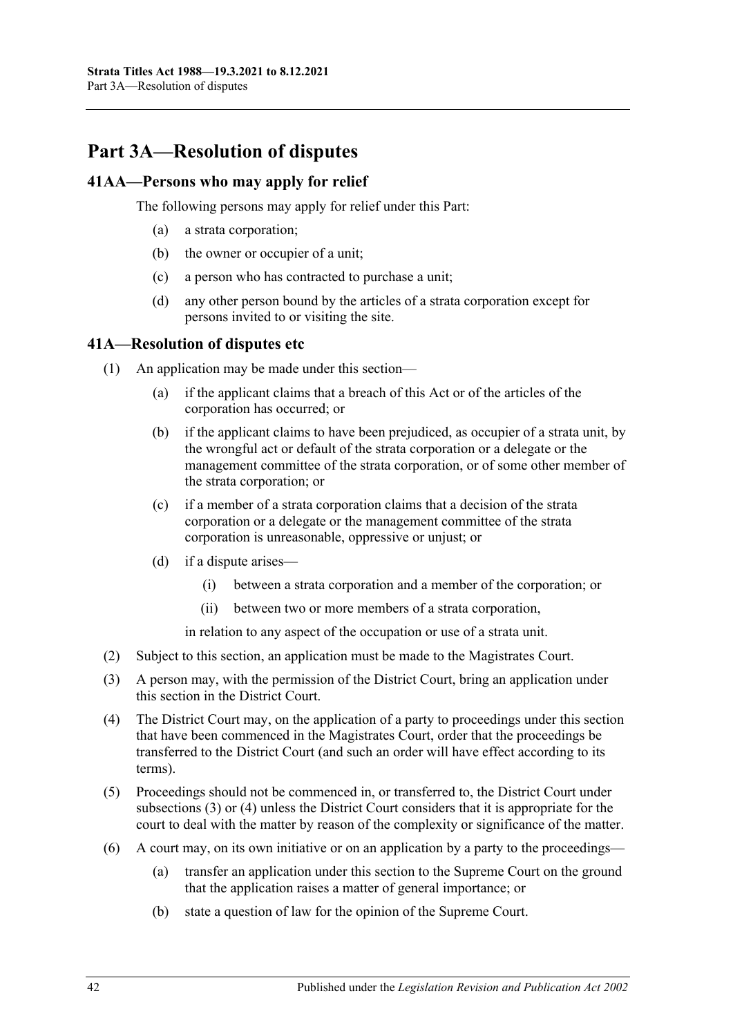# Part 3A—Resolution of disputes

## 41AA—Persons who may apply for relief

The following persons may apply for relief under this Part:

- (a) a strata corporation;
- (b) the owner or occupier of a unit;
- (c) a person who has contracted to purchase a unit;
- (d) any other person bound by the articles of a strata corporation except for persons invited to or visiting the site.

## 41A—Resolution of disputes etc

(1) An application may be made under this section—

- (a) if the applicant claims that a breach of this Act or of the articles of the corporation has occurred; or
- (b) if the applicant claims to have been prejudiced, as occupier of a strata unit, by the wrongful act or default of the strata corporation or a delegate or the management committee of the strata corporation, or of some other member of the strata corporation; or
- (c) if a member of a strata corporation claims that a decision of the strata corporation or a delegate or the management committee of the strata corporation is unreasonable, oppressive or unjust; or
- (d) if a dispute arises—
  - (i) between a strata corporation and a member of the corporation; or
  - (ii) between two or more members of a strata corporation,

  in relation to any aspect of the occupation or use of a strata unit.

(2) Subject to this section, an application must be made to the Magistrates Court.

(3) A person may, with the permission of the District Court, bring an application under this section in the District Court.

(4) The District Court may, on the application of a party to proceedings under this section that have been commenced in the Magistrates Court, order that the proceedings be transferred to the District Court (and such an order will have effect according to its terms).

(5) Proceedings should not be commenced in, or transferred to, the District Court under subsections (3) or (4) unless the District Court considers that it is appropriate for the court to deal with the matter by reason of the complexity or significance of the matter.

(6) A court may, on its own initiative or on an application by a party to the proceedings—

- (a) transfer an application under this section to the Supreme Court on the ground that the application raises a matter of general importance; or
- (b) state a question of law for the opinion of the Supreme Court.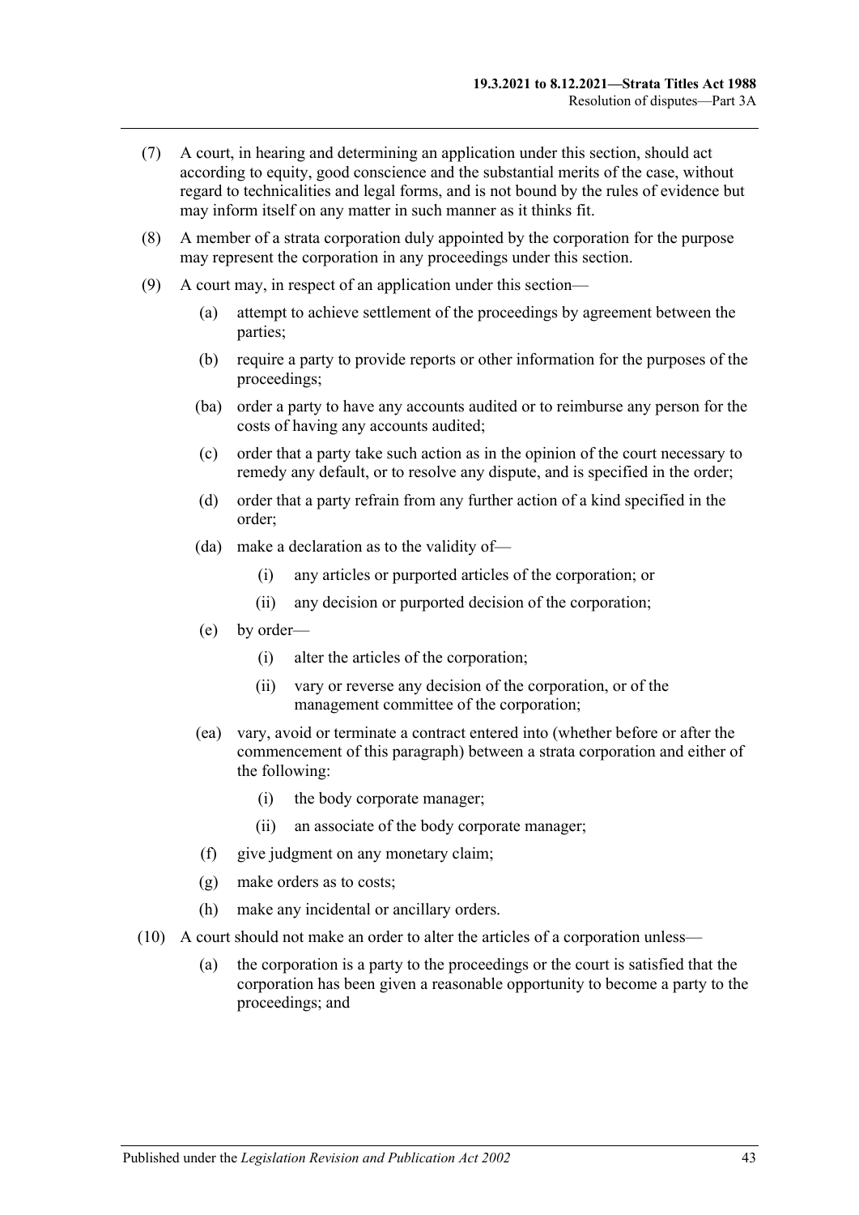(7) A court, in hearing and determining an application under this section, should act according to equity, good conscience and the substantial merits of the case, without regard to technicalities and legal forms, and is not bound by the rules of evidence but may inform itself on any matter in such manner as it thinks fit.

(8) A member of a strata corporation duly appointed by the corporation for the purpose may represent the corporation in any proceedings under this section.

(9) A court may, in respect of an application under this section—

- (a) attempt to achieve settlement of the proceedings by agreement between the parties;
- (b) require a party to provide reports or other information for the purposes of the proceedings;
- (ba) order a party to have any accounts audited or to reimburse any person for the costs of having any accounts audited;
- (c) order that a party take such action as in the opinion of the court necessary to remedy any default, or to resolve any dispute, and is specified in the order;
- (d) order that a party refrain from any further action of a kind specified in the order;
- (da) make a declaration as to the validity of—
  - (i) any articles or purported articles of the corporation; or
  - (ii) any decision or purported decision of the corporation;
- (e) by order—
  - (i) alter the articles of the corporation;
  - (ii) vary or reverse any decision of the corporation, or of the management committee of the corporation;
- (ea) vary, avoid or terminate a contract entered into (whether before or after the commencement of this paragraph) between a strata corporation and either of the following:
  - (i) the body corporate manager;
  - (ii) an associate of the body corporate manager;
- (f) give judgment on any monetary claim;
- (g) make orders as to costs;
- (h) make any incidental or ancillary orders.

(10) A court should not make an order to alter the articles of a corporation unless—

- (a) the corporation is a party to the proceedings or the court is satisfied that the corporation has been given a reasonable opportunity to become a party to the proceedings; and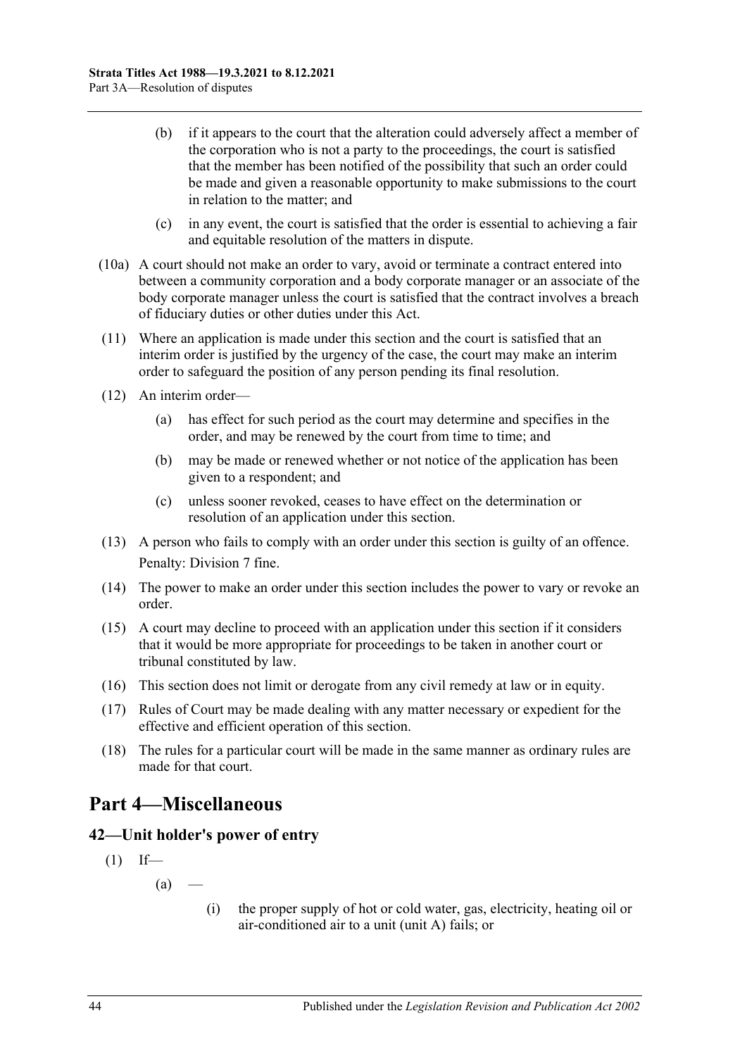(b) if it appears to the court that the alteration could adversely affect a member of the corporation who is not a party to the proceedings, the court is satisfied that the member has been notified of the possibility that such an order could be made and given a reasonable opportunity to make submissions to the court in relation to the matter; and

(c) in any event, the court is satisfied that the order is essential to achieving a fair and equitable resolution of the matters in dispute.

(10a) A court should not make an order to vary, avoid or terminate a contract entered into between a community corporation and a body corporate manager or an associate of the body corporate manager unless the court is satisfied that the contract involves a breach of fiduciary duties or other duties under this Act.

(11) Where an application is made under this section and the court is satisfied that an interim order is justified by the urgency of the case, the court may make an interim order to safeguard the position of any person pending its final resolution.

(12) An interim order—

(a) has effect for such period as the court may determine and specifies in the order, and may be renewed by the court from time to time; and

(b) may be made or renewed whether or not notice of the application has been given to a respondent; and

(c) unless sooner revoked, ceases to have effect on the determination or resolution of an application under this section.

(13) A person who fails to comply with an order under this section is guilty of an offence.

Penalty: Division 7 fine.

(14) The power to make an order under this section includes the power to vary or revoke an order.

(15) A court may decline to proceed with an application under this section if it considers that it would be more appropriate for proceedings to be taken in another court or tribunal constituted by law.

(16) This section does not limit or derogate from any civil remedy at law or in equity.

(17) Rules of Court may be made dealing with any matter necessary or expedient for the effective and efficient operation of this section.

(18) The rules for a particular court will be made in the same manner as ordinary rules are made for that court.

# Part 4—Miscellaneous

## 42—Unit holder's power of entry

(1) If—

(a) —

(i) the proper supply of hot or cold water, gas, electricity, heating oil or air-conditioned air to a unit (unit A) fails; or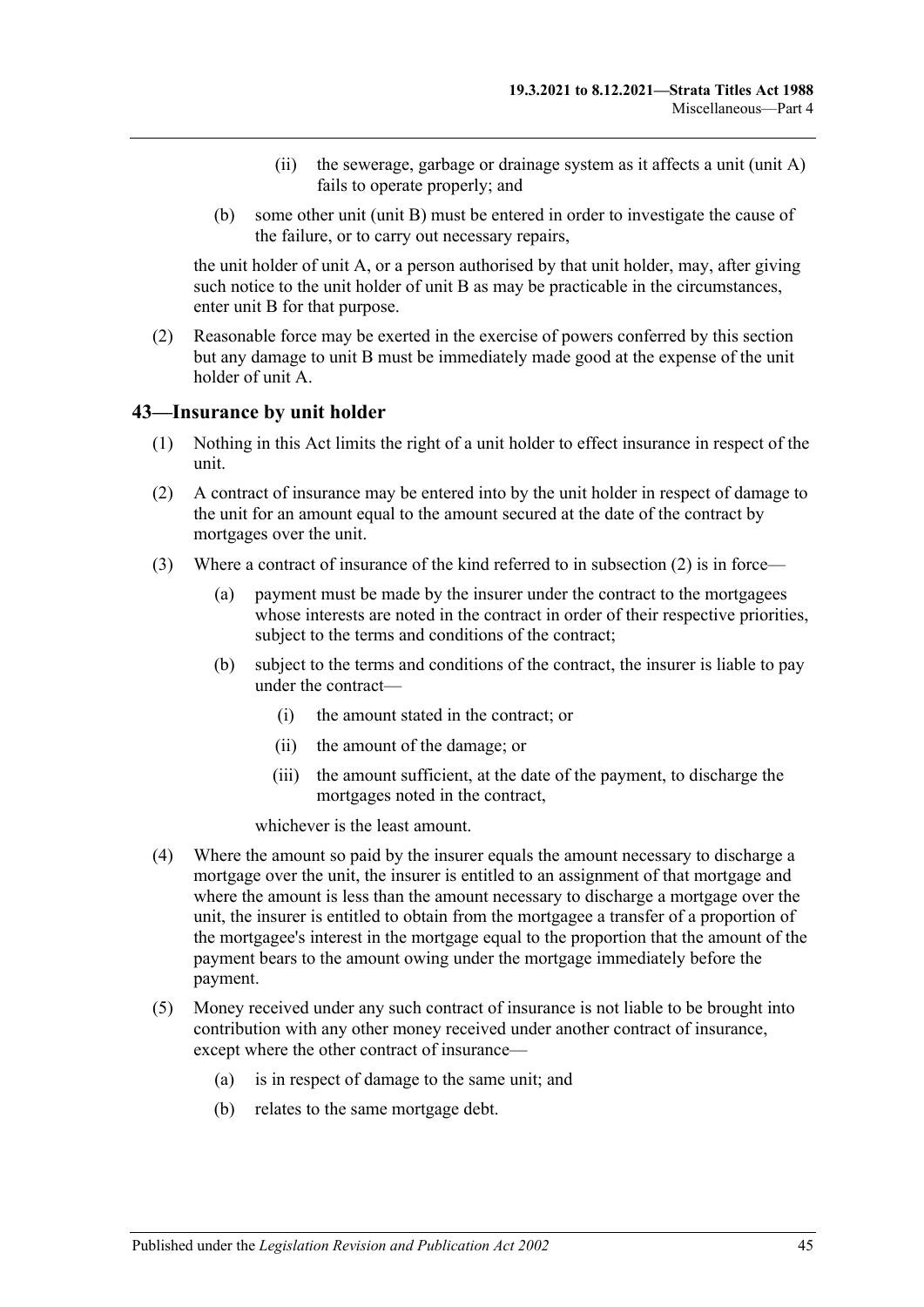(ii) the sewerage, garbage or drainage system as it affects a unit (unit A) fails to operate properly; and

(b) some other unit (unit B) must be entered in order to investigate the cause of the failure, or to carry out necessary repairs,

the unit holder of unit A, or a person authorised by that unit holder, may, after giving such notice to the unit holder of unit B as may be practicable in the circumstances, enter unit B for that purpose.

(2) Reasonable force may be exerted in the exercise of powers conferred by this section but any damage to unit B must be immediately made good at the expense of the unit holder of unit A.

## 43—Insurance by unit holder

(1) Nothing in this Act limits the right of a unit holder to effect insurance in respect of the unit.

(2) A contract of insurance may be entered into by the unit holder in respect of damage to the unit for an amount equal to the amount secured at the date of the contract by mortgages over the unit.

(3) Where a contract of insurance of the kind referred to in subsection (2) is in force—

(a) payment must be made by the insurer under the contract to the mortgagees whose interests are noted in the contract in order of their respective priorities, subject to the terms and conditions of the contract;

(b) subject to the terms and conditions of the contract, the insurer is liable to pay under the contract—

(i) the amount stated in the contract; or

(ii) the amount of the damage; or

(iii) the amount sufficient, at the date of the payment, to discharge the mortgages noted in the contract,

whichever is the least amount.

(4) Where the amount so paid by the insurer equals the amount necessary to discharge a mortgage over the unit, the insurer is entitled to an assignment of that mortgage and where the amount is less than the amount necessary to discharge a mortgage over the unit, the insurer is entitled to obtain from the mortgagee a transfer of a proportion of the mortgagee's interest in the mortgage equal to the proportion that the amount of the payment bears to the amount owing under the mortgage immediately before the payment.

(5) Money received under any such contract of insurance is not liable to be brought into contribution with any other money received under another contract of insurance, except where the other contract of insurance—

(a) is in respect of damage to the same unit; and

(b) relates to the same mortgage debt.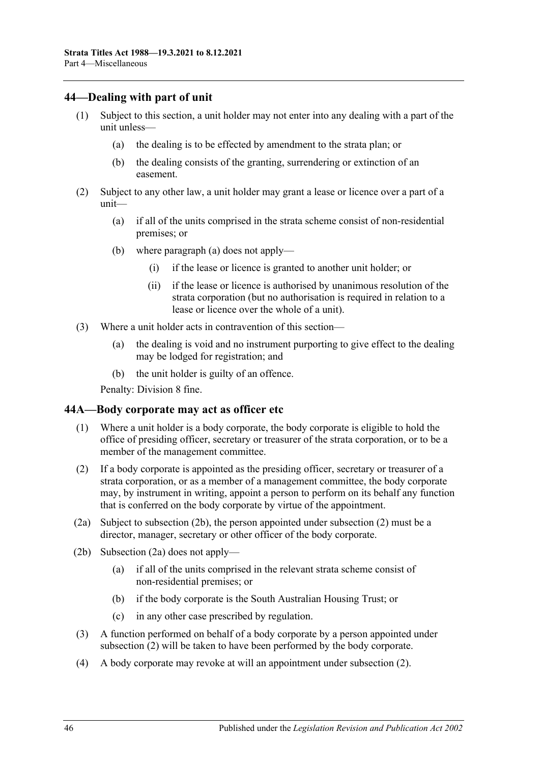## 44—Dealing with part of unit

(1) Subject to this section, a unit holder may not enter into any dealing with a part of the unit unless—

(a) the dealing is to be effected by amendment to the strata plan; or

(b) the dealing consists of the granting, surrendering or extinction of an easement.

(2) Subject to any other law, a unit holder may grant a lease or licence over a part of a unit—

(a) if all of the units comprised in the strata scheme consist of non-residential premises; or

(b) where paragraph (a) does not apply—

(i) if the lease or licence is granted to another unit holder; or

(ii) if the lease or licence is authorised by unanimous resolution of the strata corporation (but no authorisation is required in relation to a lease or licence over the whole of a unit).

(3) Where a unit holder acts in contravention of this section—

(a) the dealing is void and no instrument purporting to give effect to the dealing may be lodged for registration; and

(b) the unit holder is guilty of an offence.

Penalty: Division 8 fine.

## 44A—Body corporate may act as officer etc

(1) Where a unit holder is a body corporate, the body corporate is eligible to hold the office of presiding officer, secretary or treasurer of the strata corporation, or to be a member of the management committee.

(2) If a body corporate is appointed as the presiding officer, secretary or treasurer of a strata corporation, or as a member of a management committee, the body corporate may, by instrument in writing, appoint a person to perform on its behalf any function that is conferred on the body corporate by virtue of the appointment.

(2a) Subject to subsection (2b), the person appointed under subsection (2) must be a director, manager, secretary or other officer of the body corporate.

(2b) Subsection (2a) does not apply—

(a) if all of the units comprised in the relevant strata scheme consist of non-residential premises; or

(b) if the body corporate is the South Australian Housing Trust; or

(c) in any other case prescribed by regulation.

(3) A function performed on behalf of a body corporate by a person appointed under subsection (2) will be taken to have been performed by the body corporate.

(4) A body corporate may revoke at will an appointment under subsection (2).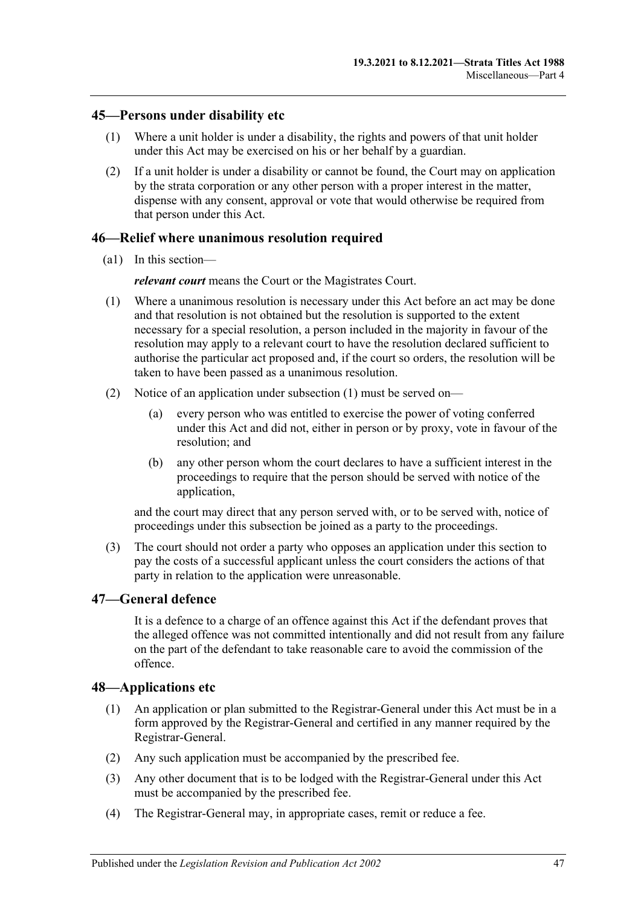## 45—Persons under disability etc

(1) Where a unit holder is under a disability, the rights and powers of that unit holder under this Act may be exercised on his or her behalf by a guardian.

(2) If a unit holder is under a disability or cannot be found, the Court may on application by the strata corporation or any other person with a proper interest in the matter, dispense with any consent, approval or vote that would otherwise be required from that person under this Act.

## 46—Relief where unanimous resolution required

(a1) In this section—

***relevant court*** means the Court or the Magistrates Court.

(1) Where a unanimous resolution is necessary under this Act before an act may be done and that resolution is not obtained but the resolution is supported to the extent necessary for a special resolution, a person included in the majority in favour of the resolution may apply to a relevant court to have the resolution declared sufficient to authorise the particular act proposed and, if the court so orders, the resolution will be taken to have been passed as a unanimous resolution.

(2) Notice of an application under subsection (1) must be served on—

(a) every person who was entitled to exercise the power of voting conferred under this Act and did not, either in person or by proxy, vote in favour of the resolution; and

(b) any other person whom the court declares to have a sufficient interest in the proceedings to require that the person should be served with notice of the application,

and the court may direct that any person served with, or to be served with, notice of proceedings under this subsection be joined as a party to the proceedings.

(3) The court should not order a party who opposes an application under this section to pay the costs of a successful applicant unless the court considers the actions of that party in relation to the application were unreasonable.

## 47—General defence

It is a defence to a charge of an offence against this Act if the defendant proves that the alleged offence was not committed intentionally and did not result from any failure on the part of the defendant to take reasonable care to avoid the commission of the offence.

## 48—Applications etc

(1) An application or plan submitted to the Registrar-General under this Act must be in a form approved by the Registrar-General and certified in any manner required by the Registrar-General.

(2) Any such application must be accompanied by the prescribed fee.

(3) Any other document that is to be lodged with the Registrar-General under this Act must be accompanied by the prescribed fee.

(4) The Registrar-General may, in appropriate cases, remit or reduce a fee.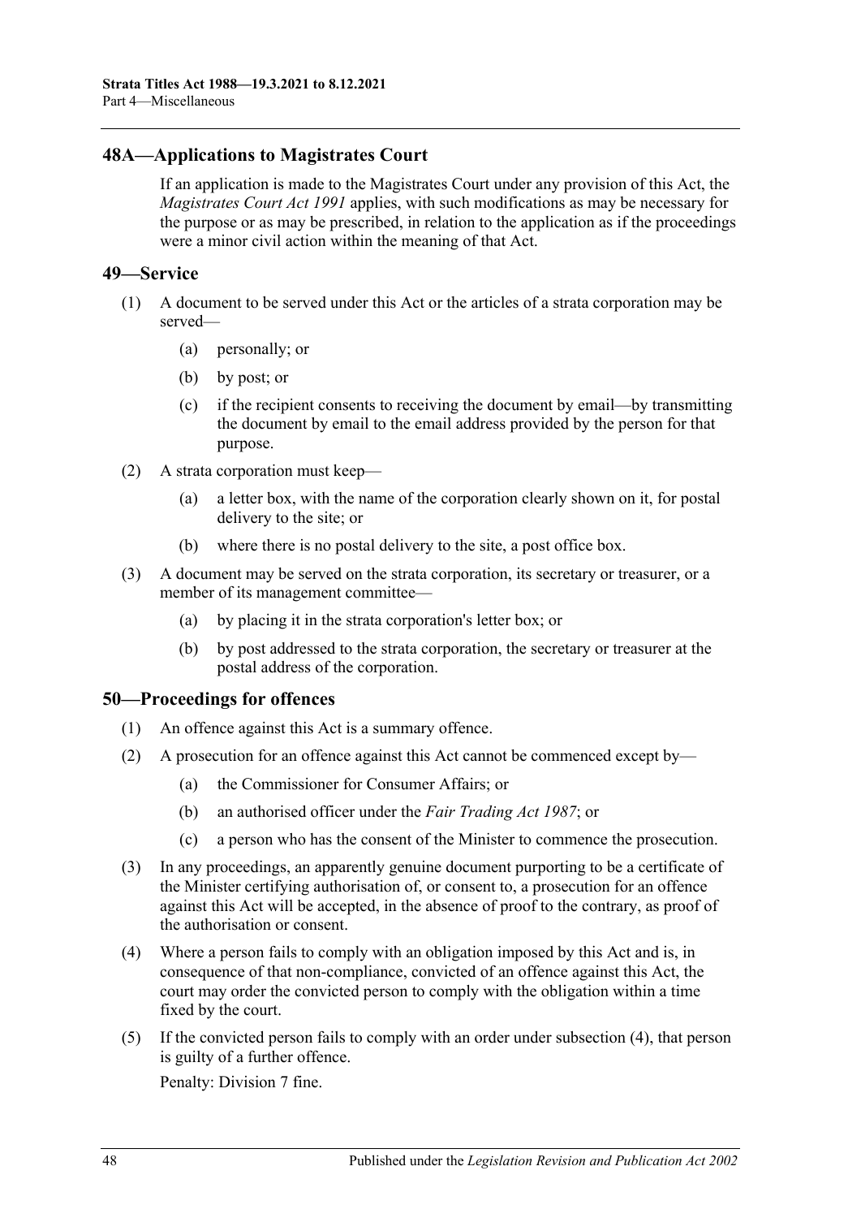## 48A—Applications to Magistrates Court

If an application is made to the Magistrates Court under any provision of this Act, the *Magistrates Court Act 1991* applies, with such modifications as may be necessary for the purpose or as may be prescribed, in relation to the application as if the proceedings were a minor civil action within the meaning of that Act.

## 49—Service

(1) A document to be served under this Act or the articles of a strata corporation may be served—

(a) personally; or

(b) by post; or

(c) if the recipient consents to receiving the document by email—by transmitting the document by email to the email address provided by the person for that purpose.

(2) A strata corporation must keep—

(a) a letter box, with the name of the corporation clearly shown on it, for postal delivery to the site; or

(b) where there is no postal delivery to the site, a post office box.

(3) A document may be served on the strata corporation, its secretary or treasurer, or a member of its management committee—

(a) by placing it in the strata corporation's letter box; or

(b) by post addressed to the strata corporation, the secretary or treasurer at the postal address of the corporation.

## 50—Proceedings for offences

(1) An offence against this Act is a summary offence.

(2) A prosecution for an offence against this Act cannot be commenced except by—

(a) the Commissioner for Consumer Affairs; or

(b) an authorised officer under the *Fair Trading Act 1987*; or

(c) a person who has the consent of the Minister to commence the prosecution.

(3) In any proceedings, an apparently genuine document purporting to be a certificate of the Minister certifying authorisation of, or consent to, a prosecution for an offence against this Act will be accepted, in the absence of proof to the contrary, as proof of the authorisation or consent.

(4) Where a person fails to comply with an obligation imposed by this Act and is, in consequence of that non-compliance, convicted of an offence against this Act, the court may order the convicted person to comply with the obligation within a time fixed by the court.

(5) If the convicted person fails to comply with an order under subsection (4), that person is guilty of a further offence.

Penalty: Division 7 fine.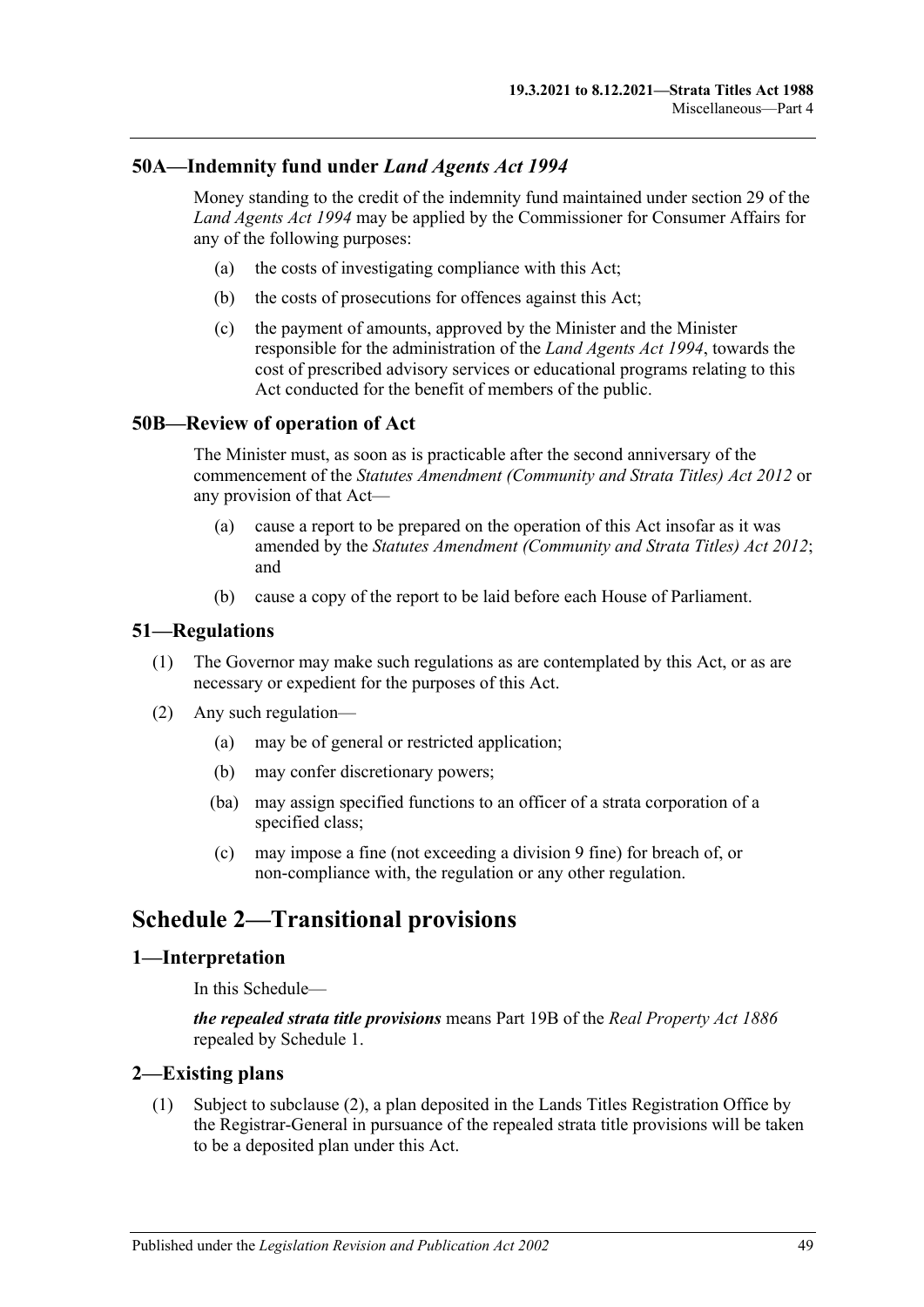## 50A—Indemnity fund under *Land Agents Act 1994*

Money standing to the credit of the indemnity fund maintained under section 29 of the *Land Agents Act 1994* may be applied by the Commissioner for Consumer Affairs for any of the following purposes:

- (a) the costs of investigating compliance with this Act;
- (b) the costs of prosecutions for offences against this Act;
- (c) the payment of amounts, approved by the Minister and the Minister responsible for the administration of the *Land Agents Act 1994*, towards the cost of prescribed advisory services or educational programs relating to this Act conducted for the benefit of members of the public.

## 50B—Review of operation of Act

The Minister must, as soon as is practicable after the second anniversary of the commencement of the *Statutes Amendment (Community and Strata Titles) Act 2012* or any provision of that Act—

- (a) cause a report to be prepared on the operation of this Act insofar as it was amended by the *Statutes Amendment (Community and Strata Titles) Act 2012*; and
- (b) cause a copy of the report to be laid before each House of Parliament.

## 51—Regulations

(1) The Governor may make such regulations as are contemplated by this Act, or as are necessary or expedient for the purposes of this Act.

(2) Any such regulation—

- (a) may be of general or restricted application;
- (b) may confer discretionary powers;
- (ba) may assign specified functions to an officer of a strata corporation of a specified class;
- (c) may impose a fine (not exceeding a division 9 fine) for breach of, or non-compliance with, the regulation or any other regulation.

# Schedule 2—Transitional provisions

## 1—Interpretation

In this Schedule—

***the repealed strata title provisions*** means Part 19B of the *Real Property Act 1886* repealed by Schedule 1.

## 2—Existing plans

(1) Subject to subclause (2), a plan deposited in the Lands Titles Registration Office by the Registrar-General in pursuance of the repealed strata title provisions will be taken to be a deposited plan under this Act.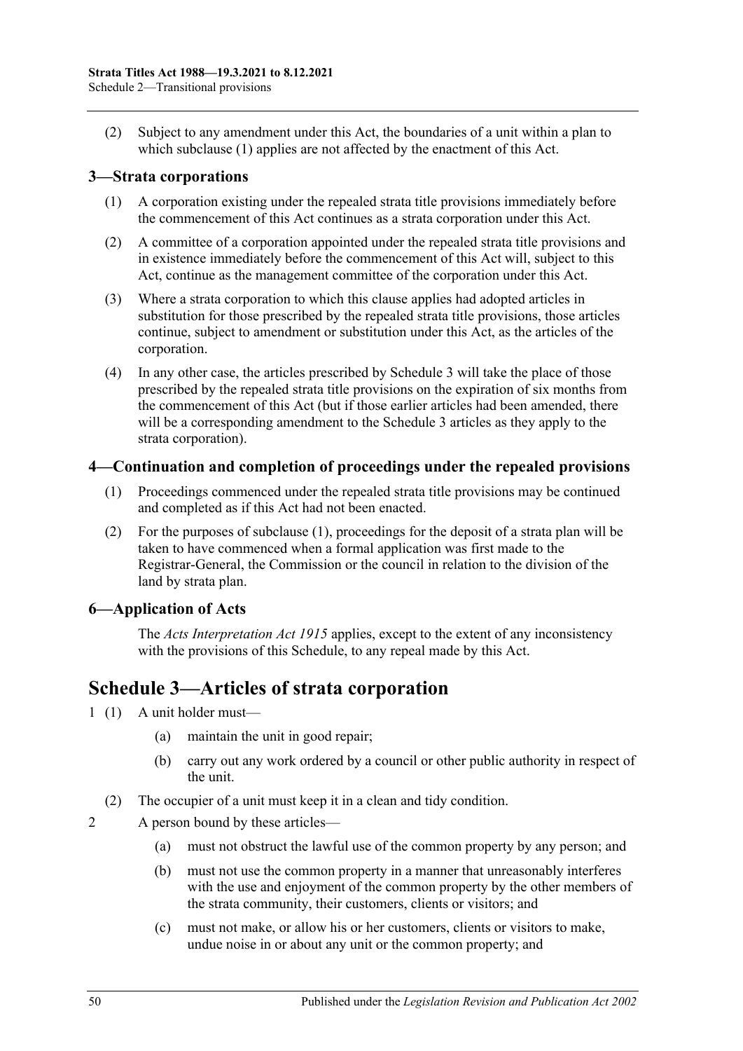(2) Subject to any amendment under this Act, the boundaries of a unit within a plan to which subclause (1) applies are not affected by the enactment of this Act.

## 3—Strata corporations

(1) A corporation existing under the repealed strata title provisions immediately before the commencement of this Act continues as a strata corporation under this Act.

(2) A committee of a corporation appointed under the repealed strata title provisions and in existence immediately before the commencement of this Act will, subject to this Act, continue as the management committee of the corporation under this Act.

(3) Where a strata corporation to which this clause applies had adopted articles in substitution for those prescribed by the repealed strata title provisions, those articles continue, subject to amendment or substitution under this Act, as the articles of the corporation.

(4) In any other case, the articles prescribed by Schedule 3 will take the place of those prescribed by the repealed strata title provisions on the expiration of six months from the commencement of this Act (but if those earlier articles had been amended, there will be a corresponding amendment to the Schedule 3 articles as they apply to the strata corporation).

## 4—Continuation and completion of proceedings under the repealed provisions

(1) Proceedings commenced under the repealed strata title provisions may be continued and completed as if this Act had not been enacted.

(2) For the purposes of subclause (1), proceedings for the deposit of a strata plan will be taken to have commenced when a formal application was first made to the Registrar-General, the Commission or the council in relation to the division of the land by strata plan.

## 6—Application of Acts

The *Acts Interpretation Act 1915* applies, except to the extent of any inconsistency with the provisions of this Schedule, to any repeal made by this Act.

# Schedule 3—Articles of strata corporation

1 (1) A unit holder must—

(a) maintain the unit in good repair;

(b) carry out any work ordered by a council or other public authority in respect of the unit.

(2) The occupier of a unit must keep it in a clean and tidy condition.

2 A person bound by these articles—

(a) must not obstruct the lawful use of the common property by any person; and

(b) must not use the common property in a manner that unreasonably interferes with the use and enjoyment of the common property by the other members of the strata community, their customers, clients or visitors; and

(c) must not make, or allow his or her customers, clients or visitors to make, undue noise in or about any unit or the common property; and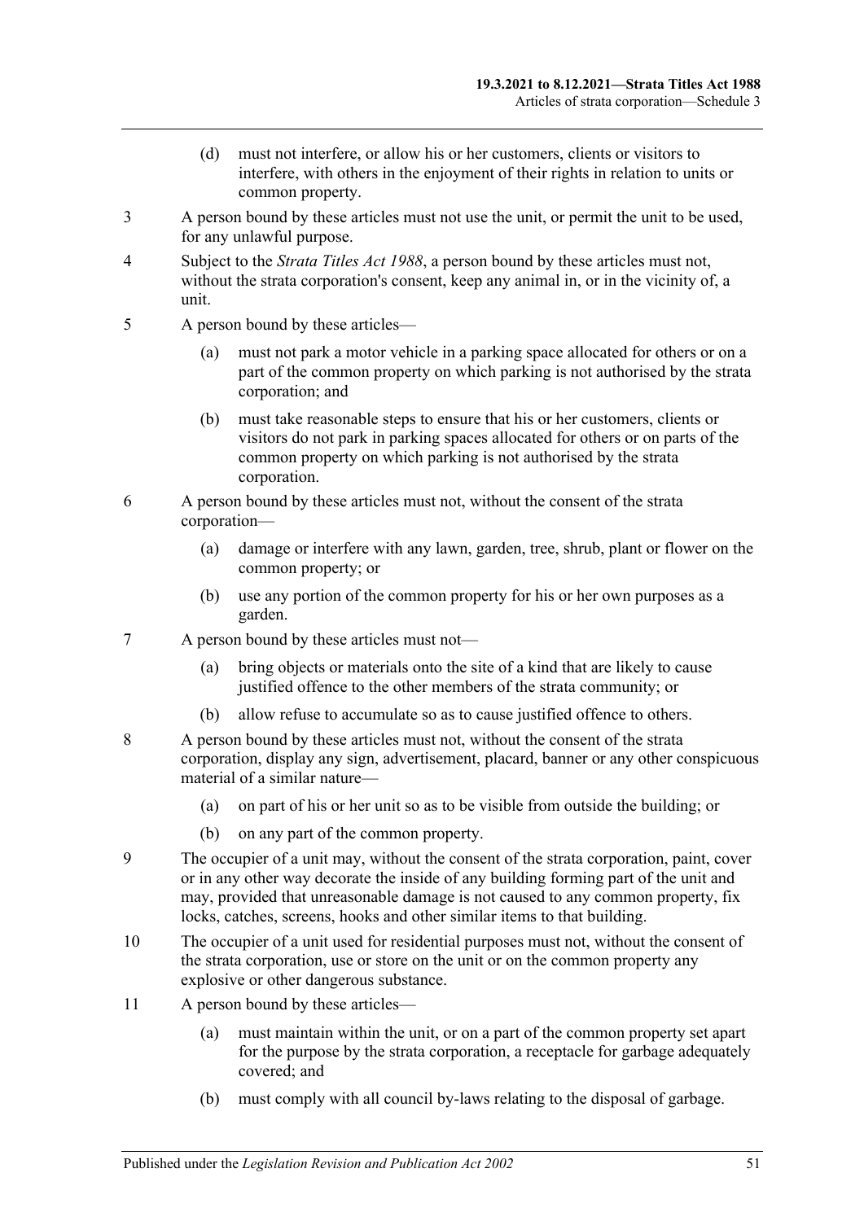(d) must not interfere, or allow his or her customers, clients or visitors to interfere, with others in the enjoyment of their rights in relation to units or common property.

3 A person bound by these articles must not use the unit, or permit the unit to be used, for any unlawful purpose.

4 Subject to the *Strata Titles Act 1988*, a person bound by these articles must not, without the strata corporation's consent, keep any animal in, or in the vicinity of, a unit.

5 A person bound by these articles—

(a) must not park a motor vehicle in a parking space allocated for others or on a part of the common property on which parking is not authorised by the strata corporation; and

(b) must take reasonable steps to ensure that his or her customers, clients or visitors do not park in parking spaces allocated for others or on parts of the common property on which parking is not authorised by the strata corporation.

6 A person bound by these articles must not, without the consent of the strata corporation—

(a) damage or interfere with any lawn, garden, tree, shrub, plant or flower on the common property; or

(b) use any portion of the common property for his or her own purposes as a garden.

7 A person bound by these articles must not—

(a) bring objects or materials onto the site of a kind that are likely to cause justified offence to the other members of the strata community; or

(b) allow refuse to accumulate so as to cause justified offence to others.

8 A person bound by these articles must not, without the consent of the strata corporation, display any sign, advertisement, placard, banner or any other conspicuous material of a similar nature—

(a) on part of his or her unit so as to be visible from outside the building; or

(b) on any part of the common property.

9 The occupier of a unit may, without the consent of the strata corporation, paint, cover or in any other way decorate the inside of any building forming part of the unit and may, provided that unreasonable damage is not caused to any common property, fix locks, catches, screens, hooks and other similar items to that building.

10 The occupier of a unit used for residential purposes must not, without the consent of the strata corporation, use or store on the unit or on the common property any explosive or other dangerous substance.

11 A person bound by these articles—

(a) must maintain within the unit, or on a part of the common property set apart for the purpose by the strata corporation, a receptacle for garbage adequately covered; and

(b) must comply with all council by-laws relating to the disposal of garbage.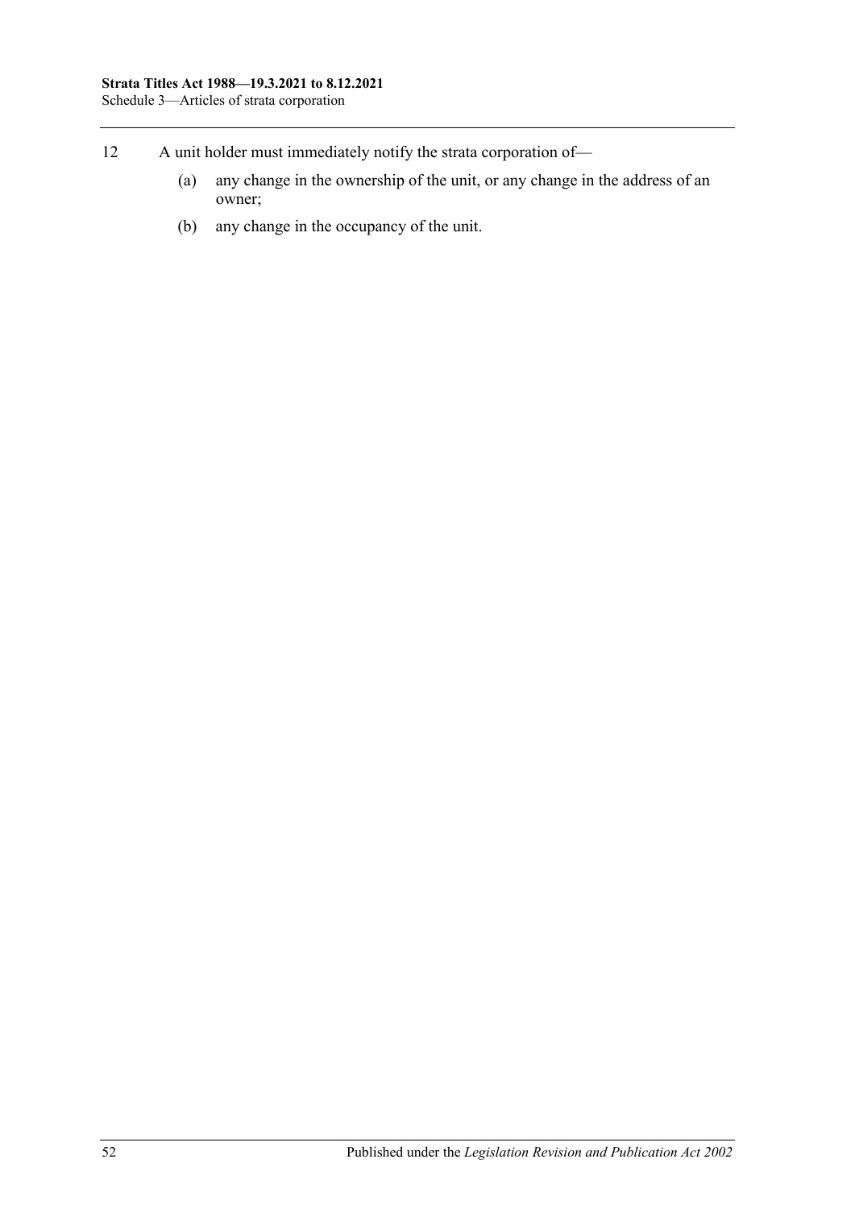12 A unit holder must immediately notify the strata corporation of—

(a) any change in the ownership of the unit, or any change in the address of an owner;

(b) any change in the occupancy of the unit.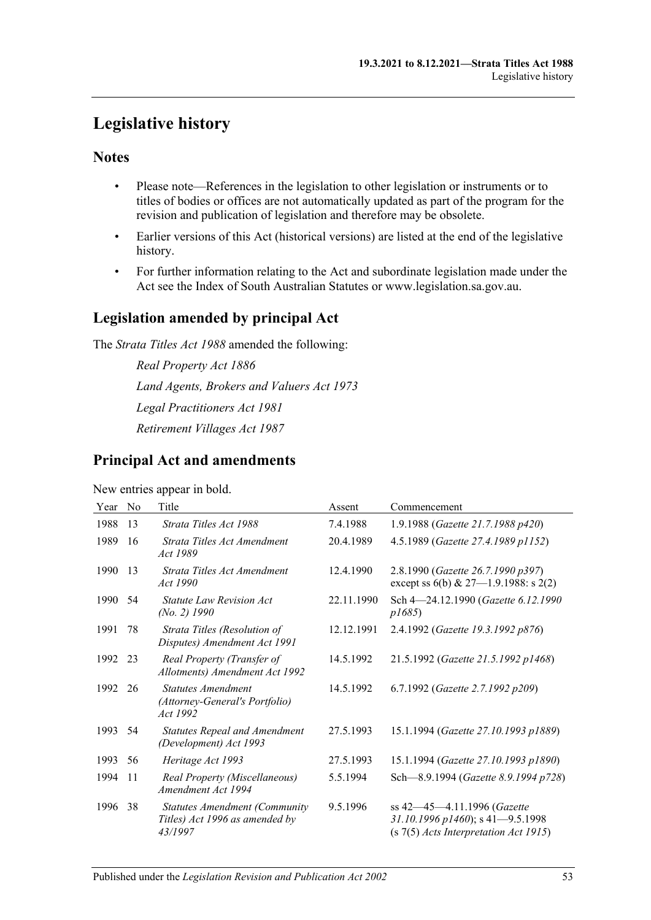# Legislative history

## Notes

- Please note—References in the legislation to other legislation or instruments or to titles of bodies or offices are not automatically updated as part of the program for the revision and publication of legislation and therefore may be obsolete.
- Earlier versions of this Act (historical versions) are listed at the end of the legislative history.
- For further information relating to the Act and subordinate legislation made under the Act see the Index of South Australian Statutes or www.legislation.sa.gov.au.

## Legislation amended by principal Act

The *Strata Titles Act 1988* amended the following:

*Real Property Act 1886*

*Land Agents, Brokers and Valuers Act 1973*

*Legal Practitioners Act 1981*

*Retirement Villages Act 1987*

## Principal Act and amendments

New entries appear in bold.

| Year | No | Title | Assent | Commencement |
|---|---|---|---|---|
| 1988 | 13 | *Strata Titles Act 1988* | 7.4.1988 | 1.9.1988 (*Gazette 21.7.1988 p420*) |
| 1989 | 16 | *Strata Titles Act Amendment Act 1989* | 20.4.1989 | 4.5.1989 (*Gazette 27.4.1989 p1152*) |
| 1990 | 13 | *Strata Titles Act Amendment Act 1990* | 12.4.1990 | 2.8.1990 (*Gazette 26.7.1990 p397*) except ss 6(b) & 27—1.9.1988: s 2(2) |
| 1990 | 54 | *Statute Law Revision Act (No. 2) 1990* | 22.11.1990 | Sch 4—24.12.1990 (*Gazette 6.12.1990 p1685*) |
| 1991 | 78 | *Strata Titles (Resolution of Disputes) Amendment Act 1991* | 12.12.1991 | 2.4.1992 (*Gazette 19.3.1992 p876*) |
| 1992 | 23 | *Real Property (Transfer of Allotments) Amendment Act 1992* | 14.5.1992 | 21.5.1992 (*Gazette 21.5.1992 p1468*) |
| 1992 | 26 | *Statutes Amendment (Attorney-General's Portfolio) Act 1992* | 14.5.1992 | 6.7.1992 (*Gazette 2.7.1992 p209*) |
| 1993 | 54 | *Statutes Repeal and Amendment (Development) Act 1993* | 27.5.1993 | 15.1.1994 (*Gazette 27.10.1993 p1889*) |
| 1993 | 56 | *Heritage Act 1993* | 27.5.1993 | 15.1.1994 (*Gazette 27.10.1993 p1890*) |
| 1994 | 11 | *Real Property (Miscellaneous) Amendment Act 1994* | 5.5.1994 | Sch—8.9.1994 (*Gazette 8.9.1994 p728*) |
| 1996 | 38 | *Statutes Amendment (Community Titles) Act 1996 as amended by 43/1997* | 9.5.1996 | ss 42—45—4.11.1996 (*Gazette 31.10.1996 p1460*); s 41—9.5.1998 (s 7(5) *Acts Interpretation Act 1915*) |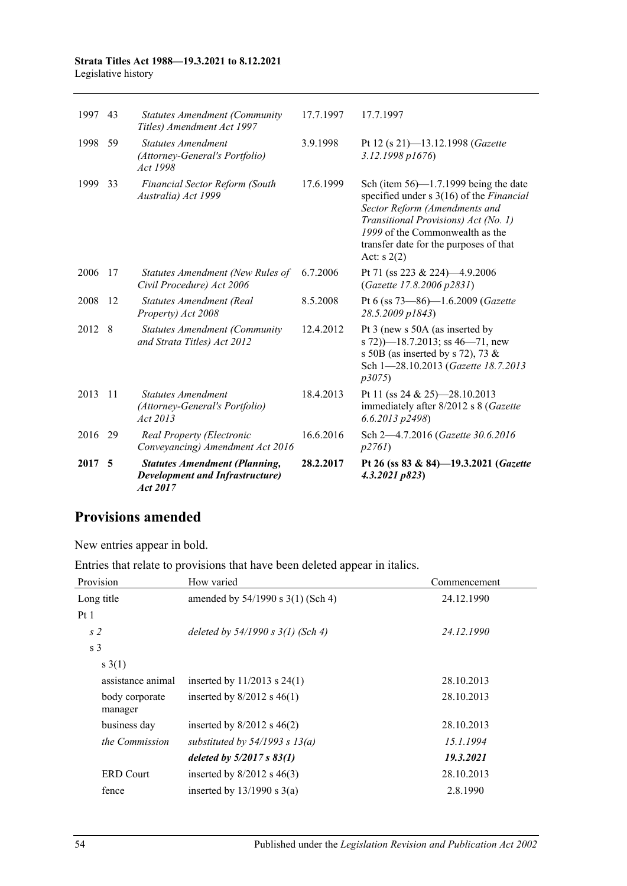| | | | | |
|---|---|---|---|---|
| 1997 | 43 | *Statutes Amendment (Community Titles) Amendment Act 1997* | 17.7.1997 | 17.7.1997 |
| 1998 | 59 | *Statutes Amendment (Attorney-General's Portfolio) Act 1998* | 3.9.1998 | Pt 12 (s 21)—13.12.1998 (*Gazette 3.12.1998 p1676*) |
| 1999 | 33 | *Financial Sector Reform (South Australia) Act 1999* | 17.6.1999 | Sch (item 56)—1.7.1999 being the date specified under s 3(16) of the *Financial Sector Reform (Amendments and Transitional Provisions) Act (No. 1) 1999* of the Commonwealth as the transfer date for the purposes of that Act: s 2(2) |
| 2006 | 17 | *Statutes Amendment (New Rules of Civil Procedure) Act 2006* | 6.7.2006 | Pt 71 (ss 223 & 224)—4.9.2006 (*Gazette 17.8.2006 p2831*) |
| 2008 | 12 | *Statutes Amendment (Real Property) Act 2008* | 8.5.2008 | Pt 6 (ss 73—86)—1.6.2009 (*Gazette 28.5.2009 p1843*) |
| 2012 | 8 | *Statutes Amendment (Community and Strata Titles) Act 2012* | 12.4.2012 | Pt 3 (new s 50A (as inserted by s 72))—18.7.2013; ss 46—71, new s 50B (as inserted by s 72), 73 & Sch 1—28.10.2013 (*Gazette 18.7.2013 p3075*) |
| 2013 | 11 | *Statutes Amendment (Attorney-General's Portfolio) Act 2013* | 18.4.2013 | Pt 11 (ss 24 & 25)—28.10.2013 immediately after 8/2012 s 8 (*Gazette 6.6.2013 p2498*) |
| 2016 | 29 | *Real Property (Electronic Conveyancing) Amendment Act 2016* | 16.6.2016 | Sch 2—4.7.2016 (*Gazette 30.6.2016 p2761*) |
| **2017** | **5** | ***Statutes Amendment (Planning, Development and Infrastructure) Act 2017*** | **28.2.2017** | **Pt 26 (ss 83 & 84)—19.3.2021 (*Gazette 4.3.2021 p823*)** |

## Provisions amended

New entries appear in bold.

Entries that relate to provisions that have been deleted appear in italics.

| Provision | How varied | Commencement |
|---|---|---|
| Long title | amended by 54/1990 s 3(1) (Sch 4) | 24.12.1990 |
| Pt 1 | | |
| *s 2* | *deleted by 54/1990 s 3(1) (Sch 4)* | *24.12.1990* |
| s 3 | | |
| s 3(1) | | |
| assistance animal | inserted by 11/2013 s 24(1) | 28.10.2013 |
| body corporate manager | inserted by 8/2012 s 46(1) | 28.10.2013 |
| business day | inserted by 8/2012 s 46(2) | 28.10.2013 |
| *the Commission* | *substituted by 54/1993 s 13(a)* | *15.1.1994* |
| | ***deleted by 5/2017 s 83(1)*** | ***19.3.2021*** |
| ERD Court | inserted by 8/2012 s 46(3) | 28.10.2013 |
| fence | inserted by 13/1990 s 3(a) | 2.8.1990 |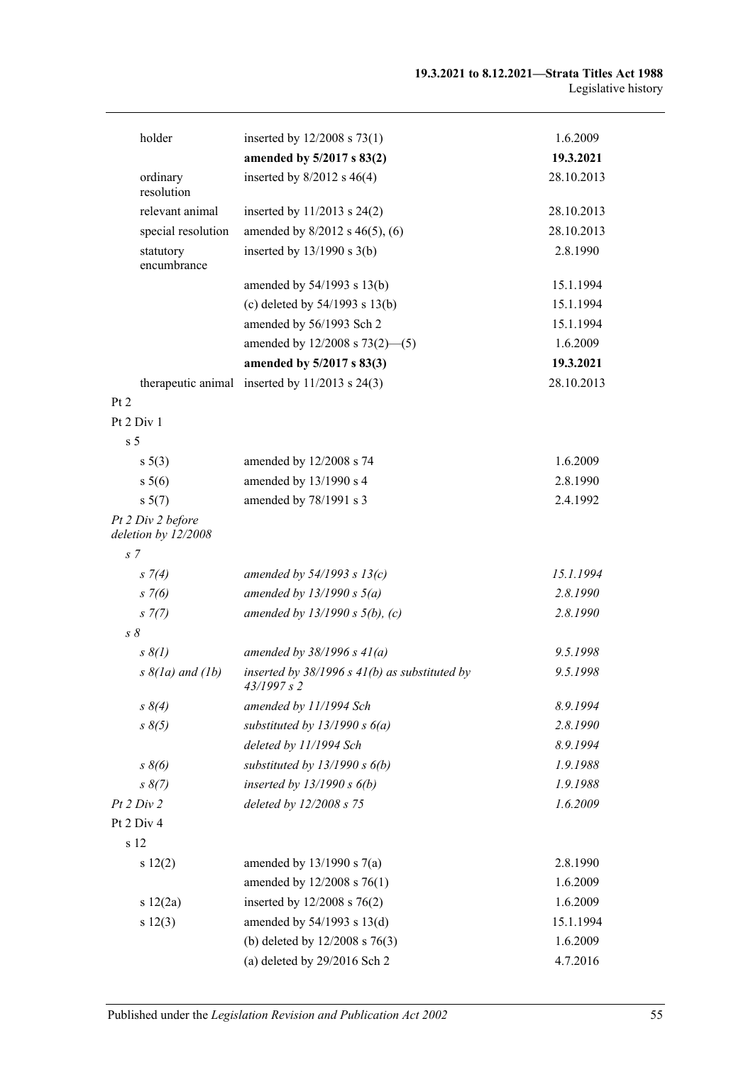| | | |
|---|---|---|
| holder | inserted by 12/2008 s 73(1) | 1.6.2009 |
| | **amended by 5/2017 s 83(2)** | **19.3.2021** |
| ordinary resolution | inserted by 8/2012 s 46(4) | 28.10.2013 |
| relevant animal | inserted by 11/2013 s 24(2) | 28.10.2013 |
| special resolution | amended by 8/2012 s 46(5), (6) | 28.10.2013 |
| statutory encumbrance | inserted by 13/1990 s 3(b) | 2.8.1990 |
| | amended by 54/1993 s 13(b) | 15.1.1994 |
| | (c) deleted by 54/1993 s 13(b) | 15.1.1994 |
| | amended by 56/1993 Sch 2 | 15.1.1994 |
| | amended by 12/2008 s 73(2)—(5) | 1.6.2009 |
| | **amended by 5/2017 s 83(3)** | **19.3.2021** |
| therapeutic animal | inserted by 11/2013 s 24(3) | 28.10.2013 |
| Pt 2 | | |
| Pt 2 Div 1 | | |
| s 5 | | |
| s 5(3) | amended by 12/2008 s 74 | 1.6.2009 |
| s 5(6) | amended by 13/1990 s 4 | 2.8.1990 |
| s 5(7) | amended by 78/1991 s 3 | 2.4.1992 |
| *Pt 2 Div 2 before deletion by 12/2008* | | |
| *s 7* | | |
| *s 7(4)* | *amended by 54/1993 s 13(c)* | *15.1.1994* |
| *s 7(6)* | *amended by 13/1990 s 5(a)* | *2.8.1990* |
| *s 7(7)* | *amended by 13/1990 s 5(b), (c)* | *2.8.1990* |
| *s 8* | | |
| *s 8(1)* | *amended by 38/1996 s 41(a)* | *9.5.1998* |
| *s 8(1a) and (1b)* | *inserted by 38/1996 s 41(b) as substituted by 43/1997 s 2* | *9.5.1998* |
| *s 8(4)* | *amended by 11/1994 Sch* | *8.9.1994* |
| *s 8(5)* | *substituted by 13/1990 s 6(a)* | *2.8.1990* |
| | *deleted by 11/1994 Sch* | *8.9.1994* |
| *s 8(6)* | *substituted by 13/1990 s 6(b)* | *1.9.1988* |
| *s 8(7)* | *inserted by 13/1990 s 6(b)* | *1.9.1988* |
| *Pt 2 Div 2* | *deleted by 12/2008 s 75* | *1.6.2009* |
| Pt 2 Div 4 | | |
| s 12 | | |
| s 12(2) | amended by 13/1990 s 7(a) | 2.8.1990 |
| | amended by 12/2008 s 76(1) | 1.6.2009 |
| s 12(2a) | inserted by 12/2008 s 76(2) | 1.6.2009 |
| s 12(3) | amended by 54/1993 s 13(d) | 15.1.1994 |
| | (b) deleted by 12/2008 s 76(3) | 1.6.2009 |
| | (a) deleted by 29/2016 Sch 2 | 4.7.2016 |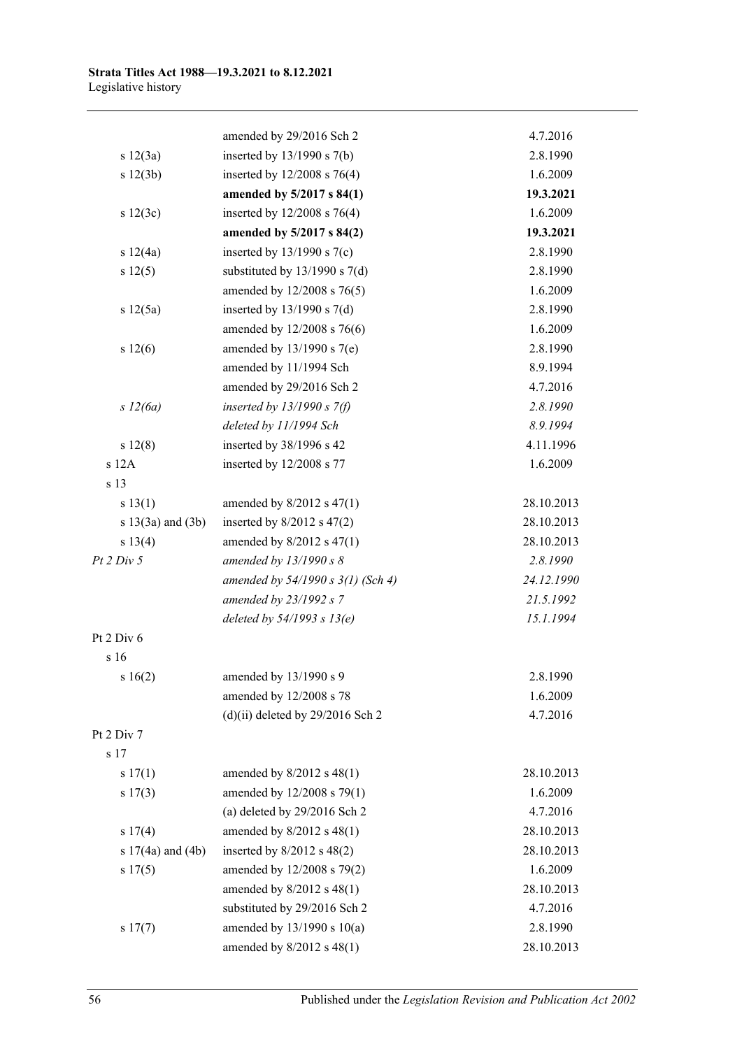| | | |
|---|---|---|
| | amended by 29/2016 Sch 2 | 4.7.2016 |
| s 12(3a) | inserted by 13/1990 s 7(b) | 2.8.1990 |
| s 12(3b) | inserted by 12/2008 s 76(4) | 1.6.2009 |
| | **amended by 5/2017 s 84(1)** | **19.3.2021** |
| s 12(3c) | inserted by 12/2008 s 76(4) | 1.6.2009 |
| | **amended by 5/2017 s 84(2)** | **19.3.2021** |
| s 12(4a) | inserted by 13/1990 s 7(c) | 2.8.1990 |
| s 12(5) | substituted by 13/1990 s 7(d) | 2.8.1990 |
| | amended by 12/2008 s 76(5) | 1.6.2009 |
| s 12(5a) | inserted by 13/1990 s 7(d) | 2.8.1990 |
| | amended by 12/2008 s 76(6) | 1.6.2009 |
| s 12(6) | amended by 13/1990 s 7(e) | 2.8.1990 |
| | amended by 11/1994 Sch | 8.9.1994 |
| | amended by 29/2016 Sch 2 | 4.7.2016 |
| *s 12(6a)* | *inserted by 13/1990 s 7(f)* | *2.8.1990* |
| | *deleted by 11/1994 Sch* | *8.9.1994* |
| s 12(8) | inserted by 38/1996 s 42 | 4.11.1996 |
| s 12A | inserted by 12/2008 s 77 | 1.6.2009 |
| s 13 | | |
| s 13(1) | amended by 8/2012 s 47(1) | 28.10.2013 |
| s 13(3a) and (3b) | inserted by 8/2012 s 47(2) | 28.10.2013 |
| s 13(4) | amended by 8/2012 s 47(1) | 28.10.2013 |
| *Pt 2 Div 5* | *amended by 13/1990 s 8* | *2.8.1990* |
| | *amended by 54/1990 s 3(1) (Sch 4)* | *24.12.1990* |
| | *amended by 23/1992 s 7* | *21.5.1992* |
| | *deleted by 54/1993 s 13(e)* | *15.1.1994* |
| Pt 2 Div 6 | | |
| s 16 | | |
| s 16(2) | amended by 13/1990 s 9 | 2.8.1990 |
| | amended by 12/2008 s 78 | 1.6.2009 |
| | (d)(ii) deleted by 29/2016 Sch 2 | 4.7.2016 |
| Pt 2 Div 7 | | |
| s 17 | | |
| s 17(1) | amended by 8/2012 s 48(1) | 28.10.2013 |
| s 17(3) | amended by 12/2008 s 79(1) | 1.6.2009 |
| | (a) deleted by 29/2016 Sch 2 | 4.7.2016 |
| s 17(4) | amended by 8/2012 s 48(1) | 28.10.2013 |
| s 17(4a) and (4b) | inserted by 8/2012 s 48(2) | 28.10.2013 |
| s 17(5) | amended by 12/2008 s 79(2) | 1.6.2009 |
| | amended by 8/2012 s 48(1) | 28.10.2013 |
| | substituted by 29/2016 Sch 2 | 4.7.2016 |
| s 17(7) | amended by 13/1990 s 10(a) | 2.8.1990 |
| | amended by 8/2012 s 48(1) | 28.10.2013 |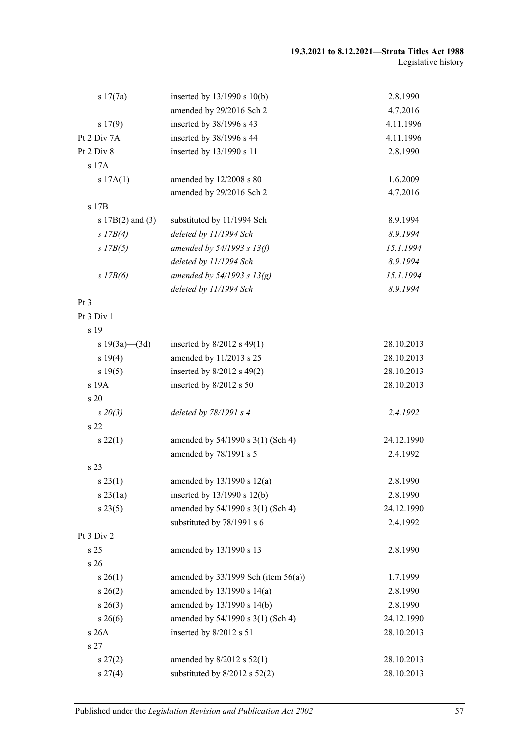| | | |
|---|---|---|
| s 17(7a) | inserted by 13/1990 s 10(b) | 2.8.1990 |
| | amended by 29/2016 Sch 2 | 4.7.2016 |
| s 17(9) | inserted by 38/1996 s 43 | 4.11.1996 |
| Pt 2 Div 7A | inserted by 38/1996 s 44 | 4.11.1996 |
| Pt 2 Div 8 | inserted by 13/1990 s 11 | 2.8.1990 |
| s 17A | | |
| s 17A(1) | amended by 12/2008 s 80 | 1.6.2009 |
| | amended by 29/2016 Sch 2 | 4.7.2016 |
| s 17B | | |
| s 17B(2) and (3) | substituted by 11/1994 Sch | 8.9.1994 |
| *s 17B(4)* | *deleted by 11/1994 Sch* | *8.9.1994* |
| *s 17B(5)* | *amended by 54/1993 s 13(f)* | *15.1.1994* |
| | *deleted by 11/1994 Sch* | *8.9.1994* |
| *s 17B(6)* | *amended by 54/1993 s 13(g)* | *15.1.1994* |
| | *deleted by 11/1994 Sch* | *8.9.1994* |
| Pt 3 | | |
| Pt 3 Div 1 | | |
| s 19 | | |
| s 19(3a)—(3d) | inserted by 8/2012 s 49(1) | 28.10.2013 |
| s 19(4) | amended by 11/2013 s 25 | 28.10.2013 |
| s 19(5) | inserted by 8/2012 s 49(2) | 28.10.2013 |
| s 19A | inserted by 8/2012 s 50 | 28.10.2013 |
| s 20 | | |
| *s 20(3)* | *deleted by 78/1991 s 4* | *2.4.1992* |
| s 22 | | |
| s 22(1) | amended by 54/1990 s 3(1) (Sch 4) | 24.12.1990 |
| | amended by 78/1991 s 5 | 2.4.1992 |
| s 23 | | |
| s 23(1) | amended by 13/1990 s 12(a) | 2.8.1990 |
| s 23(1a) | inserted by 13/1990 s 12(b) | 2.8.1990 |
| s 23(5) | amended by 54/1990 s 3(1) (Sch 4) | 24.12.1990 |
| | substituted by 78/1991 s 6 | 2.4.1992 |
| Pt 3 Div 2 | | |
| s 25 | amended by 13/1990 s 13 | 2.8.1990 |
| s 26 | | |
| s 26(1) | amended by 33/1999 Sch (item 56(a)) | 1.7.1999 |
| s 26(2) | amended by 13/1990 s 14(a) | 2.8.1990 |
| s 26(3) | amended by 13/1990 s 14(b) | 2.8.1990 |
| s 26(6) | amended by 54/1990 s 3(1) (Sch 4) | 24.12.1990 |
| s 26A | inserted by 8/2012 s 51 | 28.10.2013 |
| s 27 | | |
| s 27(2) | amended by 8/2012 s 52(1) | 28.10.2013 |
| s 27(4) | substituted by 8/2012 s 52(2) | 28.10.2013 |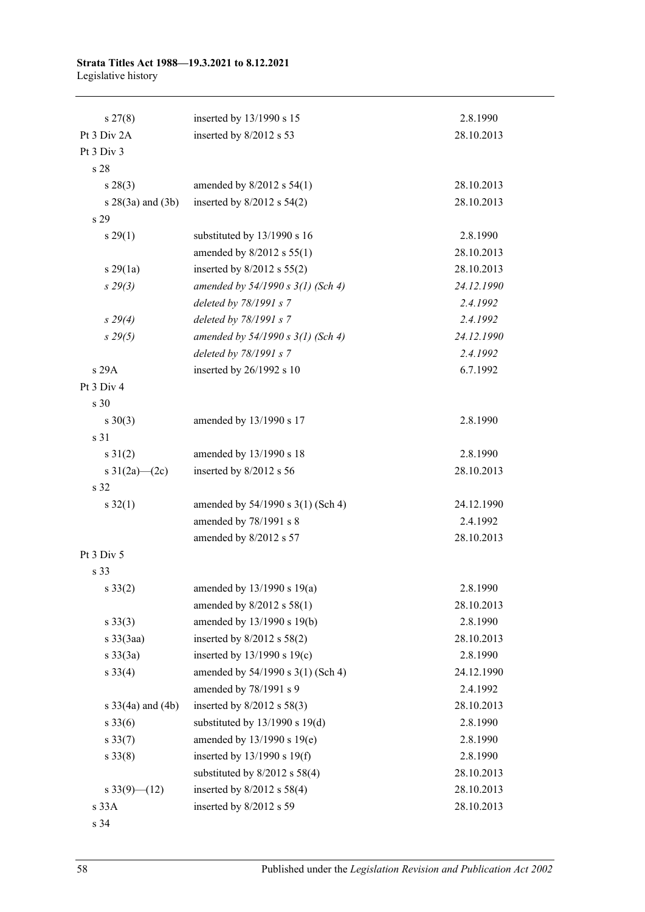| | | |
|---|---|---|
| s 27(8) | inserted by 13/1990 s 15 | 2.8.1990 |
| Pt 3 Div 2A | inserted by 8/2012 s 53 | 28.10.2013 |
| Pt 3 Div 3 | | |
| s 28 | | |
| s 28(3) | amended by 8/2012 s 54(1) | 28.10.2013 |
| s 28(3a) and (3b) | inserted by 8/2012 s 54(2) | 28.10.2013 |
| s 29 | | |
| s 29(1) | substituted by 13/1990 s 16 | 2.8.1990 |
| | amended by 8/2012 s 55(1) | 28.10.2013 |
| s 29(1a) | inserted by 8/2012 s 55(2) | 28.10.2013 |
| *s 29(3)* | *amended by 54/1990 s 3(1) (Sch 4)* | *24.12.1990* |
| | *deleted by 78/1991 s 7* | *2.4.1992* |
| *s 29(4)* | *deleted by 78/1991 s 7* | *2.4.1992* |
| *s 29(5)* | *amended by 54/1990 s 3(1) (Sch 4)* | *24.12.1990* |
| | *deleted by 78/1991 s 7* | *2.4.1992* |
| s 29A | inserted by 26/1992 s 10 | 6.7.1992 |
| Pt 3 Div 4 | | |
| s 30 | | |
| s 30(3) | amended by 13/1990 s 17 | 2.8.1990 |
| s 31 | | |
| s 31(2) | amended by 13/1990 s 18 | 2.8.1990 |
| s 31(2a)—(2c) | inserted by 8/2012 s 56 | 28.10.2013 |
| s 32 | | |
| s 32(1) | amended by 54/1990 s 3(1) (Sch 4) | 24.12.1990 |
| | amended by 78/1991 s 8 | 2.4.1992 |
| | amended by 8/2012 s 57 | 28.10.2013 |
| Pt 3 Div 5 | | |
| s 33 | | |
| s 33(2) | amended by 13/1990 s 19(a) | 2.8.1990 |
| | amended by 8/2012 s 58(1) | 28.10.2013 |
| s 33(3) | amended by 13/1990 s 19(b) | 2.8.1990 |
| s 33(3aa) | inserted by 8/2012 s 58(2) | 28.10.2013 |
| s 33(3a) | inserted by 13/1990 s 19(c) | 2.8.1990 |
| s 33(4) | amended by 54/1990 s 3(1) (Sch 4) | 24.12.1990 |
| | amended by 78/1991 s 9 | 2.4.1992 |
| s 33(4a) and (4b) | inserted by 8/2012 s 58(3) | 28.10.2013 |
| s 33(6) | substituted by 13/1990 s 19(d) | 2.8.1990 |
| s 33(7) | amended by 13/1990 s 19(e) | 2.8.1990 |
| s 33(8) | inserted by 13/1990 s 19(f) | 2.8.1990 |
| | substituted by 8/2012 s 58(4) | 28.10.2013 |
| s 33(9)—(12) | inserted by 8/2012 s 58(4) | 28.10.2013 |
| s 33A | inserted by 8/2012 s 59 | 28.10.2013 |
| s 34 | | |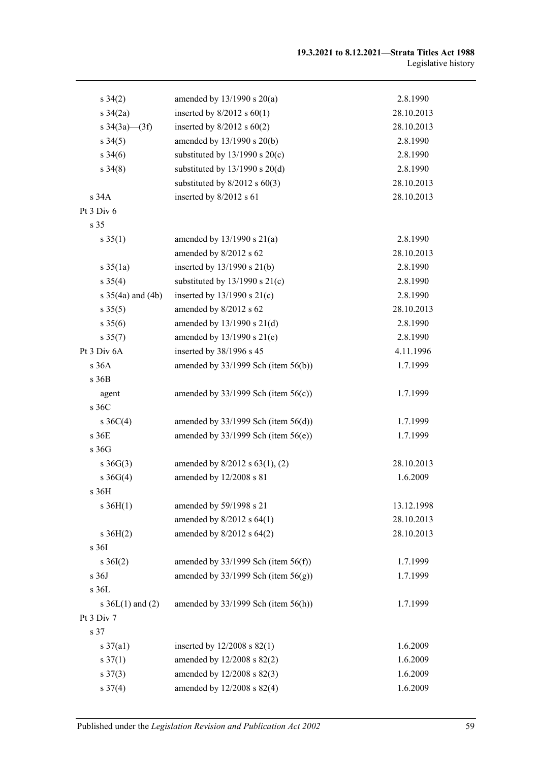| | | |
|---|---|---|
| s 34(2) | amended by 13/1990 s 20(a) | 2.8.1990 |
| s 34(2a) | inserted by 8/2012 s 60(1) | 28.10.2013 |
| s 34(3a)—(3f) | inserted by 8/2012 s 60(2) | 28.10.2013 |
| s 34(5) | amended by 13/1990 s 20(b) | 2.8.1990 |
| s 34(6) | substituted by 13/1990 s 20(c) | 2.8.1990 |
| s 34(8) | substituted by 13/1990 s 20(d) | 2.8.1990 |
| | substituted by 8/2012 s 60(3) | 28.10.2013 |
| s 34A | inserted by 8/2012 s 61 | 28.10.2013 |
| Pt 3 Div 6 | | |
| s 35 | | |
| s 35(1) | amended by 13/1990 s 21(a) | 2.8.1990 |
| | amended by 8/2012 s 62 | 28.10.2013 |
| s 35(1a) | inserted by 13/1990 s 21(b) | 2.8.1990 |
| s 35(4) | substituted by 13/1990 s 21(c) | 2.8.1990 |
| s 35(4a) and (4b) | inserted by 13/1990 s 21(c) | 2.8.1990 |
| s 35(5) | amended by 8/2012 s 62 | 28.10.2013 |
| s 35(6) | amended by 13/1990 s 21(d) | 2.8.1990 |
| s 35(7) | amended by 13/1990 s 21(e) | 2.8.1990 |
| Pt 3 Div 6A | inserted by 38/1996 s 45 | 4.11.1996 |
| s 36A | amended by 33/1999 Sch (item 56(b)) | 1.7.1999 |
| s 36B | | |
| agent | amended by 33/1999 Sch (item 56(c)) | 1.7.1999 |
| s 36C | | |
| s 36C(4) | amended by 33/1999 Sch (item 56(d)) | 1.7.1999 |
| s 36E | amended by 33/1999 Sch (item 56(e)) | 1.7.1999 |
| s 36G | | |
| s 36G(3) | amended by 8/2012 s 63(1), (2) | 28.10.2013 |
| s 36G(4) | amended by 12/2008 s 81 | 1.6.2009 |
| s 36H | | |
| s 36H(1) | amended by 59/1998 s 21 | 13.12.1998 |
| | amended by 8/2012 s 64(1) | 28.10.2013 |
| s 36H(2) | amended by 8/2012 s 64(2) | 28.10.2013 |
| s 36I | | |
| s 36I(2) | amended by 33/1999 Sch (item 56(f)) | 1.7.1999 |
| s 36J | amended by 33/1999 Sch (item 56(g)) | 1.7.1999 |
| s 36L | | |
| s 36L(1) and (2) | amended by 33/1999 Sch (item 56(h)) | 1.7.1999 |
| Pt 3 Div 7 | | |
| s 37 | | |
| s 37(a1) | inserted by 12/2008 s 82(1) | 1.6.2009 |
| s 37(1) | amended by 12/2008 s 82(2) | 1.6.2009 |
| s 37(3) | amended by 12/2008 s 82(3) | 1.6.2009 |
| s 37(4) | amended by 12/2008 s 82(4) | 1.6.2009 |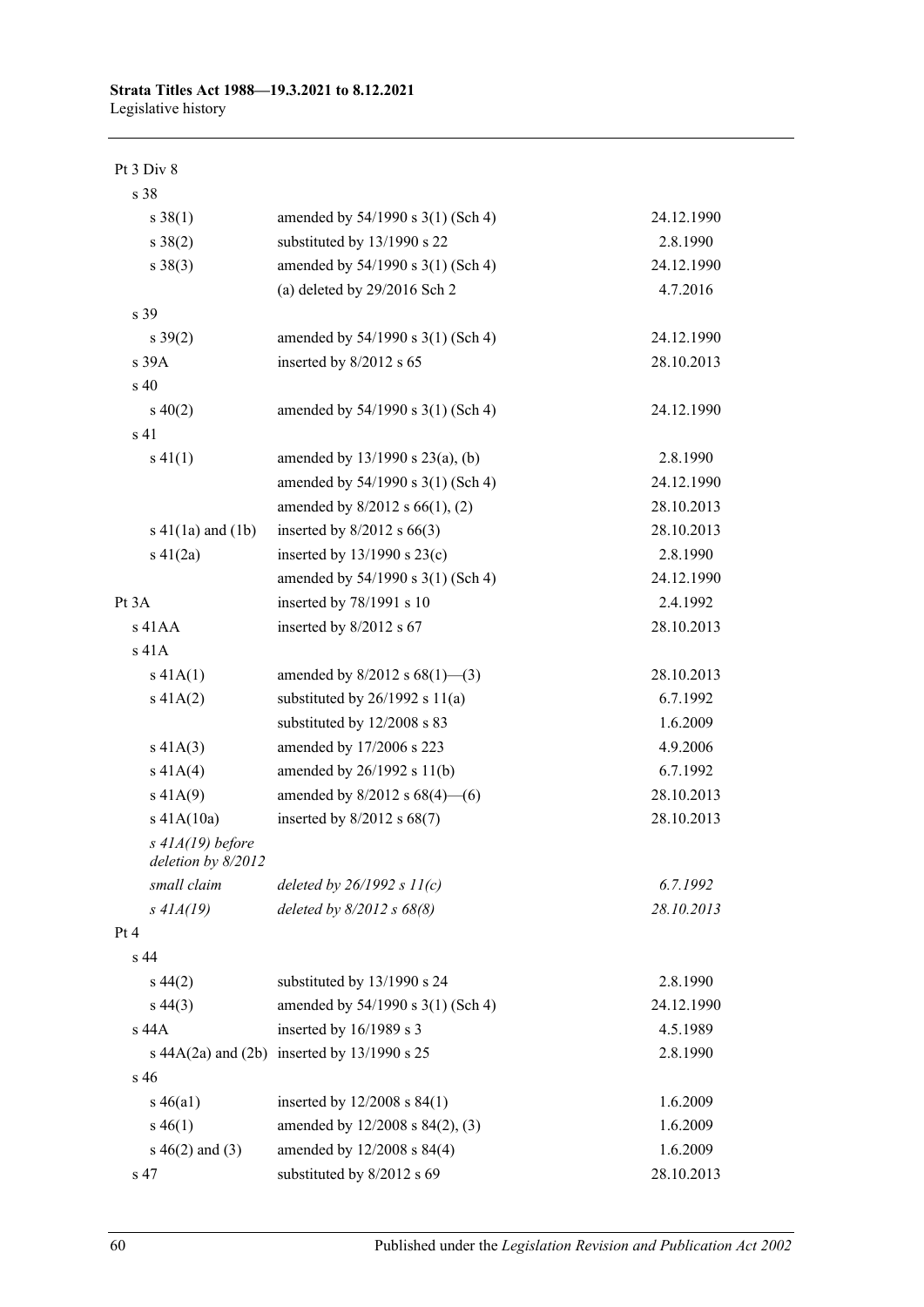| | | |
|---|---|---|
| Pt 3 Div 8 | | |
| s 38 | | |
| s 38(1) | amended by 54/1990 s 3(1) (Sch 4) | 24.12.1990 |
| s 38(2) | substituted by 13/1990 s 22 | 2.8.1990 |
| s 38(3) | amended by 54/1990 s 3(1) (Sch 4) | 24.12.1990 |
| | (a) deleted by 29/2016 Sch 2 | 4.7.2016 |
| s 39 | | |
| s 39(2) | amended by 54/1990 s 3(1) (Sch 4) | 24.12.1990 |
| s 39A | inserted by 8/2012 s 65 | 28.10.2013 |
| s 40 | | |
| s 40(2) | amended by 54/1990 s 3(1) (Sch 4) | 24.12.1990 |
| s 41 | | |
| s 41(1) | amended by 13/1990 s 23(a), (b) | 2.8.1990 |
| | amended by 54/1990 s 3(1) (Sch 4) | 24.12.1990 |
| | amended by 8/2012 s 66(1), (2) | 28.10.2013 |
| s 41(1a) and (1b) | inserted by 8/2012 s 66(3) | 28.10.2013 |
| s 41(2a) | inserted by 13/1990 s 23(c) | 2.8.1990 |
| | amended by 54/1990 s 3(1) (Sch 4) | 24.12.1990 |
| Pt 3A | inserted by 78/1991 s 10 | 2.4.1992 |
| s 41AA | inserted by 8/2012 s 67 | 28.10.2013 |
| s 41A | | |
| s 41A(1) | amended by 8/2012 s 68(1)—(3) | 28.10.2013 |
| s 41A(2) | substituted by 26/1992 s 11(a) | 6.7.1992 |
| | substituted by 12/2008 s 83 | 1.6.2009 |
| s 41A(3) | amended by 17/2006 s 223 | 4.9.2006 |
| s 41A(4) | amended by 26/1992 s 11(b) | 6.7.1992 |
| s 41A(9) | amended by 8/2012 s 68(4)—(6) | 28.10.2013 |
| s 41A(10a) | inserted by 8/2012 s 68(7) | 28.10.2013 |
| *s 41A(19) before deletion by 8/2012* | | |
| *small claim* | *deleted by 26/1992 s 11(c)* | *6.7.1992* |
| *s 41A(19)* | *deleted by 8/2012 s 68(8)* | *28.10.2013* |
| Pt 4 | | |
| s 44 | | |
| s 44(2) | substituted by 13/1990 s 24 | 2.8.1990 |
| s 44(3) | amended by 54/1990 s 3(1) (Sch 4) | 24.12.1990 |
| s 44A | inserted by 16/1989 s 3 | 4.5.1989 |
| s 44A(2a) and (2b) | inserted by 13/1990 s 25 | 2.8.1990 |
| s 46 | | |
| s 46(a1) | inserted by 12/2008 s 84(1) | 1.6.2009 |
| s 46(1) | amended by 12/2008 s 84(2), (3) | 1.6.2009 |
| s 46(2) and (3) | amended by 12/2008 s 84(4) | 1.6.2009 |
| s 47 | substituted by 8/2012 s 69 | 28.10.2013 |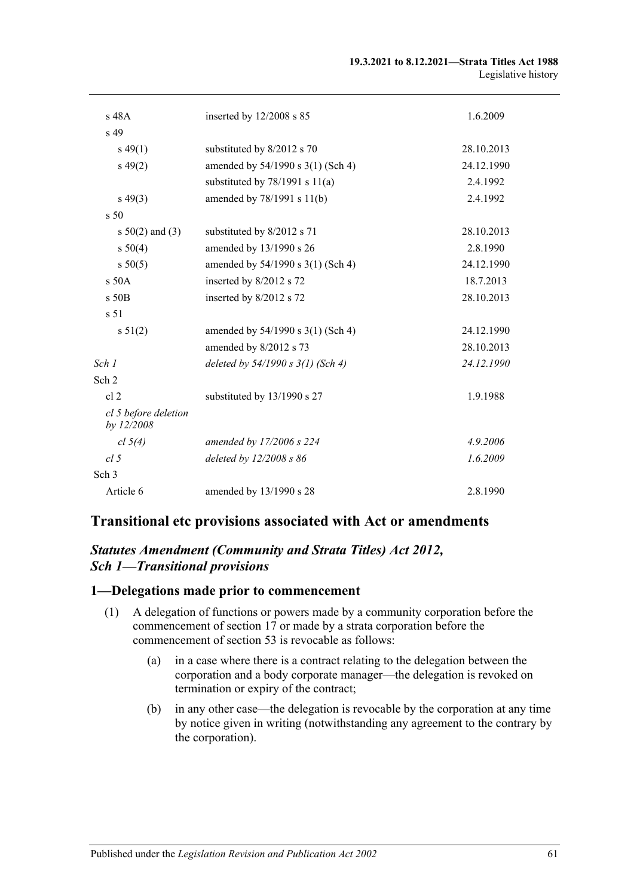| | | |
|---|---|---|
| s 48A | inserted by 12/2008 s 85 | 1.6.2009 |
| s 49 | | |
| s 49(1) | substituted by 8/2012 s 70 | 28.10.2013 |
| s 49(2) | amended by 54/1990 s 3(1) (Sch 4) | 24.12.1990 |
| | substituted by 78/1991 s 11(a) | 2.4.1992 |
| s 49(3) | amended by 78/1991 s 11(b) | 2.4.1992 |
| s 50 | | |
| s 50(2) and (3) | substituted by 8/2012 s 71 | 28.10.2013 |
| s 50(4) | amended by 13/1990 s 26 | 2.8.1990 |
| s 50(5) | amended by 54/1990 s 3(1) (Sch 4) | 24.12.1990 |
| s 50A | inserted by 8/2012 s 72 | 18.7.2013 |
| s 50B | inserted by 8/2012 s 72 | 28.10.2013 |
| s 51 | | |
| s 51(2) | amended by 54/1990 s 3(1) (Sch 4) | 24.12.1990 |
| | amended by 8/2012 s 73 | 28.10.2013 |
| *Sch 1* | *deleted by 54/1990 s 3(1) (Sch 4)* | *24.12.1990* |
| Sch 2 | | |
| cl 2 | substituted by 13/1990 s 27 | 1.9.1988 |
| *cl 5 before deletion by 12/2008* | | |
| *cl 5(4)* | *amended by 17/2006 s 224* | *4.9.2006* |
| *cl 5* | *deleted by 12/2008 s 86* | *1.6.2009* |
| Sch 3 | | |
| Article 6 | amended by 13/1990 s 28 | 2.8.1990 |

## Transitional etc provisions associated with Act or amendments

### *Statutes Amendment (Community and Strata Titles) Act 2012, Sch 1—Transitional provisions*

### 1—Delegations made prior to commencement

(1) A delegation of functions or powers made by a community corporation before the commencement of section 17 or made by a strata corporation before the commencement of section 53 is revocable as follows:

(a) in a case where there is a contract relating to the delegation between the corporation and a body corporate manager—the delegation is revoked on termination or expiry of the contract;

(b) in any other case—the delegation is revocable by the corporation at any time by notice given in writing (notwithstanding any agreement to the contrary by the corporation).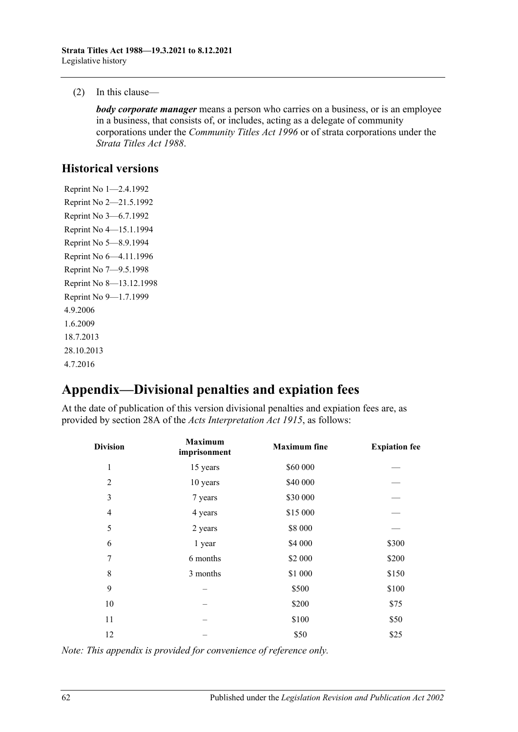(2) In this clause—

***body corporate manager*** means a person who carries on a business, or is an employee in a business, that consists of, or includes, acting as a delegate of community corporations under the *Community Titles Act 1996* or of strata corporations under the *Strata Titles Act 1988*.

## Historical versions

Reprint No 1—2.4.1992

Reprint No 2—21.5.1992

Reprint No 3—6.7.1992

Reprint No 4—15.1.1994

Reprint No 5—8.9.1994

Reprint No 6—4.11.1996

Reprint No 7—9.5.1998

Reprint No 8—13.12.1998

Reprint No 9—1.7.1999

4.9.2006

1.6.2009

18.7.2013

28.10.2013

4.7.2016

# Appendix—Divisional penalties and expiation fees

At the date of publication of this version divisional penalties and expiation fees are, as provided by section 28A of the *Acts Interpretation Act 1915*, as follows:

| Division | Maximum imprisonment | Maximum fine | Expiation fee |
|---|---|---|---|
| 1 | 15 years | $60 000 | — |
| 2 | 10 years | $40 000 | — |
| 3 | 7 years | $30 000 | — |
| 4 | 4 years | $15 000 | — |
| 5 | 2 years | $8 000 | — |
| 6 | 1 year | $4 000 | $300 |
| 7 | 6 months | $2 000 | $200 |
| 8 | 3 months | $1 000 | $150 |
| 9 | – | $500 | $100 |
| 10 | – | $200 | $75 |
| 11 | – | $100 | $50 |
| 12 | – | $50 | $25 |

*Note: This appendix is provided for convenience of reference only.*